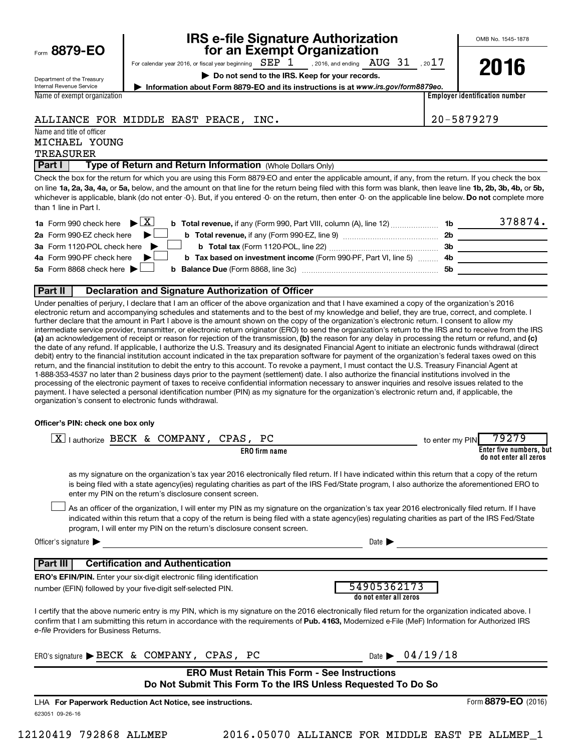Form **8879-EO**

Department of the Treasury
Internal Revenue Service

# IRS e-file Signature Authorization for an Exempt Organization

For calendar year 2016, or fiscal year beginning SEP 1 , 2016, and ending AUG 31 , 2017

▶ **Do not send to the IRS. Keep for your records.**

▶ **Information about Form 8879-EO and its instructions is at** ***www.irs.gov/form8879eo.***

OMB No. 1545-1878

**2016**

Name of exempt organization: ALLIANCE FOR MIDDLE EAST PEACE, INC.

**Employer identification number:** 20-5879279

Name and title of officer:
MICHAEL YOUNG
TREASURER

## Part I — Type of Return and Return Information (Whole Dollars Only)

Check the box for the return for which you are using this Form 8879-EO and enter the applicable amount, if any, from the return. If you check the box on line **1a, 2a, 3a, 4a,** or **5a,** below, and the amount on that line for the return being filed with this form was blank, then leave line **1b, 2b, 3b, 4b,** or **5b,** whichever is applicable, blank (do not enter -0-). But, if you entered -0- on the return, then enter -0- on the applicable line below. **Do not** complete more than 1 line in Part I.

| | | | |
|---|---|---|---|
| **1a** Form 990 check here ▶ [X] | **b Total revenue,** if any (Form 990, Part VIII, column (A), line 12) | **1b** | 378874. |
| **2a** Form 990-EZ check here ▶ [ ] | **b Total revenue,** if any (Form 990-EZ, line 9) | **2b** | |
| **3a** Form 1120-POL check here ▶ [ ] | **b Total tax** (Form 1120-POL, line 22) | **3b** | |
| **4a** Form 990-PF check here ▶ [ ] | **b Tax based on investment income** (Form 990-PF, Part VI, line 5) | **4b** | |
| **5a** Form 8868 check here ▶ [ ] | **b Balance Due** (Form 8868, line 3c) | **5b** | |

## Part II — Declaration and Signature Authorization of Officer

Under penalties of perjury, I declare that I am an officer of the above organization and that I have examined a copy of the organization's 2016 electronic return and accompanying schedules and statements and to the best of my knowledge and belief, they are true, correct, and complete. I further declare that the amount in Part I above is the amount shown on the copy of the organization's electronic return. I consent to allow my intermediate service provider, transmitter, or electronic return originator (ERO) to send the organization's return to the IRS and to receive from the IRS **(a)** an acknowledgement of receipt or reason for rejection of the transmission, **(b)** the reason for any delay in processing the return or refund, and **(c)** the date of any refund. If applicable, I authorize the U.S. Treasury and its designated Financial Agent to initiate an electronic funds withdrawal (direct debit) entry to the financial institution account indicated in the tax preparation software for payment of the organization's federal taxes owed on this return, and the financial institution to debit the entry to this account. To revoke a payment, I must contact the U.S. Treasury Financial Agent at 1-888-353-4537 no later than 2 business days prior to the payment (settlement) date. I also authorize the financial institutions involved in the processing of the electronic payment of taxes to receive confidential information necessary to answer inquiries and resolve issues related to the payment. I have selected a personal identification number (PIN) as my signature for the organization's electronic return and, if applicable, the organization's consent to electronic funds withdrawal.

**Officer's PIN: check one box only**

[X] I authorize BECK & COMPANY, CPAS, PC (**ERO firm name**) to enter my PIN 79279 (**Enter five numbers, but do not enter all zeros**)

as my signature on the organization's tax year 2016 electronically filed return. If I have indicated within this return that a copy of the return is being filed with a state agency(ies) regulating charities as part of the IRS Fed/State program, I also authorize the aforementioned ERO to enter my PIN on the return's disclosure consent screen.

[ ] As an officer of the organization, I will enter my PIN as my signature on the organization's tax year 2016 electronically filed return. If I have indicated within this return that a copy of the return is being filed with a state agency(ies) regulating charities as part of the IRS Fed/State program, I will enter my PIN on the return's disclosure consent screen.

Officer's signature ▶ ______________________ Date ▶ ______________

## Part III — Certification and Authentication

**ERO's EFIN/PIN.** Enter your six-digit electronic filing identification number (EFIN) followed by your five-digit self-selected PIN.

54905362173
**do not enter all zeros**

I certify that the above numeric entry is my PIN, which is my signature on the 2016 electronically filed return for the organization indicated above. I confirm that I am submitting this return in accordance with the requirements of **Pub. 4163,** Modernized e-File (MeF) Information for Authorized IRS *e-file* Providers for Business Returns.

ERO's signature ▶ BECK & COMPANY, CPAS, PC    Date ▶ 04/19/18

**ERO Must Retain This Form - See Instructions**
**Do Not Submit This Form To the IRS Unless Requested To Do So**

LHA **For Paperwork Reduction Act Notice, see instructions.**    Form **8879-EO** (2016)

623051 09-26-16

12120419 792868 ALLMEP    2016.05070 ALLIANCE FOR MIDDLE EAST PE ALLMEP_1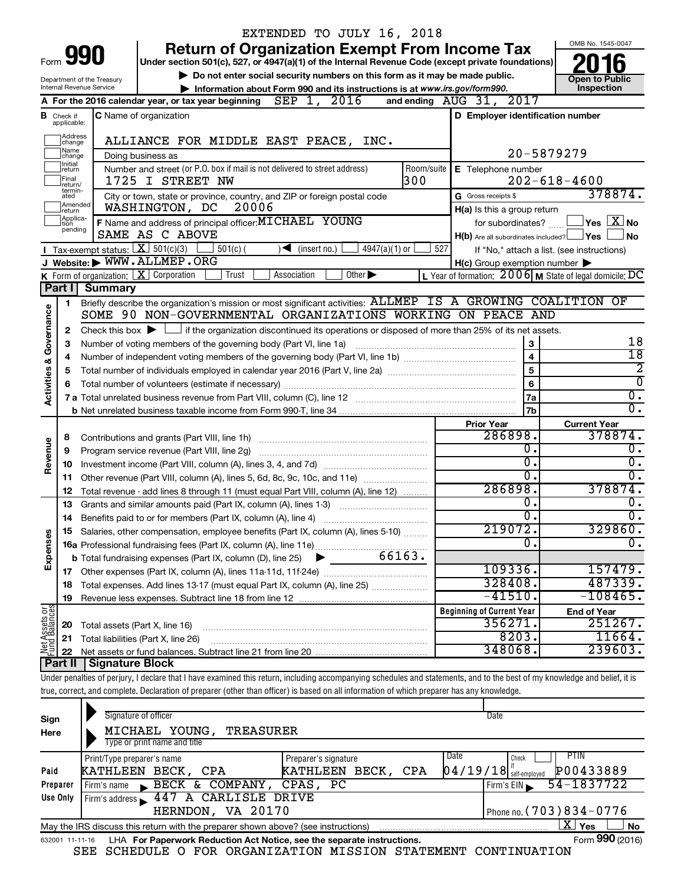EXTENDED TO JULY 16, 2018

# Form 990 — Return of Organization Exempt From Income Tax

**Under section 501(c), 527, or 4947(a)(1) of the Internal Revenue Code (except private foundations)**

▶ Do not enter social security numbers on this form as it may be made public.

▶ Information about Form 990 and its instructions is at www.irs.gov/form990.

Department of the Treasury
Internal Revenue Service

OMB No. 1545-0047

**2016**

**Open to Public Inspection**

**A** For the 2016 calendar year, or tax year beginning SEP 1, 2016 and ending AUG 31, 2017

**B** Check if applicable: Address change, Name change, Initial return, Final return/terminated, Amended return, Application pending

**C** Name of organization: ALLIANCE FOR MIDDLE EAST PEACE, INC.

Doing business as

Number and street (or P.O. box if mail is not delivered to street address): 1725 I STREET NW — Room/suite: 300

City or town, state or province, country, and ZIP or foreign postal code: WASHINGTON, DC 20006

**D** Employer identification number: 20-5879279

**E** Telephone number: 202-618-4600

**G** Gross receipts $ 378874.

**F** Name and address of principal officer: MICHAEL YOUNG, SAME AS C ABOVE

**H(a)** Is this a group return for subordinates? ☐ Yes ☒ No

**H(b)** Are all subordinates included? ☐ Yes ☐ No
If "No," attach a list. (see instructions)

**H(c)** Group exemption number ▶

**I** Tax-exempt status: ☒ 501(c)(3) ☐ 501(c) ( ) ◀ (insert no.) ☐ 4947(a)(1) or ☐ 527

**J** Website: ▶ WWW.ALLMEP.ORG

**K** Form of organization: ☒ Corporation ☐ Trust ☐ Association ☐ Other ▶

**L** Year of formation: 2006 **M** State of legal domicile: DC

## Part I Summary

**Activities & Governance**

1 Briefly describe the organization's mission or most significant activities: ALLMEP IS A GROWING COALITION OF SOME 90 NON-GOVERNMENTAL ORGANIZATIONS WORKING ON PEACE AND

2 Check this box ▶ ☐ if the organization discontinued its operations or disposed of more than 25% of its net assets.

| | | | |
|---|---|---|---|
| 3 | Number of voting members of the governing body (Part VI, line 1a) | 3 | 18 |
| 4 | Number of independent voting members of the governing body (Part VI, line 1b) | 4 | 18 |
| 5 | Total number of individuals employed in calendar year 2016 (Part V, line 2a) | 5 | 2 |
| 6 | Total number of volunteers (estimate if necessary) | 6 | 0 |
| 7a | Total unrelated business revenue from Part VIII, column (C), line 12 | 7a | 0. |
| b | Net unrelated business taxable income from Form 990-T, line 34 | 7b | 0. |

| | | Prior Year | Current Year |
|---|---|---|---|
| **Revenue** | | | |
| 8 | Contributions and grants (Part VIII, line 1h) | 286898. | 378874. |
| 9 | Program service revenue (Part VIII, line 2g) | 0. | 0. |
| 10 | Investment income (Part VIII, column (A), lines 3, 4, and 7d) | 0. | 0. |
| 11 | Other revenue (Part VIII, column (A), lines 5, 6d, 8c, 9c, 10c, and 11e) | 0. | 0. |
| 12 | Total revenue - add lines 8 through 11 (must equal Part VIII, column (A), line 12) | 286898. | 378874. |
| **Expenses** | | | |
| 13 | Grants and similar amounts paid (Part IX, column (A), lines 1-3) | 0. | 0. |
| 14 | Benefits paid to or for members (Part IX, column (A), line 4) | 0. | 0. |
| 15 | Salaries, other compensation, employee benefits (Part IX, column (A), lines 5-10) | 219072. | 329860. |
| 16a | Professional fundraising fees (Part IX, column (A), line 11e) | 0. | 0. |
| b | Total fundraising expenses (Part IX, column (D), line 25) ▶ 66163. | | |
| 17 | Other expenses (Part IX, column (A), lines 11a-11d, 11f-24e) | 109336. | 157479. |
| 18 | Total expenses. Add lines 13-17 (must equal Part IX, column (A), line 25) | 328408. | 487339. |
| 19 | Revenue less expenses. Subtract line 18 from line 12 | -41510. | -108465. |

| **Net Assets or Fund Balances** | | Beginning of Current Year | End of Year |
|---|---|---|---|
| 20 | Total assets (Part X, line 16) | 356271. | 251267. |
| 21 | Total liabilities (Part X, line 26) | 8203. | 11664. |
| 22 | Net assets or fund balances. Subtract line 21 from line 20 | 348068. | 239603. |

## Part II Signature Block

Under penalties of perjury, I declare that I have examined this return, including accompanying schedules and statements, and to the best of my knowledge and belief, it is true, correct, and complete. Declaration of preparer (other than officer) is based on all information of which preparer has any knowledge.

**Sign Here**

Signature of officer — Date

MICHAEL YOUNG, TREASURER
Type or print name and title

**Paid Preparer Use Only**

| Print/Type preparer's name | Preparer's signature | Date | Check if self-employed | PTIN |
|---|---|---|---|---|
| KATHLEEN BECK, CPA | KATHLEEN BECK, CPA | 04/19/18 | ☐ | P00433889 |

Firm's name ▶ BECK & COMPANY, CPAS, PC — Firm's EIN ▶ 54-1837722

Firm's address ▶ 447 A CARLISLE DRIVE, HERNDON, VA 20170 — Phone no. (703)834-0776

May the IRS discuss this return with the preparer shown above? (see instructions) ☒ Yes ☐ No

632001 11-11-16 LHA For Paperwork Reduction Act Notice, see the separate instructions. Form **990** (2016)

SEE SCHEDULE O FOR ORGANIZATION MISSION STATEMENT CONTINUATION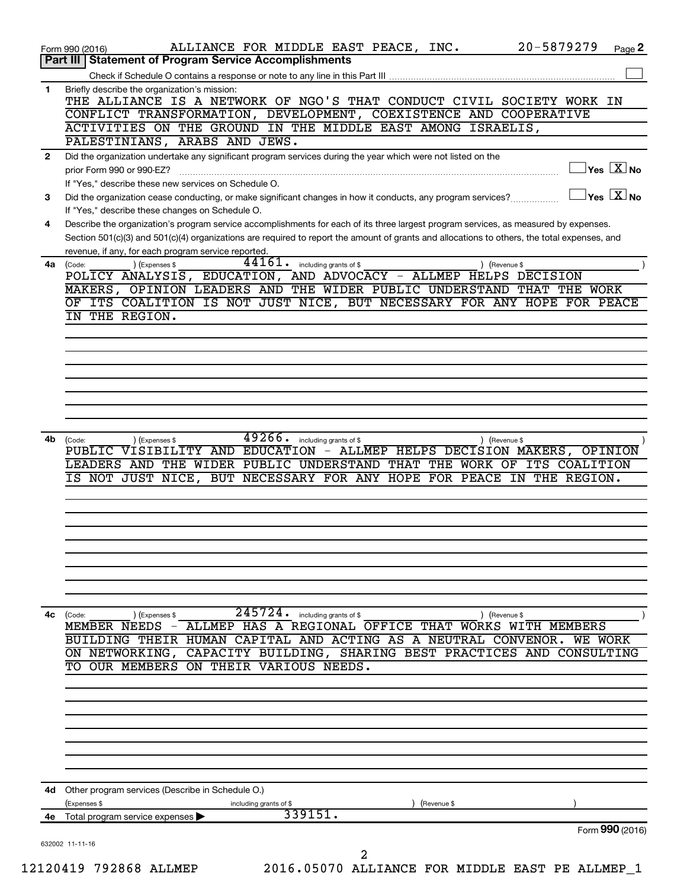Form 990 (2016) ALLIANCE FOR MIDDLE EAST PEACE, INC. 20-5879279 Page **2**

## Part III | Statement of Program Service Accomplishments

Check if Schedule O contains a response or note to any line in this Part III ☐

**1** Briefly describe the organization's mission:

THE ALLIANCE IS A NETWORK OF NGO'S THAT CONDUCT CIVIL SOCIETY WORK IN CONFLICT TRANSFORMATION, DEVELOPMENT, COEXISTENCE AND COOPERATIVE ACTIVITIES ON THE GROUND IN THE MIDDLE EAST AMONG ISRAELIS, PALESTINIANS, ARABS AND JEWS.

**2** Did the organization undertake any significant program services during the year which were not listed on the prior Form 990 or 990-EZ? ☐ Yes ☒ No

If "Yes," describe these new services on Schedule O.

**3** Did the organization cease conducting, or make significant changes in how it conducts, any program services? ☐ Yes ☒ No

If "Yes," describe these changes on Schedule O.

**4** Describe the organization's program service accomplishments for each of its three largest program services, as measured by expenses. Section 501(c)(3) and 501(c)(4) organizations are required to report the amount of grants and allocations to others, the total expenses, and revenue, if any, for each program service reported.

**4a** (Code: ) (Expenses $ 44161. including grants of $ ) (Revenue $ )

POLICY ANALYSIS, EDUCATION, AND ADVOCACY - ALLMEP HELPS DECISION MAKERS, OPINION LEADERS AND THE WIDER PUBLIC UNDERSTAND THAT THE WORK OF ITS COALITION IS NOT JUST NICE, BUT NECESSARY FOR ANY HOPE FOR PEACE IN THE REGION.

**4b** (Code: ) (Expenses $ 49266. including grants of $ ) (Revenue $ )

PUBLIC VISIBILITY AND EDUCATION - ALLMEP HELPS DECISION MAKERS, OPINION LEADERS AND THE WIDER PUBLIC UNDERSTAND THAT THE WORK OF ITS COALITION IS NOT JUST NICE, BUT NECESSARY FOR ANY HOPE FOR PEACE IN THE REGION.

**4c** (Code: ) (Expenses $ 245724. including grants of $ ) (Revenue $ )

MEMBER NEEDS - ALLMEP HAS A REGIONAL OFFICE THAT WORKS WITH MEMBERS BUILDING THEIR HUMAN CAPITAL AND ACTING AS A NEUTRAL CONVENOR. WE WORK ON NETWORKING, CAPACITY BUILDING, SHARING BEST PRACTICES AND CONSULTING TO OUR MEMBERS ON THEIR VARIOUS NEEDS.

**4d** Other program services (Describe in Schedule O.)

(Expenses $ including grants of $ ) (Revenue $ )

**4e** Total program service expenses ▶ 339151.

Form **990** (2016)

632002 11-11-16

12120419 792868 ALLMEP 2016.05070 ALLIANCE FOR MIDDLE EAST PE ALLMEP_1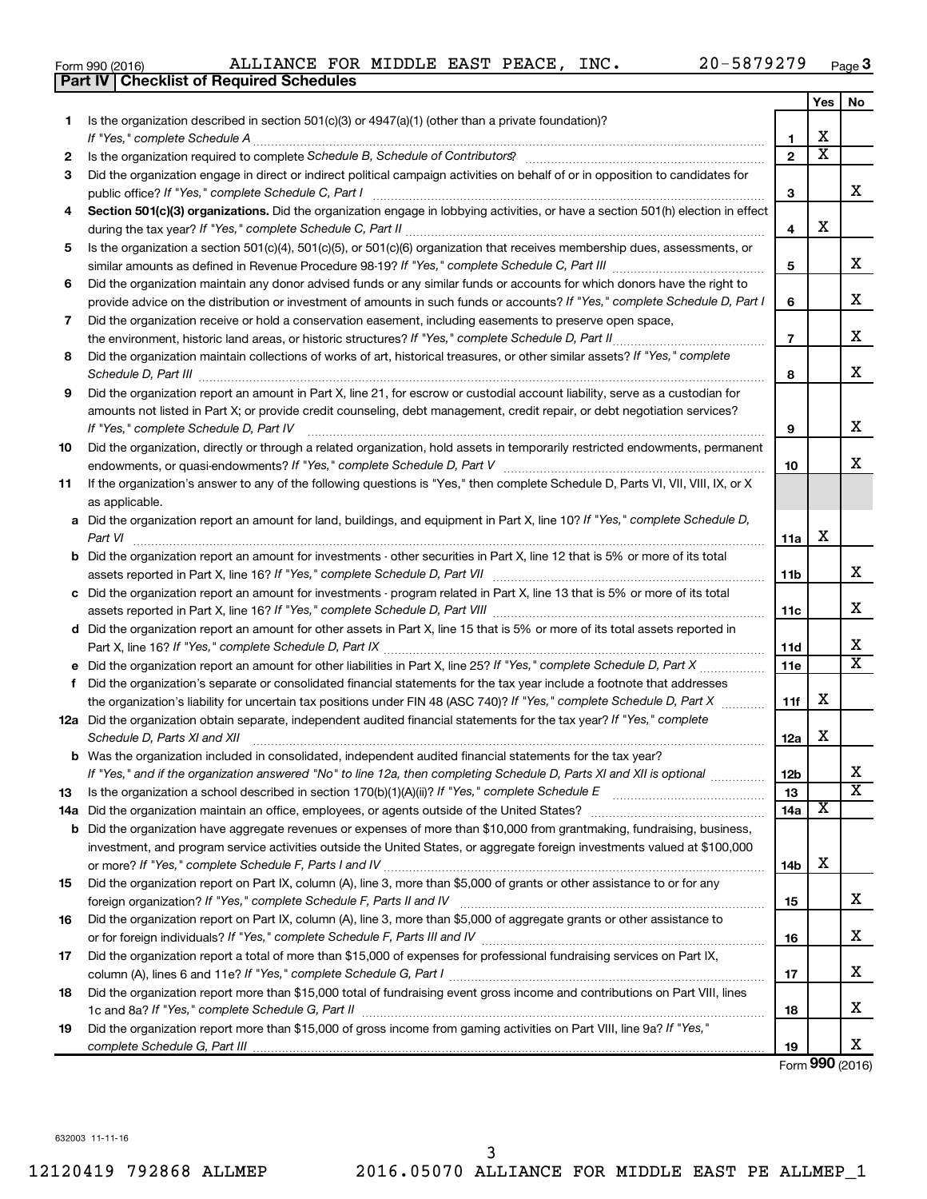Form 990 (2016) ALLIANCE FOR MIDDLE EAST PEACE, INC. 20-5879279 Page 3

## Part IV Checklist of Required Schedules

| | | | Yes | No |
|---|---|---|---|---|
| 1 | Is the organization described in section 501(c)(3) or 4947(a)(1) (other than a private foundation)? *If "Yes," complete Schedule A* | 1 | X | |
| 2 | Is the organization required to complete *Schedule B, Schedule of Contributors*? | 2 | X | |
| 3 | Did the organization engage in direct or indirect political campaign activities on behalf of or in opposition to candidates for public office? *If "Yes," complete Schedule C, Part I* | 3 | | X |
| 4 | **Section 501(c)(3) organizations.** Did the organization engage in lobbying activities, or have a section 501(h) election in effect during the tax year? *If "Yes," complete Schedule C, Part II* | 4 | X | |
| 5 | Is the organization a section 501(c)(4), 501(c)(5), or 501(c)(6) organization that receives membership dues, assessments, or similar amounts as defined in Revenue Procedure 98-19? *If "Yes," complete Schedule C, Part III* | 5 | | X |
| 6 | Did the organization maintain any donor advised funds or any similar funds or accounts for which donors have the right to provide advice on the distribution or investment of amounts in such funds or accounts? *If "Yes," complete Schedule D, Part I* | 6 | | X |
| 7 | Did the organization receive or hold a conservation easement, including easements to preserve open space, the environment, historic land areas, or historic structures? *If "Yes," complete Schedule D, Part II* | 7 | | X |
| 8 | Did the organization maintain collections of works of art, historical treasures, or other similar assets? *If "Yes," complete Schedule D, Part III* | 8 | | X |
| 9 | Did the organization report an amount in Part X, line 21, for escrow or custodial account liability, serve as a custodian for amounts not listed in Part X; or provide credit counseling, debt management, credit repair, or debt negotiation services? *If "Yes," complete Schedule D, Part IV* | 9 | | X |
| 10 | Did the organization, directly or through a related organization, hold assets in temporarily restricted endowments, permanent endowments, or quasi-endowments? *If "Yes," complete Schedule D, Part V* | 10 | | X |
| 11 | If the organization's answer to any of the following questions is "Yes," then complete Schedule D, Parts VI, VII, VIII, IX, or X as applicable. | | | |
| a | Did the organization report an amount for land, buildings, and equipment in Part X, line 10? *If "Yes," complete Schedule D, Part VI* | 11a | X | |
| b | Did the organization report an amount for investments - other securities in Part X, line 12 that is 5% or more of its total assets reported in Part X, line 16? *If "Yes," complete Schedule D, Part VII* | 11b | | X |
| c | Did the organization report an amount for investments - program related in Part X, line 13 that is 5% or more of its total assets reported in Part X, line 16? *If "Yes," complete Schedule D, Part VIII* | 11c | | X |
| d | Did the organization report an amount for other assets in Part X, line 15 that is 5% or more of its total assets reported in Part X, line 16? *If "Yes," complete Schedule D, Part IX* | 11d | | X |
| e | Did the organization report an amount for other liabilities in Part X, line 25? *If "Yes," complete Schedule D, Part X* | 11e | | X |
| f | Did the organization's separate or consolidated financial statements for the tax year include a footnote that addresses the organization's liability for uncertain tax positions under FIN 48 (ASC 740)? *If "Yes," complete Schedule D, Part X* | 11f | X | |
| 12a | Did the organization obtain separate, independent audited financial statements for the tax year? *If "Yes," complete Schedule D, Parts XI and XII* | 12a | X | |
| b | Was the organization included in consolidated, independent audited financial statements for the tax year? *If "Yes," and if the organization answered "No" to line 12a, then completing Schedule D, Parts XI and XII is optional* | 12b | | X |
| 13 | Is the organization a school described in section 170(b)(1)(A)(ii)? *If "Yes," complete Schedule E* | 13 | | X |
| 14a | Did the organization maintain an office, employees, or agents outside of the United States? | 14a | X | |
| b | Did the organization have aggregate revenues or expenses of more than $10,000 from grantmaking, fundraising, business, investment, and program service activities outside the United States, or aggregate foreign investments valued at $100,000 or more? *If "Yes," complete Schedule F, Parts I and IV* | 14b | X | |
| 15 | Did the organization report on Part IX, column (A), line 3, more than $5,000 of grants or other assistance to or for any foreign organization? *If "Yes," complete Schedule F, Parts II and IV* | 15 | | X |
| 16 | Did the organization report on Part IX, column (A), line 3, more than $5,000 of aggregate grants or other assistance to or for foreign individuals? *If "Yes," complete Schedule F, Parts III and IV* | 16 | | X |
| 17 | Did the organization report a total of more than $15,000 of expenses for professional fundraising services on Part IX, column (A), lines 6 and 11e? *If "Yes," complete Schedule G, Part I* | 17 | | X |
| 18 | Did the organization report more than $15,000 total of fundraising event gross income and contributions on Part VIII, lines 1c and 8a? *If "Yes," complete Schedule G, Part II* | 18 | | X |
| 19 | Did the organization report more than $15,000 of gross income from gaming activities on Part VIII, line 9a? *If "Yes," complete Schedule G, Part III* | 19 | | X |

Form **990** (2016)

632003 11-11-16

12120419 792868 ALLMEP 2016.05070 ALLIANCE FOR MIDDLE EAST PE ALLMEP_1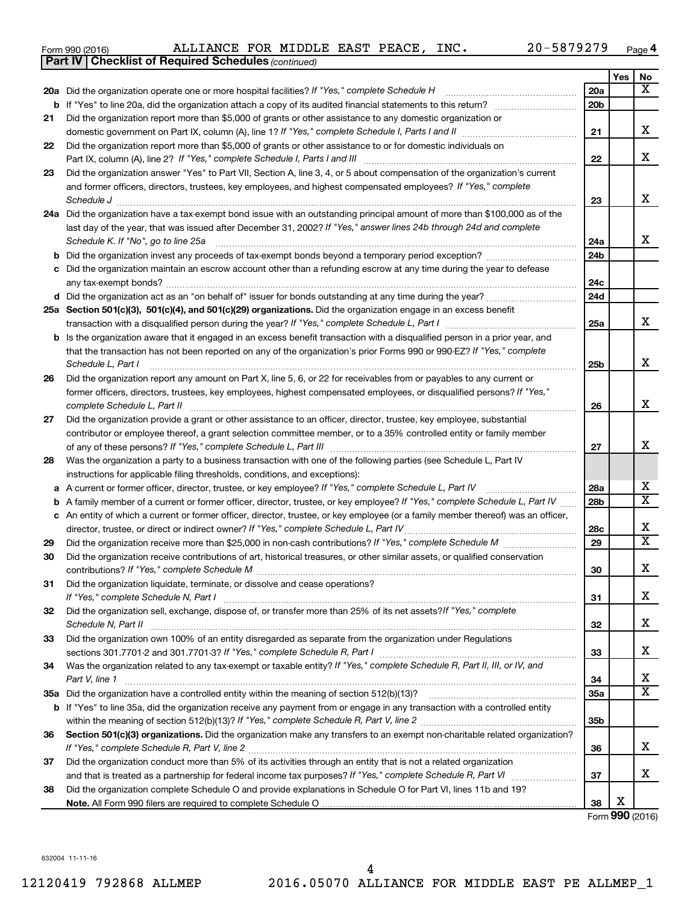Form 990 (2016) ALLIANCE FOR MIDDLE EAST PEACE, INC. 20-5879279 Page **4**

**Part IV | Checklist of Required Schedules** *(continued)*

| | | | Yes | No |
|---|---|---|---|---|
| **20a** | Did the organization operate one or more hospital facilities? *If "Yes," complete Schedule H* | **20a** | | X |
| **b** | If "Yes" to line 20a, did the organization attach a copy of its audited financial statements to this return? | **20b** | | |
| **21** | Did the organization report more than $5,000 of grants or other assistance to any domestic organization or domestic government on Part IX, column (A), line 1? *If "Yes," complete Schedule I, Parts I and II* | **21** | | X |
| **22** | Did the organization report more than $5,000 of grants or other assistance to or for domestic individuals on Part IX, column (A), line 2? *If "Yes," complete Schedule I, Parts I and III* | **22** | | X |
| **23** | Did the organization answer "Yes" to Part VII, Section A, line 3, 4, or 5 about compensation of the organization's current and former officers, directors, trustees, key employees, and highest compensated employees? *If "Yes," complete Schedule J* | **23** | | X |
| **24a** | Did the organization have a tax-exempt bond issue with an outstanding principal amount of more than $100,000 as of the last day of the year, that was issued after December 31, 2002? *If "Yes," answer lines 24b through 24d and complete Schedule K. If "No", go to line 25a* | **24a** | | X |
| **b** | Did the organization invest any proceeds of tax-exempt bonds beyond a temporary period exception? | **24b** | | |
| **c** | Did the organization maintain an escrow account other than a refunding escrow at any time during the year to defease any tax-exempt bonds? | **24c** | | |
| **d** | Did the organization act as an "on behalf of" issuer for bonds outstanding at any time during the year? | **24d** | | |
| **25a** | **Section 501(c)(3), 501(c)(4), and 501(c)(29) organizations.** Did the organization engage in an excess benefit transaction with a disqualified person during the year? *If "Yes," complete Schedule L, Part I* | **25a** | | X |
| **b** | Is the organization aware that it engaged in an excess benefit transaction with a disqualified person in a prior year, and that the transaction has not been reported on any of the organization's prior Forms 990 or 990-EZ? *If "Yes," complete Schedule L, Part I* | **25b** | | X |
| **26** | Did the organization report any amount on Part X, line 5, 6, or 22 for receivables from or payables to any current or former officers, directors, trustees, key employees, highest compensated employees, or disqualified persons? *If "Yes," complete Schedule L, Part II* | **26** | | X |
| **27** | Did the organization provide a grant or other assistance to an officer, director, trustee, key employee, substantial contributor or employee thereof, a grant selection committee member, or to a 35% controlled entity or family member of any of these persons? *If "Yes," complete Schedule L, Part III* | **27** | | X |
| **28** | Was the organization a party to a business transaction with one of the following parties (see Schedule L, Part IV instructions for applicable filing thresholds, conditions, and exceptions): | | | |
| **a** | A current or former officer, director, trustee, or key employee? *If "Yes," complete Schedule L, Part IV* | **28a** | | X |
| **b** | A family member of a current or former officer, director, trustee, or key employee? *If "Yes," complete Schedule L, Part IV* | **28b** | | X |
| **c** | An entity of which a current or former officer, director, trustee, or key employee (or a family member thereof) was an officer, director, trustee, or direct or indirect owner? *If "Yes," complete Schedule L, Part IV* | **28c** | | X |
| **29** | Did the organization receive more than $25,000 in non-cash contributions? *If "Yes," complete Schedule M* | **29** | | X |
| **30** | Did the organization receive contributions of art, historical treasures, or other similar assets, or qualified conservation contributions? *If "Yes," complete Schedule M* | **30** | | X |
| **31** | Did the organization liquidate, terminate, or dissolve and cease operations? *If "Yes," complete Schedule N, Part I* | **31** | | X |
| **32** | Did the organization sell, exchange, dispose of, or transfer more than 25% of its net assets? *If "Yes," complete Schedule N, Part II* | **32** | | X |
| **33** | Did the organization own 100% of an entity disregarded as separate from the organization under Regulations sections 301.7701-2 and 301.7701-3? *If "Yes," complete Schedule R, Part I* | **33** | | X |
| **34** | Was the organization related to any tax-exempt or taxable entity? *If "Yes," complete Schedule R, Part II, III, or IV, and Part V, line 1* | **34** | | X |
| **35a** | Did the organization have a controlled entity within the meaning of section 512(b)(13)? | **35a** | | X |
| **b** | If "Yes" to line 35a, did the organization receive any payment from or engage in any transaction with a controlled entity within the meaning of section 512(b)(13)? *If "Yes," complete Schedule R, Part V, line 2* | **35b** | | |
| **36** | **Section 501(c)(3) organizations.** Did the organization make any transfers to an exempt non-charitable related organization? *If "Yes," complete Schedule R, Part V, line 2* | **36** | | X |
| **37** | Did the organization conduct more than 5% of its activities through an entity that is not a related organization and that is treated as a partnership for federal income tax purposes? *If "Yes," complete Schedule R, Part VI* | **37** | | X |
| **38** | Did the organization complete Schedule O and provide explanations in Schedule O for Part VI, lines 11b and 19? **Note.** All Form 990 filers are required to complete Schedule O | **38** | X | |

Form **990** (2016)

632004 11-11-16

12120419 792868 ALLMEP 2016.05070 ALLIANCE FOR MIDDLE EAST PE ALLMEP_1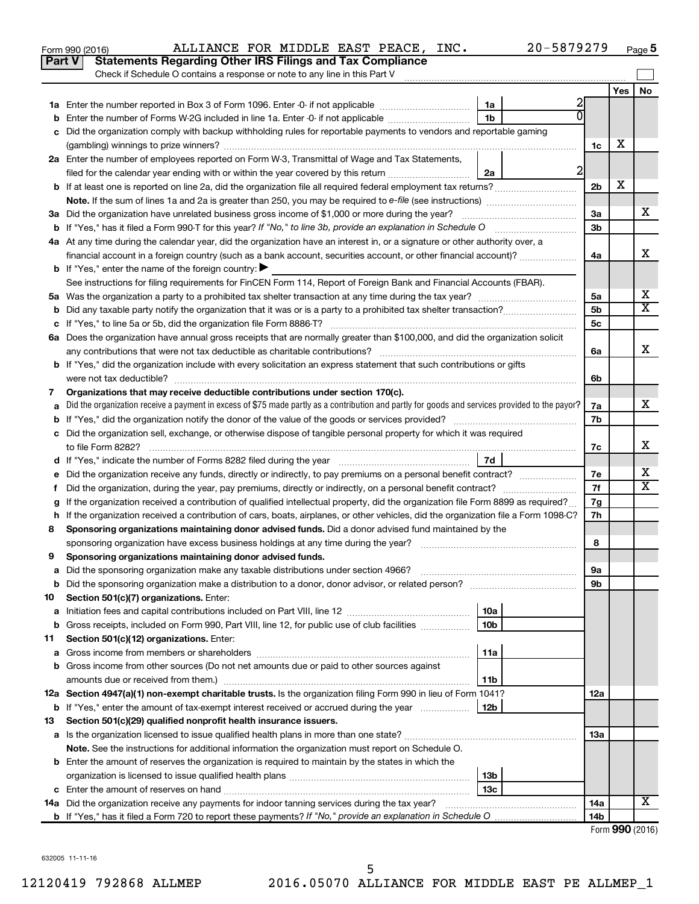Form 990 (2016) ALLIANCE FOR MIDDLE EAST PEACE, INC. 20-5879279

## Part V Statements Regarding Other IRS Filings and Tax Compliance

Check if Schedule O contains a response or note to any line in this Part V

| | | | | | Yes | No |
|---|---|---|---|---|---|---|
| **1a** | Enter the number reported in Box 3 of Form 1096. Enter -0- if not applicable | 1a | 2 | | | |
| **b** | Enter the number of Forms W-2G included in line 1a. Enter -0- if not applicable | 1b | 0 | | | |
| **c** | Did the organization comply with backup withholding rules for reportable payments to vendors and reportable gaming (gambling) winnings to prize winners? | | | 1c | X | |
| **2a** | Enter the number of employees reported on Form W-3, Transmittal of Wage and Tax Statements, filed for the calendar year ending with or within the year covered by this return | 2a | 2 | | | |
| **b** | If at least one is reported on line 2a, did the organization file all required federal employment tax returns? | | | 2b | X | |
| | **Note.** If the sum of lines 1a and 2a is greater than 250, you may be required to *e-file* (see instructions) | | | | | |
| **3a** | Did the organization have unrelated business gross income of $1,000 or more during the year? | | | 3a | | X |
| **b** | If "Yes," has it filed a Form 990-T for this year? *If "No," to line 3b, provide an explanation in Schedule O* | | | 3b | | |
| **4a** | At any time during the calendar year, did the organization have an interest in, or a signature or other authority over, a financial account in a foreign country (such as a bank account, securities account, or other financial account)? | | | 4a | | X |
| **b** | If "Yes," enter the name of the foreign country: ▶ | | | | | |
| | See instructions for filing requirements for FinCEN Form 114, Report of Foreign Bank and Financial Accounts (FBAR). | | | | | |
| **5a** | Was the organization a party to a prohibited tax shelter transaction at any time during the tax year? | | | 5a | | X |
| **b** | Did any taxable party notify the organization that it was or is a party to a prohibited tax shelter transaction? | | | 5b | | X |
| **c** | If "Yes," to line 5a or 5b, did the organization file Form 8886-T? | | | 5c | | |
| **6a** | Does the organization have annual gross receipts that are normally greater than $100,000, and did the organization solicit any contributions that were not tax deductible as charitable contributions? | | | 6a | | X |
| **b** | If "Yes," did the organization include with every solicitation an express statement that such contributions or gifts were not tax deductible? | | | 6b | | |
| **7** | **Organizations that may receive deductible contributions under section 170(c).** | | | | | |
| **a** | Did the organization receive a payment in excess of $75 made partly as a contribution and partly for goods and services provided to the payor? | | | 7a | | X |
| **b** | If "Yes," did the organization notify the donor of the value of the goods or services provided? | | | 7b | | |
| **c** | Did the organization sell, exchange, or otherwise dispose of tangible personal property for which it was required to file Form 8282? | | | 7c | | X |
| **d** | If "Yes," indicate the number of Forms 8282 filed during the year | 7d | | | | |
| **e** | Did the organization receive any funds, directly or indirectly, to pay premiums on a personal benefit contract? | | | 7e | | X |
| **f** | Did the organization, during the year, pay premiums, directly or indirectly, on a personal benefit contract? | | | 7f | | X |
| **g** | If the organization received a contribution of qualified intellectual property, did the organization file Form 8899 as required? | | | 7g | | |
| **h** | If the organization received a contribution of cars, boats, airplanes, or other vehicles, did the organization file a Form 1098-C? | | | 7h | | |
| **8** | **Sponsoring organizations maintaining donor advised funds.** Did a donor advised fund maintained by the sponsoring organization have excess business holdings at any time during the year? | | | 8 | | |
| **9** | **Sponsoring organizations maintaining donor advised funds.** | | | | | |
| **a** | Did the sponsoring organization make any taxable distributions under section 4966? | | | 9a | | |
| **b** | Did the sponsoring organization make a distribution to a donor, donor advisor, or related person? | | | 9b | | |
| **10** | **Section 501(c)(7) organizations.** Enter: | | | | | |
| **a** | Initiation fees and capital contributions included on Part VIII, line 12 | 10a | | | | |
| **b** | Gross receipts, included on Form 990, Part VIII, line 12, for public use of club facilities | 10b | | | | |
| **11** | **Section 501(c)(12) organizations.** Enter: | | | | | |
| **a** | Gross income from members or shareholders | 11a | | | | |
| **b** | Gross income from other sources (Do not net amounts due or paid to other sources against amounts due or received from them.) | 11b | | | | |
| **12a** | **Section 4947(a)(1) non-exempt charitable trusts.** Is the organization filing Form 990 in lieu of Form 1041? | | | 12a | | |
| **b** | If "Yes," enter the amount of tax-exempt interest received or accrued during the year | 12b | | | | |
| **13** | **Section 501(c)(29) qualified nonprofit health insurance issuers.** | | | | | |
| **a** | Is the organization licensed to issue qualified health plans in more than one state? | | | 13a | | |
| | **Note.** See the instructions for additional information the organization must report on Schedule O. | | | | | |
| **b** | Enter the amount of reserves the organization is required to maintain by the states in which the organization is licensed to issue qualified health plans | 13b | | | | |
| **c** | Enter the amount of reserves on hand | 13c | | | | |
| **14a** | Did the organization receive any payments for indoor tanning services during the tax year? | | | 14a | | X |
| **b** | If "Yes," has it filed a Form 720 to report these payments? *If "No," provide an explanation in Schedule O* | | | 14b | | |

Form **990** (2016)

632005 11-11-16

12120419 792868 ALLMEP 2016.05070 ALLIANCE FOR MIDDLE EAST PE ALLMEP_1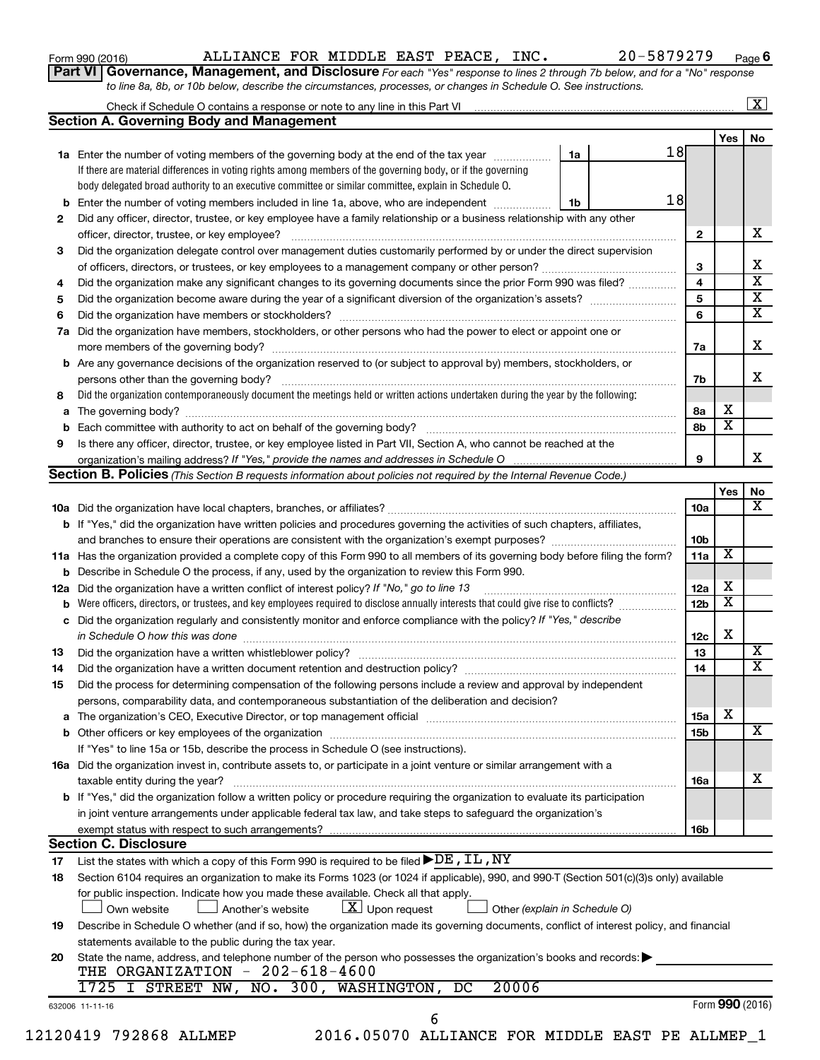Form 990 (2016) ALLIANCE FOR MIDDLE EAST PEACE, INC. 20-5879279 Page 6

**Part VI Governance, Management, and Disclosure** *For each "Yes" response to lines 2 through 7b below, and for a "No" response to line 8a, 8b, or 10b below, describe the circumstances, processes, or changes in Schedule O. See instructions.*

Check if Schedule O contains a response or note to any line in this Part VI .......... [X]

## Section A. Governing Body and Management

| | | | | Yes | No |
|---|---|---|---|---|---|
| **1a** | Enter the number of voting members of the governing body at the end of the tax year .......... **1a** | 18 | | | |
| | If there are material differences in voting rights among members of the governing body, or if the governing body delegated broad authority to an executive committee or similar committee, explain in Schedule O. | | | | |
| **b** | Enter the number of voting members included in line 1a, above, who are independent .......... **1b** | 18 | | | |
| **2** | Did any officer, director, trustee, or key employee have a family relationship or a business relationship with any other officer, director, trustee, or key employee? | | **2** | | X |
| **3** | Did the organization delegate control over management duties customarily performed by or under the direct supervision of officers, directors, or trustees, or key employees to a management company or other person? | | **3** | | X |
| **4** | Did the organization make any significant changes to its governing documents since the prior Form 990 was filed? | | **4** | | X |
| **5** | Did the organization become aware during the year of a significant diversion of the organization's assets? | | **5** | | X |
| **6** | Did the organization have members or stockholders? | | **6** | | X |
| **7a** | Did the organization have members, stockholders, or other persons who had the power to elect or appoint one or more members of the governing body? | | **7a** | | X |
| **b** | Are any governance decisions of the organization reserved to (or subject to approval by) members, stockholders, or persons other than the governing body? | | **7b** | | X |
| **8** | Did the organization contemporaneously document the meetings held or written actions undertaken during the year by the following: | | | | |
| **a** | The governing body? | | **8a** | X | |
| **b** | Each committee with authority to act on behalf of the governing body? | | **8b** | X | |
| **9** | Is there any officer, director, trustee, or key employee listed in Part VII, Section A, who cannot be reached at the organization's mailing address? *If "Yes," provide the names and addresses in Schedule O* | | **9** | | X |

## Section B. Policies *(This Section B requests information about policies not required by the Internal Revenue Code.)*

| | | | Yes | No |
|---|---|---|---|---|
| **10a** | Did the organization have local chapters, branches, or affiliates? | **10a** | | X |
| **b** | If "Yes," did the organization have written policies and procedures governing the activities of such chapters, affiliates, and branches to ensure their operations are consistent with the organization's exempt purposes? | **10b** | | |
| **11a** | Has the organization provided a complete copy of this Form 990 to all members of its governing body before filing the form? | **11a** | X | |
| **b** | Describe in Schedule O the process, if any, used by the organization to review this Form 990. | | | |
| **12a** | Did the organization have a written conflict of interest policy? *If "No," go to line 13* | **12a** | X | |
| **b** | Were officers, directors, or trustees, and key employees required to disclose annually interests that could give rise to conflicts? | **12b** | X | |
| **c** | Did the organization regularly and consistently monitor and enforce compliance with the policy? *If "Yes," describe in Schedule O how this was done* | **12c** | X | |
| **13** | Did the organization have a written whistleblower policy? | **13** | | X |
| **14** | Did the organization have a written document retention and destruction policy? | **14** | | X |
| **15** | Did the process for determining compensation of the following persons include a review and approval by independent persons, comparability data, and contemporaneous substantiation of the deliberation and decision? | | | |
| **a** | The organization's CEO, Executive Director, or top management official | **15a** | X | |
| **b** | Other officers or key employees of the organization | **15b** | | X |
| | If "Yes" to line 15a or 15b, describe the process in Schedule O (see instructions). | | | |
| **16a** | Did the organization invest in, contribute assets to, or participate in a joint venture or similar arrangement with a taxable entity during the year? | **16a** | | X |
| **b** | If "Yes," did the organization follow a written policy or procedure requiring the organization to evaluate its participation in joint venture arrangements under applicable federal tax law, and take steps to safeguard the organization's exempt status with respect to such arrangements? | **16b** | | |

## Section C. Disclosure

**17** List the states with which a copy of this Form 990 is required to be filed ▶ DE, IL, NY

**18** Section 6104 requires an organization to make its Forms 1023 (or 1024 if applicable), 990, and 990-T (Section 501(c)(3)s only) available for public inspection. Indicate how you made these available. Check all that apply.

[ ] Own website [ ] Another's website [X] Upon request [ ] Other *(explain in Schedule O)*

**19** Describe in Schedule O whether (and if so, how) the organization made its governing documents, conflict of interest policy, and financial statements available to the public during the tax year.

**20** State the name, address, and telephone number of the person who possesses the organization's books and records: ▶

THE ORGANIZATION - 202-618-4600
1725 I STREET NW, NO. 300, WASHINGTON, DC 20006

632006 11-11-16 Form **990** (2016)

12120419 792868 ALLMEP 2016.05070 ALLIANCE FOR MIDDLE EAST PE ALLMEP_1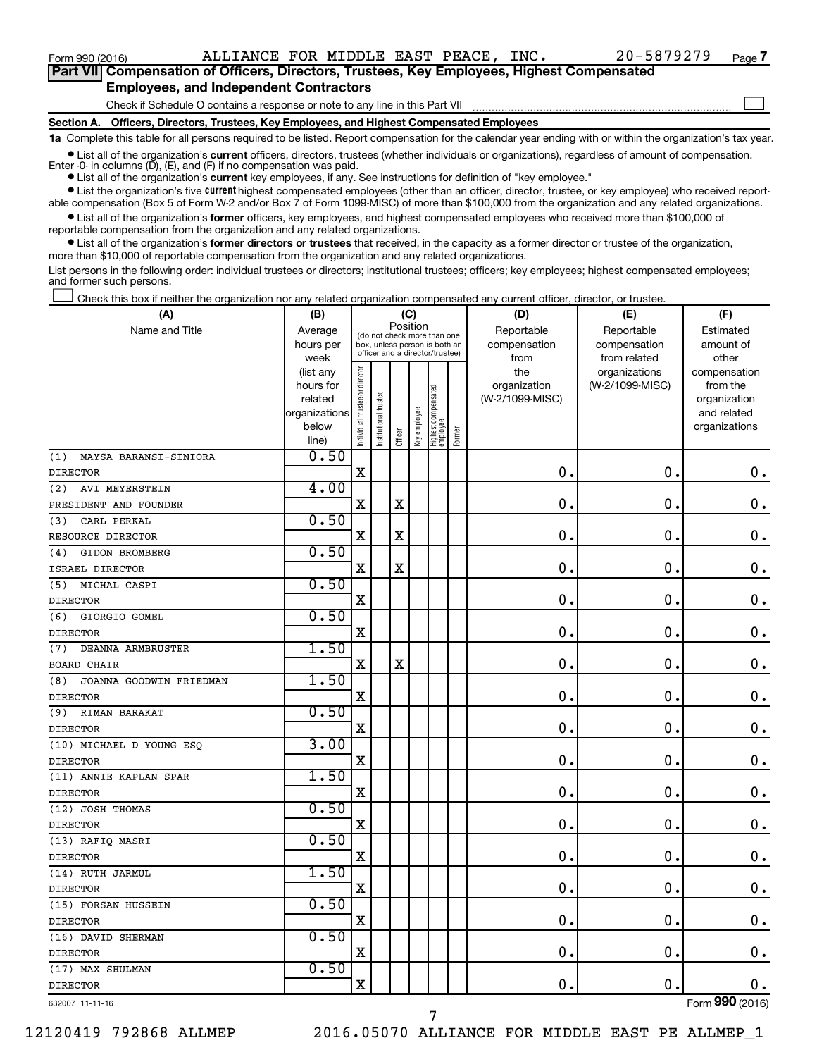Form 990 (2016) ALLIANCE FOR MIDDLE EAST PEACE, INC. 20-5879279 Page 7

**Part VII Compensation of Officers, Directors, Trustees, Key Employees, Highest Compensated Employees, and Independent Contractors**

Check if Schedule O contains a response or note to any line in this Part VII ☐

**Section A. Officers, Directors, Trustees, Key Employees, and Highest Compensated Employees**

**1a** Complete this table for all persons required to be listed. Report compensation for the calendar year ending with or within the organization's tax year.

- List all of the organization's **current** officers, directors, trustees (whether individuals or organizations), regardless of amount of compensation. Enter -0- in columns (D), (E), and (F) if no compensation was paid.
- List all of the organization's **current** key employees, if any. See instructions for definition of "key employee."
- List the organization's five **current** highest compensated employees (other than an officer, director, trustee, or key employee) who received reportable compensation (Box 5 of Form W-2 and/or Box 7 of Form 1099-MISC) of more than $100,000 from the organization and any related organizations.
- List all of the organization's **former** officers, key employees, and highest compensated employees who received more than $100,000 of reportable compensation from the organization and any related organizations.
- List all of the organization's **former directors or trustees** that received, in the capacity as a former director or trustee of the organization, more than $10,000 of reportable compensation from the organization and any related organizations.

List persons in the following order: individual trustees or directors; institutional trustees; officers; key employees; highest compensated employees; and former such persons.

☐ Check this box if neither the organization nor any related organization compensated any current officer, director, or trustee.

| (A) Name and Title | (B) Average hours per week (list any hours for related organizations below line) | (C) Position: Individual trustee or director | Institutional trustee | Officer | Key employee | Highest compensated employee | Former | (D) Reportable compensation from the organization (W-2/1099-MISC) | (E) Reportable compensation from related organizations (W-2/1099-MISC) | (F) Estimated amount of other compensation from the organization and related organizations |
|---|---|---|---|---|---|---|---|---|---|---|
| (1) MAYSA BARANSI-SINIORA<br>DIRECTOR | 0.50 | X | | | | | | 0. | 0. | 0. |
| (2) AVI MEYERSTEIN<br>PRESIDENT AND FOUNDER | 4.00 | X | | X | | | | 0. | 0. | 0. |
| (3) CARL PERKAL<br>RESOURCE DIRECTOR | 0.50 | X | | X | | | | 0. | 0. | 0. |
| (4) GIDON BROMBERG<br>ISRAEL DIRECTOR | 0.50 | X | | X | | | | 0. | 0. | 0. |
| (5) MICHAL CASPI<br>DIRECTOR | 0.50 | X | | | | | | 0. | 0. | 0. |
| (6) GIORGIO GOMEL<br>DIRECTOR | 0.50 | X | | | | | | 0. | 0. | 0. |
| (7) DEANNA ARMBRUSTER<br>BOARD CHAIR | 1.50 | X | | X | | | | 0. | 0. | 0. |
| (8) JOANNA GOODWIN FRIEDMAN<br>DIRECTOR | 1.50 | X | | | | | | 0. | 0. | 0. |
| (9) RIMAN BARAKAT<br>DIRECTOR | 0.50 | X | | | | | | 0. | 0. | 0. |
| (10) MICHAEL D YOUNG ESQ<br>DIRECTOR | 3.00 | X | | | | | | 0. | 0. | 0. |
| (11) ANNIE KAPLAN SPAR<br>DIRECTOR | 1.50 | X | | | | | | 0. | 0. | 0. |
| (12) JOSH THOMAS<br>DIRECTOR | 0.50 | X | | | | | | 0. | 0. | 0. |
| (13) RAFIQ MASRI<br>DIRECTOR | 0.50 | X | | | | | | 0. | 0. | 0. |
| (14) RUTH JARMUL<br>DIRECTOR | 1.50 | X | | | | | | 0. | 0. | 0. |
| (15) FORSAN HUSSEIN<br>DIRECTOR | 0.50 | X | | | | | | 0. | 0. | 0. |
| (16) DAVID SHERMAN<br>DIRECTOR | 0.50 | X | | | | | | 0. | 0. | 0. |
| (17) MAX SHULMAN<br>DIRECTOR | 0.50 | X | | | | | | 0. | 0. | 0. |

632007 11-11-16 Form 990 (2016)

12120419 792868 ALLMEP 2016.05070 ALLIANCE FOR MIDDLE EAST PE ALLMEP_1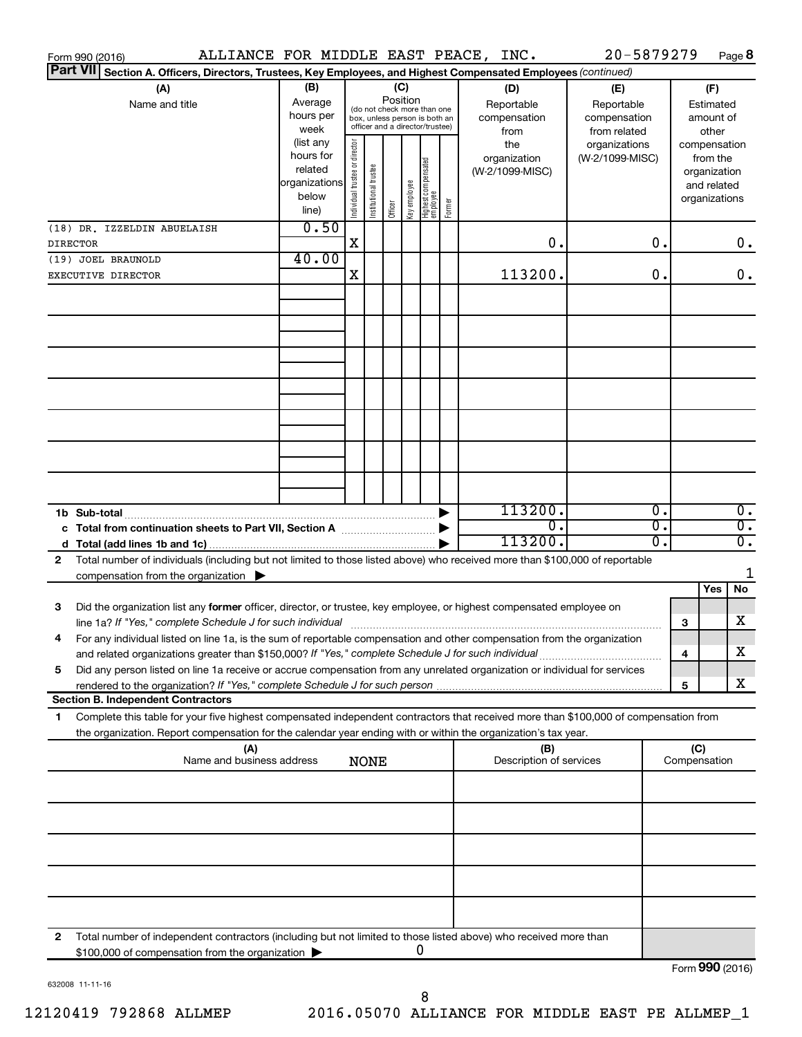Form 990 (2016) ALLIANCE FOR MIDDLE EAST PEACE, INC. 20-5879279 Page **8**

**Part VII** **Section A. Officers, Directors, Trustees, Key Employees, and Highest Compensated Employees** *(continued)*

| (A) Name and title | (B) Average hours per week (list any hours for related organizations below line) | (C) Position: Individual trustee or director | Institutional trustee | Officer | Key employee | Highest compensated employee | Former | (D) Reportable compensation from the organization (W-2/1099-MISC) | (E) Reportable compensation from related organizations (W-2/1099-MISC) | (F) Estimated amount of other compensation from the organization and related organizations |
|---|---|---|---|---|---|---|---|---|---|---|
| (18) DR. IZZELDIN ABUELAISH<br>DIRECTOR | 0.50 | X | | | | | | 0. | 0. | 0. |
| (19) JOEL BRAUNOLD<br>EXECUTIVE DIRECTOR | 40.00 | X | | | | | | 113200. | 0. | 0. |
| | | | | | | | | | | |
| 1b Sub-total | | | | | | | | 113200. | 0. | 0. |
| c Total from continuation sheets to Part VII, Section A | | | | | | | | 0. | 0. | 0. |
| d Total (add lines 1b and 1c) | | | | | | | | 113200. | 0. | 0. |

2 Total number of individuals (including but not limited to those listed above) who received more than $100,000 of reportable compensation from the organization ▶ 1

| | | Yes | No |
|---|---|---|---|
| 3 Did the organization list any **former** officer, director, or trustee, key employee, or highest compensated employee on line 1a? *If "Yes," complete Schedule J for such individual* | 3 | | X |
| 4 For any individual listed on line 1a, is the sum of reportable compensation and other compensation from the organization and related organizations greater than $150,000? *If "Yes," complete Schedule J for such individual* | 4 | | X |
| 5 Did any person listed on line 1a receive or accrue compensation from any unrelated organization or individual for services rendered to the organization? *If "Yes," complete Schedule J for such person* | 5 | | X |

**Section B. Independent Contractors**

1 Complete this table for your five highest compensated independent contractors that received more than $100,000 of compensation from the organization. Report compensation for the calendar year ending with or within the organization's tax year.

| (A) Name and business address | (B) Description of services | (C) Compensation |
|---|---|---|
| NONE | | |
| | | |
| | | |
| | | |
| | | |

2 Total number of independent contractors (including but not limited to those listed above) who received more than $100,000 of compensation from the organization ▶ 0

Form **990** (2016)

632008 11-11-16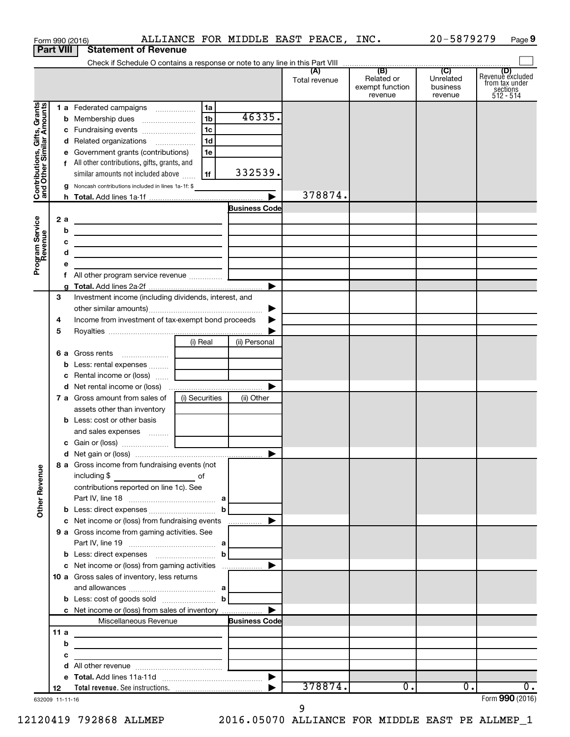Form 990 (2016) ALLIANCE FOR MIDDLE EAST PEACE, INC. 20-5879279

## Part VIII Statement of Revenue

Check if Schedule O contains a response or note to any line in this Part VIII

| | | | (A) Total revenue | (B) Related or exempt function revenue | (C) Unrelated business revenue | (D) Revenue excluded from tax under sections 512 - 514 |
|---|---|---|---|---|---|---|
| **Contributions, Gifts, Grants and Other Similar Amounts** | | | | | | |
| 1 a | Federated campaigns | 1a | | | | |
| b | Membership dues | 1b 46335. | | | | |
| c | Fundraising events | 1c | | | | |
| d | Related organizations | 1d | | | | |
| e | Government grants (contributions) | 1e | | | | |
| f | All other contributions, gifts, grants, and similar amounts not included above | 1f 332539. | | | | |
| g | Noncash contributions included in lines 1a-1f: $ | | | | | |
| h | **Total.** Add lines 1a-1f | | 378874. | | | |
| **Program Service Revenue** | | Business Code | | | | |
| 2 a | | | | | | |
| b | | | | | | |
| c | | | | | | |
| d | | | | | | |
| e | | | | | | |
| f | All other program service revenue | | | | | |
| g | **Total.** Add lines 2a-2f | | | | | |
| **Other Revenue** | | | | | | |
| 3 | Investment income (including dividends, interest, and other similar amounts) | | | | | |
| 4 | Income from investment of tax-exempt bond proceeds | | | | | |
| 5 | Royalties | | | | | |
| | | (i) Real / (ii) Personal | | | | |
| 6 a | Gross rents | | | | | |
| b | Less: rental expenses | | | | | |
| c | Rental income or (loss) | | | | | |
| d | Net rental income or (loss) | | | | | |
| | | (i) Securities / (ii) Other | | | | |
| 7 a | Gross amount from sales of assets other than inventory | | | | | |
| b | Less: cost or other basis and sales expenses | | | | | |
| c | Gain or (loss) | | | | | |
| d | Net gain or (loss) | | | | | |
| 8 a | Gross income from fundraising events (not including $ of contributions reported on line 1c). See Part IV, line 18 | a | | | | |
| b | Less: direct expenses | b | | | | |
| c | Net income or (loss) from fundraising events | | | | | |
| 9 a | Gross income from gaming activities. See Part IV, line 19 | a | | | | |
| b | Less: direct expenses | b | | | | |
| c | Net income or (loss) from gaming activities | | | | | |
| 10 a | Gross sales of inventory, less returns and allowances | a | | | | |
| b | Less: cost of goods sold | b | | | | |
| c | Net income or (loss) from sales of inventory | | | | | |
| | Miscellaneous Revenue | Business Code | | | | |
| 11 a | | | | | | |
| b | | | | | | |
| c | | | | | | |
| d | All other revenue | | | | | |
| e | **Total.** Add lines 11a-11d | | | | | |
| 12 | **Total revenue.** See instructions. | | 378874. | 0. | 0. | 0. |

632009 11-11-16

Form **990** (2016)

12120419 792868 ALLMEP 2016.05070 ALLIANCE FOR MIDDLE EAST PE ALLMEP_1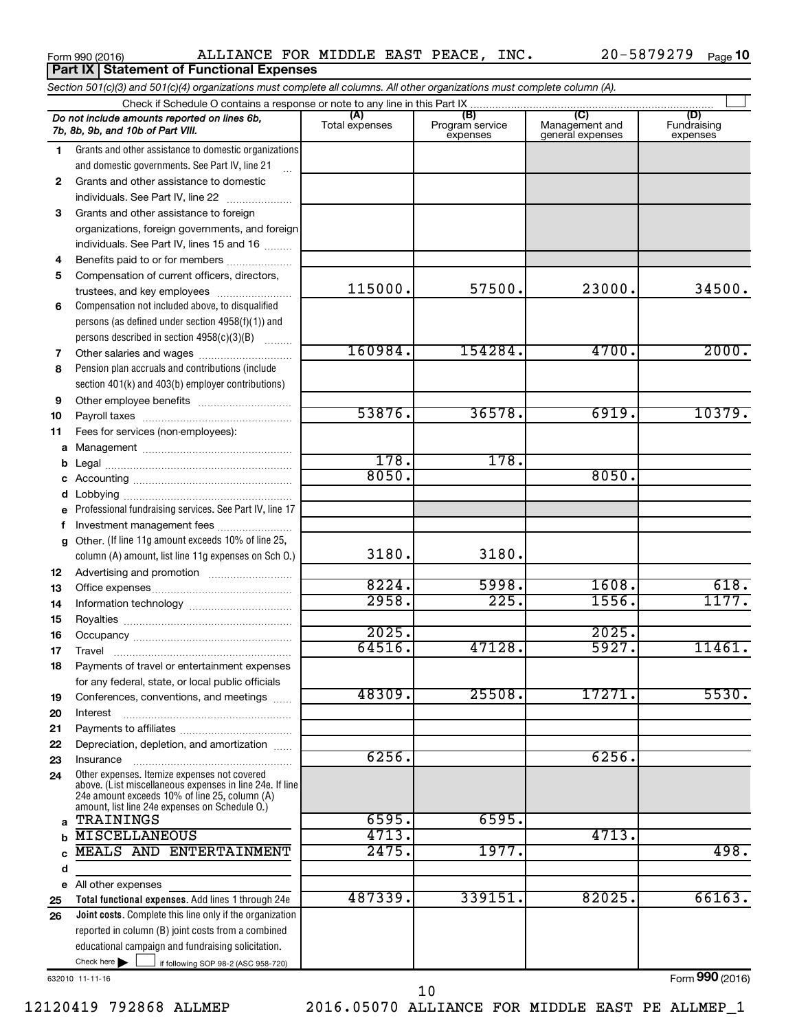Form 990 (2016) ALLIANCE FOR MIDDLE EAST PEACE, INC. 20-5879279

## Part IX Statement of Functional Expenses

*Section 501(c)(3) and 501(c)(4) organizations must complete all columns. All other organizations must complete column (A).*

Check if Schedule O contains a response or note to any line in this Part IX

| | *Do not include amounts reported on lines 6b, 7b, 8b, 9b, and 10b of Part VIII.* | (A) Total expenses | (B) Program service expenses | (C) Management and general expenses | (D) Fundraising expenses |
|---|---|---|---|---|---|
| 1 | Grants and other assistance to domestic organizations and domestic governments. See Part IV, line 21 | | | | |
| 2 | Grants and other assistance to domestic individuals. See Part IV, line 22 | | | | |
| 3 | Grants and other assistance to foreign organizations, foreign governments, and foreign individuals. See Part IV, lines 15 and 16 | | | | |
| 4 | Benefits paid to or for members | | | | |
| 5 | Compensation of current officers, directors, trustees, and key employees | 115000. | 57500. | 23000. | 34500. |
| 6 | Compensation not included above, to disqualified persons (as defined under section 4958(f)(1)) and persons described in section 4958(c)(3)(B) | | | | |
| 7 | Other salaries and wages | 160984. | 154284. | 4700. | 2000. |
| 8 | Pension plan accruals and contributions (include section 401(k) and 403(b) employer contributions) | | | | |
| 9 | Other employee benefits | | | | |
| 10 | Payroll taxes | 53876. | 36578. | 6919. | 10379. |
| 11 | Fees for services (non-employees): | | | | |
| a | Management | | | | |
| b | Legal | 178. | 178. | | |
| c | Accounting | 8050. | | 8050. | |
| d | Lobbying | | | | |
| e | Professional fundraising services. See Part IV, line 17 | | | | |
| f | Investment management fees | | | | |
| g | Other. (If line 11g amount exceeds 10% of line 25, column (A) amount, list line 11g expenses on Sch O.) | 3180. | 3180. | | |
| 12 | Advertising and promotion | | | | |
| 13 | Office expenses | 8224. | 5998. | 1608. | 618. |
| 14 | Information technology | 2958. | 225. | 1556. | 1177. |
| 15 | Royalties | | | | |
| 16 | Occupancy | 2025. | | 2025. | |
| 17 | Travel | 64516. | 47128. | 5927. | 11461. |
| 18 | Payments of travel or entertainment expenses for any federal, state, or local public officials | | | | |
| 19 | Conferences, conventions, and meetings | 48309. | 25508. | 17271. | 5530. |
| 20 | Interest | | | | |
| 21 | Payments to affiliates | | | | |
| 22 | Depreciation, depletion, and amortization | | | | |
| 23 | Insurance | 6256. | | 6256. | |
| 24 | Other expenses. Itemize expenses not covered above. (List miscellaneous expenses in line 24e. If line 24e amount exceeds 10% of line 25, column (A) amount, list line 24e expenses on Schedule O.) | | | | |
| a | TRAININGS | 6595. | 6595. | | |
| b | MISCELLANEOUS | 4713. | | 4713. | |
| c | MEALS AND ENTERTAINMENT | 2475. | 1977. | | 498. |
| d | | | | | |
| e | All other expenses | | | | |
| 25 | **Total functional expenses.** Add lines 1 through 24e | 487339. | 339151. | 82025. | 66163. |
| 26 | **Joint costs.** Complete this line only if the organization reported in column (B) joint costs from a combined educational campaign and fundraising solicitation. Check here ☐ if following SOP 98-2 (ASC 958-720) | | | | |

632010 11-11-16 Form **990** (2016)

12120419 792868 ALLMEP 2016.05070 ALLIANCE FOR MIDDLE EAST PE ALLMEP_1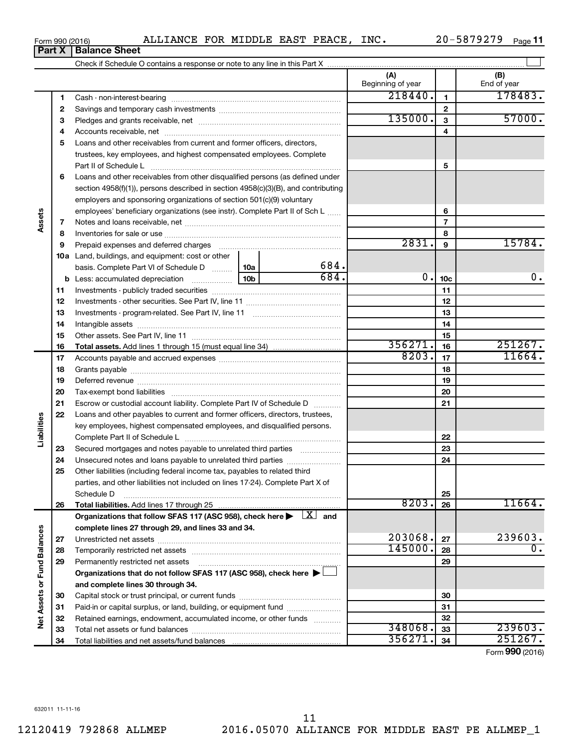Form 990 (2016) ALLIANCE FOR MIDDLE EAST PEACE, INC. 20-5879279

## Part X Balance Sheet

Check if Schedule O contains a response or note to any line in this Part X

| | | | | (A) Beginning of year | | (B) End of year |
|---|---|---|---|---|---|---|
| Assets | 1 | Cash - non-interest-bearing | | 218440. | 1 | 178483. |
| | 2 | Savings and temporary cash investments | | | 2 | |
| | 3 | Pledges and grants receivable, net | | 135000. | 3 | 57000. |
| | 4 | Accounts receivable, net | | | 4 | |
| | 5 | Loans and other receivables from current and former officers, directors, trustees, key employees, and highest compensated employees. Complete Part II of Schedule L | | | 5 | |
| | 6 | Loans and other receivables from other disqualified persons (as defined under section 4958(f)(1)), persons described in section 4958(c)(3)(B), and contributing employers and sponsoring organizations of section 501(c)(9) voluntary employees' beneficiary organizations (see instr). Complete Part II of Sch L | | | 6 | |
| | 7 | Notes and loans receivable, net | | | 7 | |
| | 8 | Inventories for sale or use | | | 8 | |
| | 9 | Prepaid expenses and deferred charges | | 2831. | 9 | 15784. |
| | 10a | Land, buildings, and equipment: cost or other basis. Complete Part VI of Schedule D | 10a 684. | | | |
| | b | Less: accumulated depreciation | 10b 684. | 0. | 10c | 0. |
| | 11 | Investments - publicly traded securities | | | 11 | |
| | 12 | Investments - other securities. See Part IV, line 11 | | | 12 | |
| | 13 | Investments - program-related. See Part IV, line 11 | | | 13 | |
| | 14 | Intangible assets | | | 14 | |
| | 15 | Other assets. See Part IV, line 11 | | | 15 | |
| | 16 | **Total assets.** Add lines 1 through 15 (must equal line 34) | | 356271. | 16 | 251267. |
| Liabilities | 17 | Accounts payable and accrued expenses | | 8203. | 17 | 11664. |
| | 18 | Grants payable | | | 18 | |
| | 19 | Deferred revenue | | | 19 | |
| | 20 | Tax-exempt bond liabilities | | | 20 | |
| | 21 | Escrow or custodial account liability. Complete Part IV of Schedule D | | | 21 | |
| | 22 | Loans and other payables to current and former officers, directors, trustees, key employees, highest compensated employees, and disqualified persons. Complete Part II of Schedule L | | | 22 | |
| | 23 | Secured mortgages and notes payable to unrelated third parties | | | 23 | |
| | 24 | Unsecured notes and loans payable to unrelated third parties | | | 24 | |
| | 25 | Other liabilities (including federal income tax, payables to related third parties, and other liabilities not included on lines 17-24). Complete Part X of Schedule D | | | 25 | |
| | 26 | **Total liabilities.** Add lines 17 through 25 | | 8203. | 26 | 11664. |
| Net Assets or Fund Balances | | **Organizations that follow SFAS 117 (ASC 958), check here ▶ [X] and complete lines 27 through 29, and lines 33 and 34.** | | | | |
| | 27 | Unrestricted net assets | | 203068. | 27 | 239603. |
| | 28 | Temporarily restricted net assets | | 145000. | 28 | 0. |
| | 29 | Permanently restricted net assets | | | 29 | |
| | | **Organizations that do not follow SFAS 117 (ASC 958), check here ▶ [ ] and complete lines 30 through 34.** | | | | |
| | 30 | Capital stock or trust principal, or current funds | | | 30 | |
| | 31 | Paid-in or capital surplus, or land, building, or equipment fund | | | 31 | |
| | 32 | Retained earnings, endowment, accumulated income, or other funds | | | 32 | |
| | 33 | Total net assets or fund balances | | 348068. | 33 | 239603. |
| | 34 | Total liabilities and net assets/fund balances | | 356271. | 34 | 251267. |

Form **990** (2016)

632011 11-11-16

12120419 792868 ALLMEP 2016.05070 ALLIANCE FOR MIDDLE EAST PE ALLMEP_1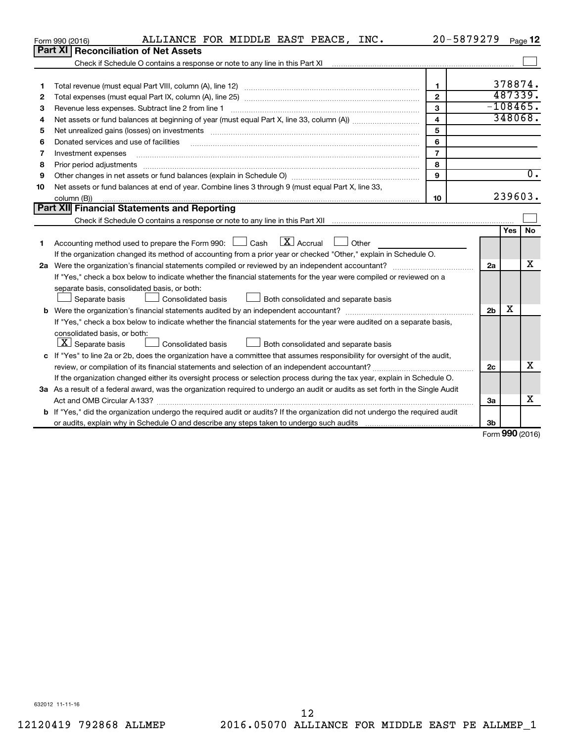Form 990 (2016) ALLIANCE FOR MIDDLE EAST PEACE, INC. 20-5879279 Page 12

## Part XI Reconciliation of Net Assets

Check if Schedule O contains a response or note to any line in this Part XI ☐

| | | | |
|---|---|---|---|
| 1 | Total revenue (must equal Part VIII, column (A), line 12) | 1 | 378874. |
| 2 | Total expenses (must equal Part IX, column (A), line 25) | 2 | 487339. |
| 3 | Revenue less expenses. Subtract line 2 from line 1 | 3 | -108465. |
| 4 | Net assets or fund balances at beginning of year (must equal Part X, line 33, column (A)) | 4 | 348068. |
| 5 | Net unrealized gains (losses) on investments | 5 | |
| 6 | Donated services and use of facilities | 6 | |
| 7 | Investment expenses | 7 | |
| 8 | Prior period adjustments | 8 | |
| 9 | Other changes in net assets or fund balances (explain in Schedule O) | 9 | 0. |
| 10 | Net assets or fund balances at end of year. Combine lines 3 through 9 (must equal Part X, line 33, column (B)) | 10 | 239603. |

## Part XII Financial Statements and Reporting

Check if Schedule O contains a response or note to any line in this Part XII ☐

| | | | Yes | No |
|---|---|---|---|---|
| 1 | Accounting method used to prepare the Form 990: ☐ Cash ☒ Accrual ☐ Other<br>If the organization changed its method of accounting from a prior year or checked "Other," explain in Schedule O. | | | |
| 2a | Were the organization's financial statements compiled or reviewed by an independent accountant?<br>If "Yes," check a box below to indicate whether the financial statements for the year were compiled or reviewed on a separate basis, consolidated basis, or both:<br>☐ Separate basis ☐ Consolidated basis ☐ Both consolidated and separate basis | 2a | | X |
| b | Were the organization's financial statements audited by an independent accountant?<br>If "Yes," check a box below to indicate whether the financial statements for the year were audited on a separate basis, consolidated basis, or both:<br>☒ Separate basis ☐ Consolidated basis ☐ Both consolidated and separate basis | 2b | X | |
| c | If "Yes" to line 2a or 2b, does the organization have a committee that assumes responsibility for oversight of the audit, review, or compilation of its financial statements and selection of an independent accountant?<br>If the organization changed either its oversight process or selection process during the tax year, explain in Schedule O. | 2c | | X |
| 3a | As a result of a federal award, was the organization required to undergo an audit or audits as set forth in the Single Audit Act and OMB Circular A-133? | 3a | | X |
| b | If "Yes," did the organization undergo the required audit or audits? If the organization did not undergo the required audit or audits, explain why in Schedule O and describe any steps taken to undergo such audits | 3b | | |

Form 990 (2016)

632012 11-11-16

12120419 792868 ALLMEP 2016.05070 ALLIANCE FOR MIDDLE EAST PE ALLMEP_1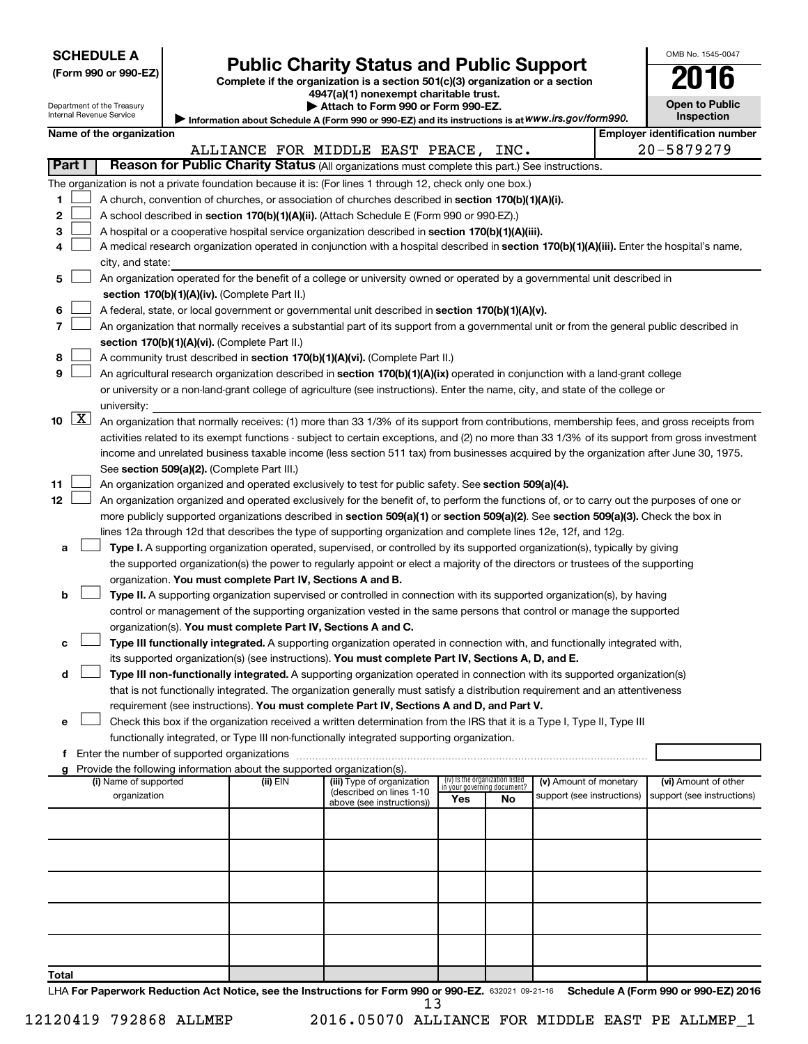**SCHEDULE A**
**(Form 990 or 990-EZ)**

Department of the Treasury
Internal Revenue Service

# Public Charity Status and Public Support

**Complete if the organization is a section 501(c)(3) organization or a section 4947(a)(1) nonexempt charitable trust.**
**▶ Attach to Form 990 or Form 990-EZ.**
▶ Information about Schedule A (Form 990 or 990-EZ) and its instructions is at *www.irs.gov/form990.*

OMB No. 1545-0047
**2016**
**Open to Public Inspection**

**Name of the organization:** ALLIANCE FOR MIDDLE EAST PEACE, INC.
**Employer identification number:** 20-5879279

## Part I — Reason for Public Charity Status (All organizations must complete this part.) See instructions.

The organization is not a private foundation because it is: (For lines 1 through 12, check only one box.)

1 ☐ A church, convention of churches, or association of churches described in **section 170(b)(1)(A)(i).**

2 ☐ A school described in **section 170(b)(1)(A)(ii).** (Attach Schedule E (Form 990 or 990-EZ).)

3 ☐ A hospital or a cooperative hospital service organization described in **section 170(b)(1)(A)(iii).**

4 ☐ A medical research organization operated in conjunction with a hospital described in **section 170(b)(1)(A)(iii).** Enter the hospital's name, city, and state:

5 ☐ An organization operated for the benefit of a college or university owned or operated by a governmental unit described in **section 170(b)(1)(A)(iv).** (Complete Part II.)

6 ☐ A federal, state, or local government or governmental unit described in **section 170(b)(1)(A)(v).**

7 ☐ An organization that normally receives a substantial part of its support from a governmental unit or from the general public described in **section 170(b)(1)(A)(vi).** (Complete Part II.)

8 ☐ A community trust described in **section 170(b)(1)(A)(vi).** (Complete Part II.)

9 ☐ An agricultural research organization described in **section 170(b)(1)(A)(ix)** operated in conjunction with a land-grant college or university or a non-land-grant college of agriculture (see instructions). Enter the name, city, and state of the college or university:

10 ☒ An organization that normally receives: (1) more than 33 1/3% of its support from contributions, membership fees, and gross receipts from activities related to its exempt functions - subject to certain exceptions, and (2) no more than 33 1/3% of its support from gross investment income and unrelated business taxable income (less section 511 tax) from businesses acquired by the organization after June 30, 1975. See **section 509(a)(2).** (Complete Part III.)

11 ☐ An organization organized and operated exclusively to test for public safety. See **section 509(a)(4).**

12 ☐ An organization organized and operated exclusively for the benefit of, to perform the functions of, or to carry out the purposes of one or more publicly supported organizations described in **section 509(a)(1)** or **section 509(a)(2)**. See **section 509(a)(3).** Check the box in lines 12a through 12d that describes the type of supporting organization and complete lines 12e, 12f, and 12g.

a ☐ **Type I.** A supporting organization operated, supervised, or controlled by its supported organization(s), typically by giving the supported organization(s) the power to regularly appoint or elect a majority of the directors or trustees of the supporting organization. **You must complete Part IV, Sections A and B.**

b ☐ **Type II.** A supporting organization supervised or controlled in connection with its supported organization(s), by having control or management of the supporting organization vested in the same persons that control or manage the supported organization(s). **You must complete Part IV, Sections A and C.**

c ☐ **Type III functionally integrated.** A supporting organization operated in connection with, and functionally integrated with, its supported organization(s) (see instructions). **You must complete Part IV, Sections A, D, and E.**

d ☐ **Type III non-functionally integrated.** A supporting organization operated in connection with its supported organization(s) that is not functionally integrated. The organization generally must satisfy a distribution requirement and an attentiveness requirement (see instructions). **You must complete Part IV, Sections A and D, and Part V.**

e ☐ Check this box if the organization received a written determination from the IRS that it is a Type I, Type II, Type III functionally integrated, or Type III non-functionally integrated supporting organization.

f Enter the number of supported organizations

g Provide the following information about the supported organization(s).

| (i) Name of supported organization | (ii) EIN | (iii) Type of organization (described on lines 1-10 above (see instructions)) | (iv) Is the organization listed in your governing document? Yes | No | (v) Amount of monetary support (see instructions) | (vi) Amount of other support (see instructions) |
|---|---|---|---|---|---|---|
| | | | | | | |
| | | | | | | |
| | | | | | | |
| | | | | | | |
| | | | | | | |
| **Total** | | | | | | |

LHA **For Paperwork Reduction Act Notice, see the Instructions for Form 990 or 990-EZ.** 632021 09-21-16 **Schedule A (Form 990 or 990-EZ) 2016**

12120419 792868 ALLMEP 2016.05070 ALLIANCE FOR MIDDLE EAST PE ALLMEP_1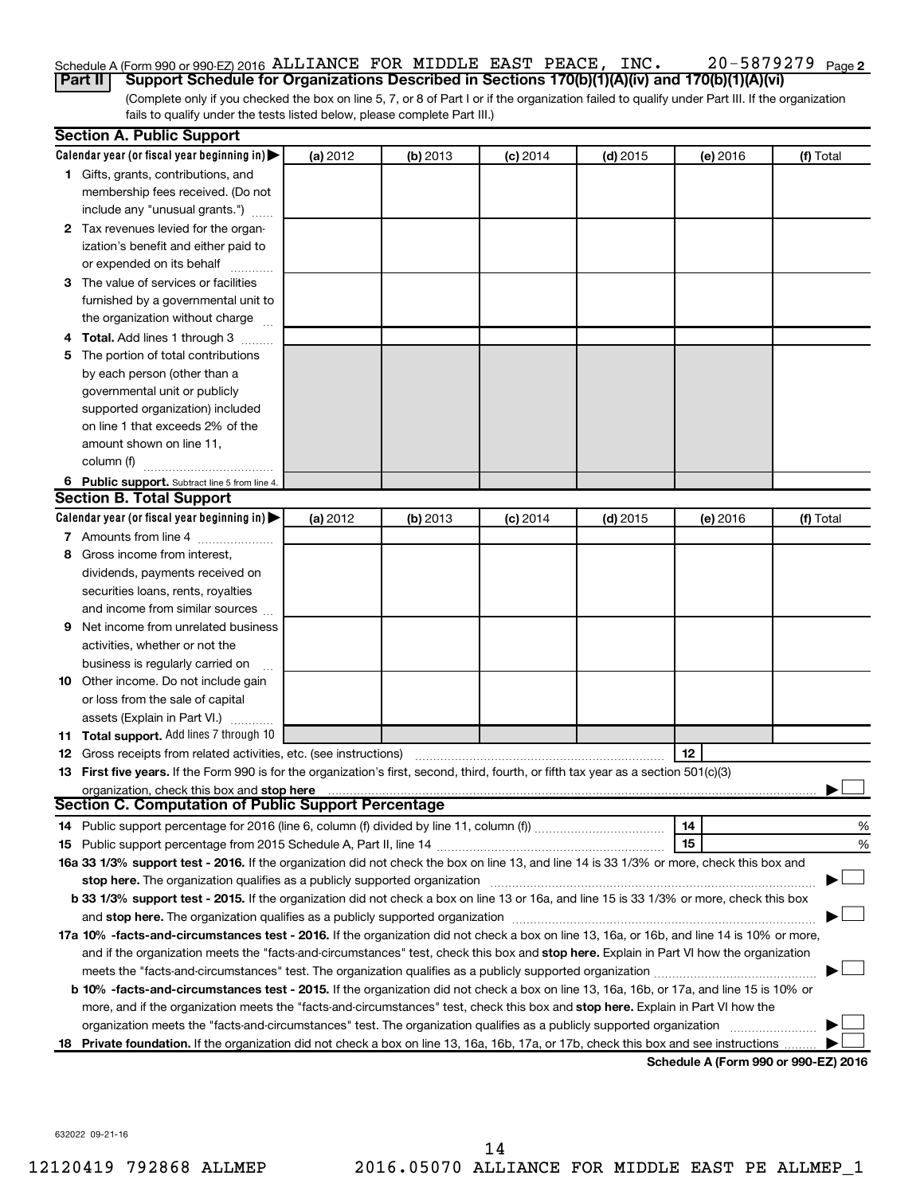Schedule A (Form 990 or 990-EZ) 2016 ALLIANCE FOR MIDDLE EAST PEACE, INC. 20-5879279 Page 2

**Part II** **Support Schedule for Organizations Described in Sections 170(b)(1)(A)(iv) and 170(b)(1)(A)(vi)**

(Complete only if you checked the box on line 5, 7, or 8 of Part I or if the organization failed to qualify under Part III. If the organization fails to qualify under the tests listed below, please complete Part III.)

## Section A. Public Support

| Calendar year (or fiscal year beginning in) ▶ | (a) 2012 | (b) 2013 | (c) 2014 | (d) 2015 | (e) 2016 | (f) Total |
|---|---|---|---|---|---|---|
| **1** Gifts, grants, contributions, and membership fees received. (Do not include any "unusual grants.") | | | | | | |
| **2** Tax revenues levied for the organization's benefit and either paid to or expended on its behalf | | | | | | |
| **3** The value of services or facilities furnished by a governmental unit to the organization without charge | | | | | | |
| **4** **Total.** Add lines 1 through 3 | | | | | | |
| **5** The portion of total contributions by each person (other than a governmental unit or publicly supported organization) included on line 1 that exceeds 2% of the amount shown on line 11, column (f) | | | | | | |
| **6** **Public support.** Subtract line 5 from line 4. | | | | | | |

## Section B. Total Support

| Calendar year (or fiscal year beginning in) ▶ | (a) 2012 | (b) 2013 | (c) 2014 | (d) 2015 | (e) 2016 | (f) Total |
|---|---|---|---|---|---|---|
| **7** Amounts from line 4 | | | | | | |
| **8** Gross income from interest, dividends, payments received on securities loans, rents, royalties and income from similar sources | | | | | | |
| **9** Net income from unrelated business activities, whether or not the business is regularly carried on | | | | | | |
| **10** Other income. Do not include gain or loss from the sale of capital assets (Explain in Part VI.) | | | | | | |
| **11** **Total support.** Add lines 7 through 10 | | | | | | |

**12** Gross receipts from related activities, etc. (see instructions) | **12** |

**13** **First five years.** If the Form 990 is for the organization's first, second, third, fourth, or fifth tax year as a section 501(c)(3) organization, check this box and **stop here** ▶ ☐

## Section C. Computation of Public Support Percentage

**14** Public support percentage for 2016 (line 6, column (f) divided by line 11, column (f)) | **14** | %

**15** Public support percentage from 2015 Schedule A, Part II, line 14 | **15** | %

**16a 33 1/3% support test - 2016.** If the organization did not check the box on line 13, and line 14 is 33 1/3% or more, check this box and **stop here.** The organization qualifies as a publicly supported organization ▶ ☐

**b 33 1/3% support test - 2015.** If the organization did not check a box on line 13 or 16a, and line 15 is 33 1/3% or more, check this box and **stop here.** The organization qualifies as a publicly supported organization ▶ ☐

**17a 10% -facts-and-circumstances test - 2016.** If the organization did not check a box on line 13, 16a, or 16b, and line 14 is 10% or more, and if the organization meets the "facts-and-circumstances" test, check this box and **stop here.** Explain in Part VI how the organization meets the "facts-and-circumstances" test. The organization qualifies as a publicly supported organization ▶ ☐

**b 10% -facts-and-circumstances test - 2015.** If the organization did not check a box on line 13, 16a, 16b, or 17a, and line 15 is 10% or more, and if the organization meets the "facts-and-circumstances" test, check this box and **stop here.** Explain in Part VI how the organization meets the "facts-and-circumstances" test. The organization qualifies as a publicly supported organization ▶ ☐

**18** **Private foundation.** If the organization did not check a box on line 13, 16a, 16b, 17a, or 17b, check this box and see instructions ▶ ☐

**Schedule A (Form 990 or 990-EZ) 2016**

632022 09-21-16

12120419 792868 ALLMEP 2016.05070 ALLIANCE FOR MIDDLE EAST PE ALLMEP_1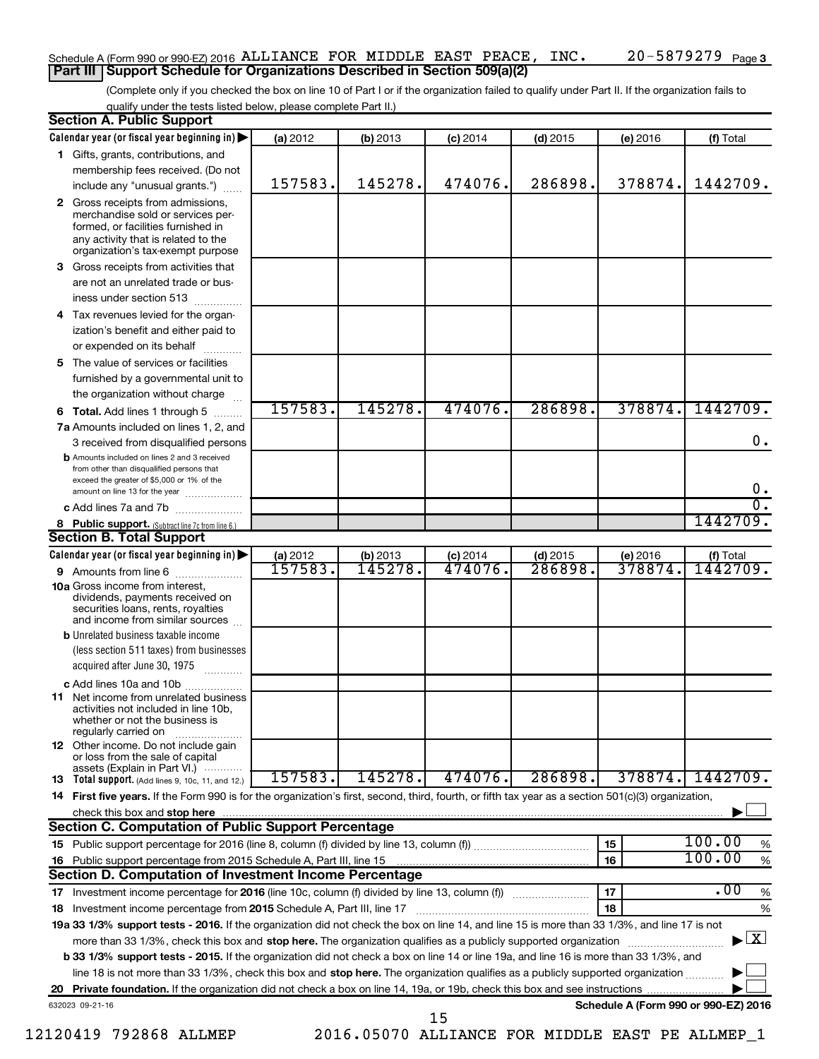Schedule A (Form 990 or 990-EZ) 2016 ALLIANCE FOR MIDDLE EAST PEACE, INC. 20-5879279 Page 3

**Part III | Support Schedule for Organizations Described in Section 509(a)(2)**

(Complete only if you checked the box on line 10 of Part I or if the organization failed to qualify under Part II. If the organization fails to qualify under the tests listed below, please complete Part II.)

### Section A. Public Support

| Calendar year (or fiscal year beginning in) | (a) 2012 | (b) 2013 | (c) 2014 | (d) 2015 | (e) 2016 | (f) Total |
|---|---|---|---|---|---|---|
| **1** Gifts, grants, contributions, and membership fees received. (Do not include any "unusual grants.") | 157583. | 145278. | 474076. | 286898. | 378874. | 1442709. |
| **2** Gross receipts from admissions, merchandise sold or services performed, or facilities furnished in any activity that is related to the organization's tax-exempt purpose | | | | | | |
| **3** Gross receipts from activities that are not an unrelated trade or business under section 513 | | | | | | |
| **4** Tax revenues levied for the organization's benefit and either paid to or expended on its behalf | | | | | | |
| **5** The value of services or facilities furnished by a governmental unit to the organization without charge | | | | | | |
| **6 Total.** Add lines 1 through 5 | 157583. | 145278. | 474076. | 286898. | 378874. | 1442709. |
| **7a** Amounts included on lines 1, 2, and 3 received from disqualified persons | | | | | | 0. |
| **b** Amounts included on lines 2 and 3 received from other than disqualified persons that exceed the greater of $5,000 or 1% of the amount on line 13 for the year | | | | | | 0. |
| **c** Add lines 7a and 7b | | | | | | 0. |
| **8 Public support.** (Subtract line 7c from line 6.) | | | | | | 1442709. |

### Section B. Total Support

| Calendar year (or fiscal year beginning in) | (a) 2012 | (b) 2013 | (c) 2014 | (d) 2015 | (e) 2016 | (f) Total |
|---|---|---|---|---|---|---|
| **9** Amounts from line 6 | 157583. | 145278. | 474076. | 286898. | 378874. | 1442709. |
| **10a** Gross income from interest, dividends, payments received on securities loans, rents, royalties and income from similar sources | | | | | | |
| **b** Unrelated business taxable income (less section 511 taxes) from businesses acquired after June 30, 1975 | | | | | | |
| **c** Add lines 10a and 10b | | | | | | |
| **11** Net income from unrelated business activities not included in line 10b, whether or not the business is regularly carried on | | | | | | |
| **12** Other income. Do not include gain or loss from the sale of capital assets (Explain in Part VI.) | | | | | | |
| **13 Total support.** (Add lines 9, 10c, 11, and 12.) | 157583. | 145278. | 474076. | 286898. | 378874. | 1442709. |

**14 First five years.** If the Form 990 is for the organization's first, second, third, fourth, or fifth tax year as a section 501(c)(3) organization, check this box and **stop here** ☐

### Section C. Computation of Public Support Percentage

| | | |
|---|---|---|
| **15** Public support percentage for 2016 (line 8, column (f) divided by line 13, column (f)) | 15 | 100.00 % |
| **16** Public support percentage from 2015 Schedule A, Part III, line 15 | 16 | 100.00 % |

### Section D. Computation of Investment Income Percentage

| | | |
|---|---|---|
| **17** Investment income percentage for **2016** (line 10c, column (f) divided by line 13, column (f)) | 17 | .00 % |
| **18** Investment income percentage from **2015** Schedule A, Part III, line 17 | 18 | % |

**19a 33 1/3% support tests - 2016.** If the organization did not check the box on line 14, and line 15 is more than 33 1/3%, and line 17 is not more than 33 1/3%, check this box and **stop here.** The organization qualifies as a publicly supported organization ☒

**b 33 1/3% support tests - 2015.** If the organization did not check a box on line 14 or line 19a, and line 16 is more than 33 1/3%, and line 18 is not more than 33 1/3%, check this box and **stop here.** The organization qualifies as a publicly supported organization ☐

**20 Private foundation.** If the organization did not check a box on line 14, 19a, or 19b, check this box and see instructions ☐

632023 09-21-16 **Schedule A (Form 990 or 990-EZ) 2016**

12120419 792868 ALLMEP 2016.05070 ALLIANCE FOR MIDDLE EAST PE ALLMEP_1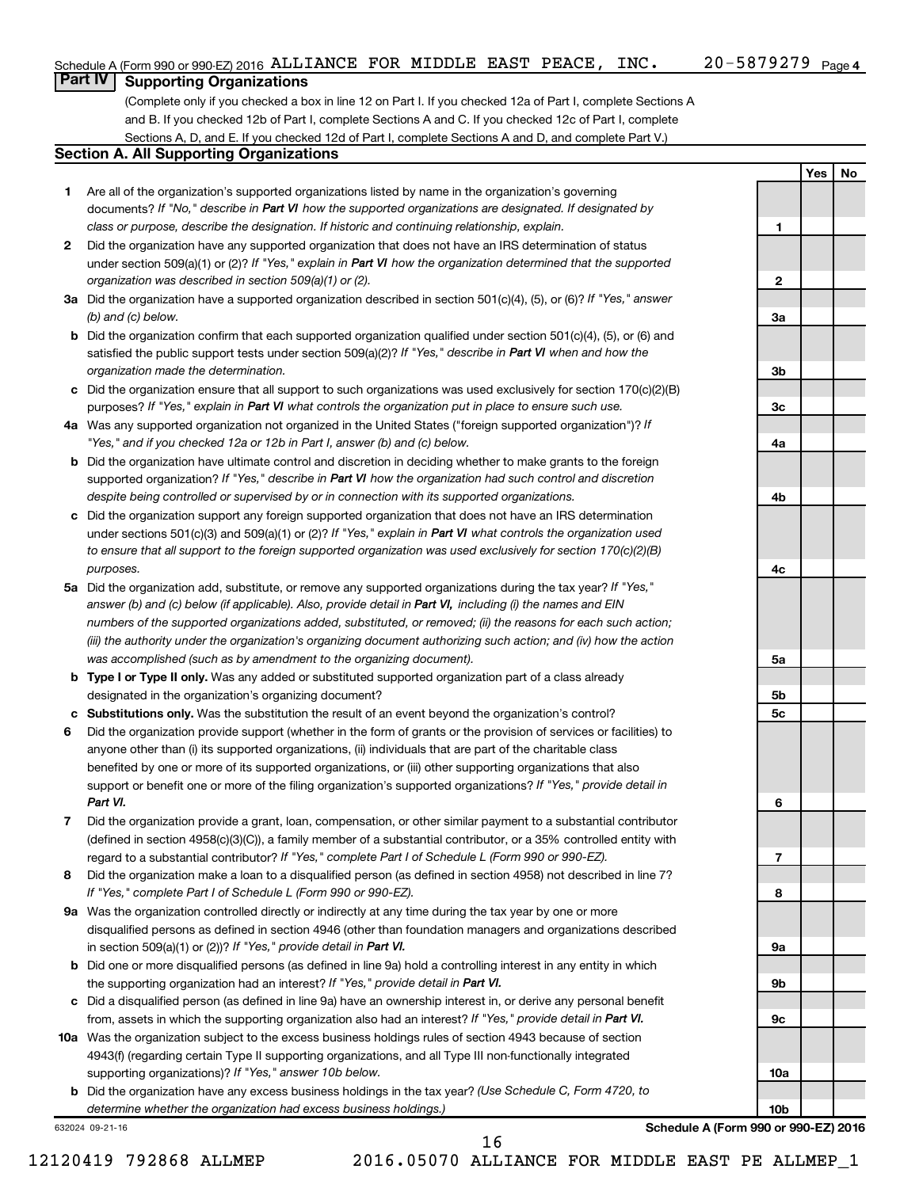Schedule A (Form 990 or 990-EZ) 2016 ALLIANCE FOR MIDDLE EAST PEACE, INC. 20-5879279 Page 4

## Part IV Supporting Organizations

(Complete only if you checked a box in line 12 on Part I. If you checked 12a of Part I, complete Sections A and B. If you checked 12b of Part I, complete Sections A and C. If you checked 12c of Part I, complete Sections A, D, and E. If you checked 12d of Part I, complete Sections A and D, and complete Part V.)

### Section A. All Supporting Organizations

| | | | Yes | No |
|---|---|---|---|---|
| **1** | Are all of the organization's supported organizations listed by name in the organization's governing documents? *If "No," describe in **Part VI** how the supported organizations are designated. If designated by class or purpose, describe the designation. If historic and continuing relationship, explain.* | 1 | | |
| **2** | Did the organization have any supported organization that does not have an IRS determination of status under section 509(a)(1) or (2)? *If "Yes," explain in **Part VI** how the organization determined that the supported organization was described in section 509(a)(1) or (2).* | 2 | | |
| **3a** | Did the organization have a supported organization described in section 501(c)(4), (5), or (6)? *If "Yes," answer (b) and (c) below.* | 3a | | |
| **b** | Did the organization confirm that each supported organization qualified under section 501(c)(4), (5), or (6) and satisfied the public support tests under section 509(a)(2)? *If "Yes," describe in **Part VI** when and how the organization made the determination.* | 3b | | |
| **c** | Did the organization ensure that all support to such organizations was used exclusively for section 170(c)(2)(B) purposes? *If "Yes," explain in **Part VI** what controls the organization put in place to ensure such use.* | 3c | | |
| **4a** | Was any supported organization not organized in the United States ("foreign supported organization")? *If "Yes," and if you checked 12a or 12b in Part I, answer (b) and (c) below.* | 4a | | |
| **b** | Did the organization have ultimate control and discretion in deciding whether to make grants to the foreign supported organization? *If "Yes," describe in **Part VI** how the organization had such control and discretion despite being controlled or supervised by or in connection with its supported organizations.* | 4b | | |
| **c** | Did the organization support any foreign supported organization that does not have an IRS determination under sections 501(c)(3) and 509(a)(1) or (2)? *If "Yes," explain in **Part VI** what controls the organization used to ensure that all support to the foreign supported organization was used exclusively for section 170(c)(2)(B) purposes.* | 4c | | |
| **5a** | Did the organization add, substitute, or remove any supported organizations during the tax year? *If "Yes," answer (b) and (c) below (if applicable). Also, provide detail in **Part VI,** including (i) the names and EIN numbers of the supported organizations added, substituted, or removed; (ii) the reasons for each such action; (iii) the authority under the organization's organizing document authorizing such action; and (iv) how the action was accomplished (such as by amendment to the organizing document).* | 5a | | |
| **b** | **Type I or Type II only.** Was any added or substituted supported organization part of a class already designated in the organization's organizing document? | 5b | | |
| **c** | **Substitutions only.** Was the substitution the result of an event beyond the organization's control? | 5c | | |
| **6** | Did the organization provide support (whether in the form of grants or the provision of services or facilities) to anyone other than (i) its supported organizations, (ii) individuals that are part of the charitable class benefited by one or more of its supported organizations, or (iii) other supporting organizations that also support or benefit one or more of the filing organization's supported organizations? *If "Yes," provide detail in **Part VI.*** | 6 | | |
| **7** | Did the organization provide a grant, loan, compensation, or other similar payment to a substantial contributor (defined in section 4958(c)(3)(C)), a family member of a substantial contributor, or a 35% controlled entity with regard to a substantial contributor? *If "Yes," complete Part I of Schedule L (Form 990 or 990-EZ).* | 7 | | |
| **8** | Did the organization make a loan to a disqualified person (as defined in section 4958) not described in line 7? *If "Yes," complete Part I of Schedule L (Form 990 or 990-EZ).* | 8 | | |
| **9a** | Was the organization controlled directly or indirectly at any time during the tax year by one or more disqualified persons as defined in section 4946 (other than foundation managers and organizations described in section 509(a)(1) or (2))? *If "Yes," provide detail in **Part VI.*** | 9a | | |
| **b** | Did one or more disqualified persons (as defined in line 9a) hold a controlling interest in any entity in which the supporting organization had an interest? *If "Yes," provide detail in **Part VI.*** | 9b | | |
| **c** | Did a disqualified person (as defined in line 9a) have an ownership interest in, or derive any personal benefit from, assets in which the supporting organization also had an interest? *If "Yes," provide detail in **Part VI.*** | 9c | | |
| **10a** | Was the organization subject to the excess business holdings rules of section 4943 because of section 4943(f) (regarding certain Type II supporting organizations, and all Type III non-functionally integrated supporting organizations)? *If "Yes," answer 10b below.* | 10a | | |
| **b** | Did the organization have any excess business holdings in the tax year? *(Use Schedule C, Form 4720, to determine whether the organization had excess business holdings.)* | 10b | | |

632024 09-21-16 **Schedule A (Form 990 or 990-EZ) 2016**

12120419 792868 ALLMEP 2016.05070 ALLIANCE FOR MIDDLE EAST PE ALLMEP_1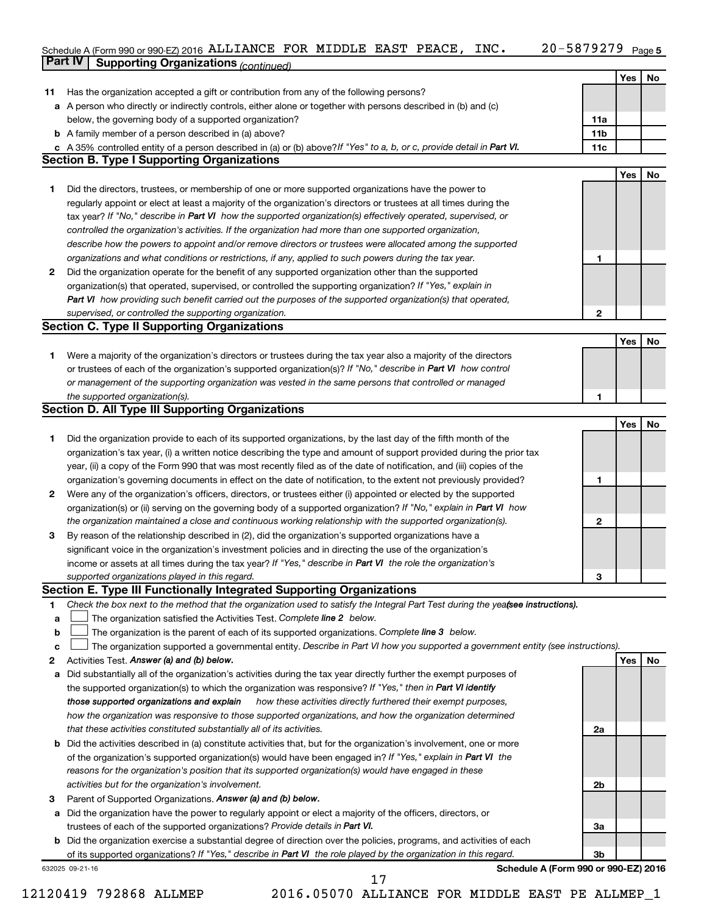Schedule A (Form 990 or 990-EZ) 2016 ALLIANCE FOR MIDDLE EAST PEACE, INC. 20-5879279 Page 5

## Part IV Supporting Organizations *(continued)*

| | | | Yes | No |
|---|---|---|---|---|
| **11** | Has the organization accepted a gift or contribution from any of the following persons? | | | |
| **a** | A person who directly or indirectly controls, either alone or together with persons described in (b) and (c) below, the governing body of a supported organization? | **11a** | | |
| **b** | A family member of a person described in (a) above? | **11b** | | |
| **c** | A 35% controlled entity of a person described in (a) or (b) above? *If "Yes" to a, b, or c, provide detail in* ***Part VI.*** | **11c** | | |

### Section B. Type I Supporting Organizations

| | | | Yes | No |
|---|---|---|---|---|
| **1** | Did the directors, trustees, or membership of one or more supported organizations have the power to regularly appoint or elect at least a majority of the organization's directors or trustees at all times during the tax year? *If "No," describe in* ***Part VI*** *how the supported organization(s) effectively operated, supervised, or controlled the organization's activities. If the organization had more than one supported organization, describe how the powers to appoint and/or remove directors or trustees were allocated among the supported organizations and what conditions or restrictions, if any, applied to such powers during the tax year.* | **1** | | |
| **2** | Did the organization operate for the benefit of any supported organization other than the supported organization(s) that operated, supervised, or controlled the supporting organization? *If "Yes," explain in* ***Part VI*** *how providing such benefit carried out the purposes of the supported organization(s) that operated, supervised, or controlled the supporting organization.* | **2** | | |

### Section C. Type II Supporting Organizations

| | | | Yes | No |
|---|---|---|---|---|
| **1** | Were a majority of the organization's directors or trustees during the tax year also a majority of the directors or trustees of each of the organization's supported organization(s)? *If "No," describe in* ***Part VI*** *how control or management of the supporting organization was vested in the same persons that controlled or managed the supported organization(s).* | **1** | | |

### Section D. All Type III Supporting Organizations

| | | | Yes | No |
|---|---|---|---|---|
| **1** | Did the organization provide to each of its supported organizations, by the last day of the fifth month of the organization's tax year, (i) a written notice describing the type and amount of support provided during the prior tax year, (ii) a copy of the Form 990 that was most recently filed as of the date of notification, and (iii) copies of the organization's governing documents in effect on the date of notification, to the extent not previously provided? | **1** | | |
| **2** | Were any of the organization's officers, directors, or trustees either (i) appointed or elected by the supported organization(s) or (ii) serving on the governing body of a supported organization? *If "No," explain in* ***Part VI*** *how the organization maintained a close and continuous working relationship with the supported organization(s).* | **2** | | |
| **3** | By reason of the relationship described in (2), did the organization's supported organizations have a significant voice in the organization's investment policies and in directing the use of the organization's income or assets at all times during the tax year? *If "Yes," describe in* ***Part VI*** *the role the organization's supported organizations played in this regard.* | **3** | | |

### Section E. Type III Functionally Integrated Supporting Organizations

**1** *Check the box next to the method that the organization used to satisfy the Integral Part Test during the year* ***(see instructions).***

**a** ☐ The organization satisfied the Activities Test. *Complete* ***line 2*** *below.*

**b** ☐ The organization is the parent of each of its supported organizations. *Complete* ***line 3*** *below.*

**c** ☐ The organization supported a governmental entity. *Describe in Part VI how you supported a government entity (see instructions).*

| | | | Yes | No |
|---|---|---|---|---|
| **2** | Activities Test. ***Answer (a) and (b) below.*** | | | |
| **a** | Did substantially all of the organization's activities during the tax year directly further the exempt purposes of the supported organization(s) to which the organization was responsive? *If "Yes," then in* ***Part VI identify those supported organizations and explain*** *how these activities directly furthered their exempt purposes, how the organization was responsive to those supported organizations, and how the organization determined that these activities constituted substantially all of its activities.* | **2a** | | |
| **b** | Did the activities described in (a) constitute activities that, but for the organization's involvement, one or more of the organization's supported organization(s) would have been engaged in? *If "Yes," explain in* ***Part VI*** *the reasons for the organization's position that its supported organization(s) would have engaged in these activities but for the organization's involvement.* | **2b** | | |
| **3** | Parent of Supported Organizations. ***Answer (a) and (b) below.*** | | | |
| **a** | Did the organization have the power to regularly appoint or elect a majority of the officers, directors, or trustees of each of the supported organizations? *Provide details in* ***Part VI.*** | **3a** | | |
| **b** | Did the organization exercise a substantial degree of direction over the policies, programs, and activities of each of its supported organizations? *If "Yes," describe in* ***Part VI*** *the role played by the organization in this regard.* | **3b** | | |

632025 09-21-16 **Schedule A (Form 990 or 990-EZ) 2016**

12120419 792868 ALLMEP 2016.05070 ALLIANCE FOR MIDDLE EAST PE ALLMEP_1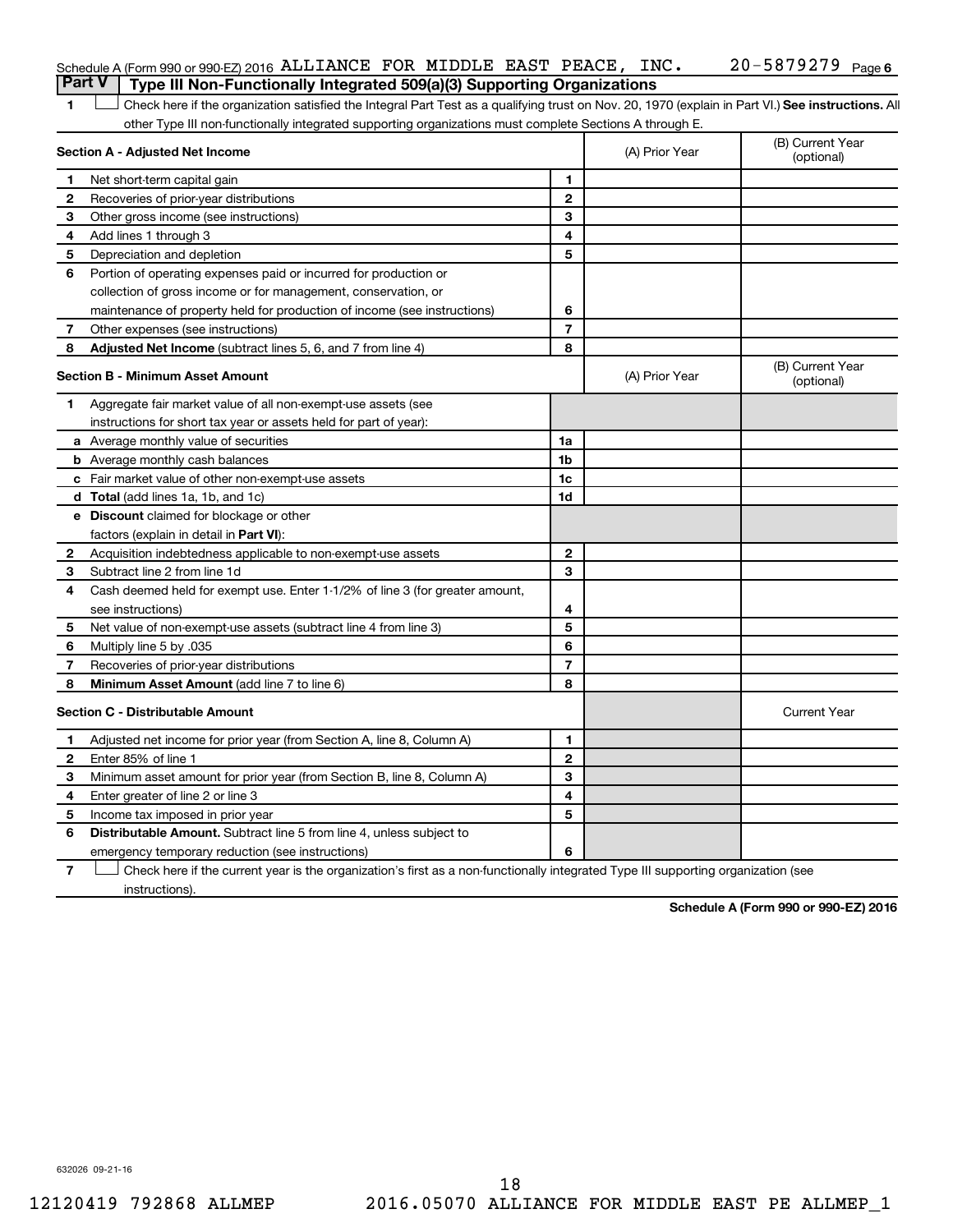Schedule A (Form 990 or 990-EZ) 2016 ALLIANCE FOR MIDDLE EAST PEACE, INC. 20-5879279 Page 6

## Part V Type III Non-Functionally Integrated 509(a)(3) Supporting Organizations

1 ☐ Check here if the organization satisfied the Integral Part Test as a qualifying trust on Nov. 20, 1970 (explain in Part VI.) **See instructions.** All other Type III non-functionally integrated supporting organizations must complete Sections A through E.

| **Section A - Adjusted Net Income** | | | (A) Prior Year | (B) Current Year (optional) |
|---|---|---|---|---|
| 1 | Net short-term capital gain | 1 | | |
| 2 | Recoveries of prior-year distributions | 2 | | |
| 3 | Other gross income (see instructions) | 3 | | |
| 4 | Add lines 1 through 3 | 4 | | |
| 5 | Depreciation and depletion | 5 | | |
| 6 | Portion of operating expenses paid or incurred for production or collection of gross income or for management, conservation, or maintenance of property held for production of income (see instructions) | 6 | | |
| 7 | Other expenses (see instructions) | 7 | | |
| 8 | **Adjusted Net Income** (subtract lines 5, 6, and 7 from line 4) | 8 | | |

| **Section B - Minimum Asset Amount** | | | (A) Prior Year | (B) Current Year (optional) |
|---|---|---|---|---|
| 1 | Aggregate fair market value of all non-exempt-use assets (see instructions for short tax year or assets held for part of year): | | | |
| a | Average monthly value of securities | 1a | | |
| b | Average monthly cash balances | 1b | | |
| c | Fair market value of other non-exempt-use assets | 1c | | |
| d | **Total** (add lines 1a, 1b, and 1c) | 1d | | |
| e | **Discount** claimed for blockage or other factors (explain in detail in **Part VI**): | | | |
| 2 | Acquisition indebtedness applicable to non-exempt-use assets | 2 | | |
| 3 | Subtract line 2 from line 1d | 3 | | |
| 4 | Cash deemed held for exempt use. Enter 1-1/2% of line 3 (for greater amount, see instructions) | 4 | | |
| 5 | Net value of non-exempt-use assets (subtract line 4 from line 3) | 5 | | |
| 6 | Multiply line 5 by .035 | 6 | | |
| 7 | Recoveries of prior-year distributions | 7 | | |
| 8 | **Minimum Asset Amount** (add line 7 to line 6) | 8 | | |

| **Section C - Distributable Amount** | | | | Current Year |
|---|---|---|---|---|
| 1 | Adjusted net income for prior year (from Section A, line 8, Column A) | 1 | | |
| 2 | Enter 85% of line 1 | 2 | | |
| 3 | Minimum asset amount for prior year (from Section B, line 8, Column A) | 3 | | |
| 4 | Enter greater of line 2 or line 3 | 4 | | |
| 5 | Income tax imposed in prior year | 5 | | |
| 6 | **Distributable Amount.** Subtract line 5 from line 4, unless subject to emergency temporary reduction (see instructions) | 6 | | |

7 ☐ Check here if the current year is the organization's first as a non-functionally integrated Type III supporting organization (see instructions).

**Schedule A (Form 990 or 990-EZ) 2016**

632026 09-21-16

18

12120419 792868 ALLMEP 2016.05070 ALLIANCE FOR MIDDLE EAST PE ALLMEP_1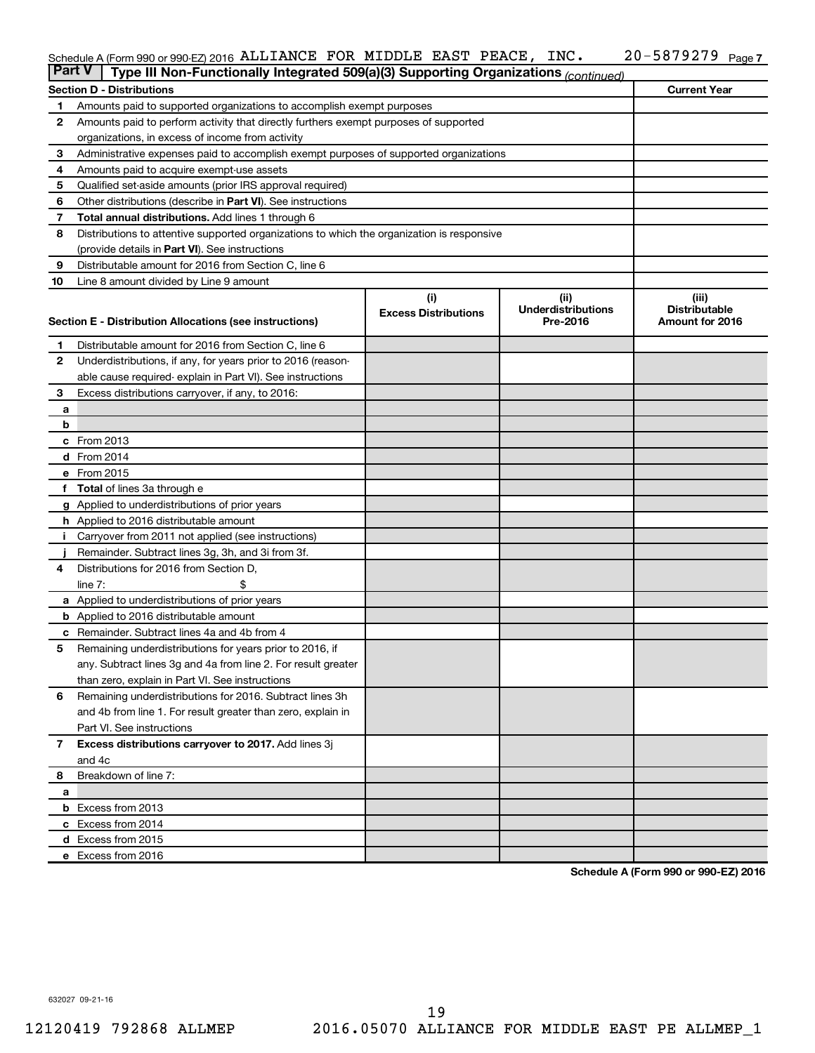Schedule A (Form 990 or 990-EZ) 2016 ALLIANCE FOR MIDDLE EAST PEACE, INC. 20-5879279 Page 7

**Part V | Type III Non-Functionally Integrated 509(a)(3) Supporting Organizations** *(continued)*

| Section D - Distributions | | Current Year |
|---|---|---|
| 1 | Amounts paid to supported organizations to accomplish exempt purposes | |
| 2 | Amounts paid to perform activity that directly furthers exempt purposes of supported organizations, in excess of income from activity | |
| 3 | Administrative expenses paid to accomplish exempt purposes of supported organizations | |
| 4 | Amounts paid to acquire exempt-use assets | |
| 5 | Qualified set-aside amounts (prior IRS approval required) | |
| 6 | Other distributions (describe in **Part VI**). See instructions | |
| 7 | **Total annual distributions.** Add lines 1 through 6 | |
| 8 | Distributions to attentive supported organizations to which the organization is responsive (provide details in **Part VI**). See instructions | |
| 9 | Distributable amount for 2016 from Section C, line 6 | |
| 10 | Line 8 amount divided by Line 9 amount | |

| Section E - Distribution Allocations (see instructions) | | (i) Excess Distributions | (ii) Underdistributions Pre-2016 | (iii) Distributable Amount for 2016 |
|---|---|---|---|---|
| 1 | Distributable amount for 2016 from Section C, line 6 | | | |
| 2 | Underdistributions, if any, for years prior to 2016 (reasonable cause required- explain in Part VI). See instructions | | | |
| 3 | Excess distributions carryover, if any, to 2016: | | | |
| a | | | | |
| b | | | | |
| c | From 2013 | | | |
| d | From 2014 | | | |
| e | From 2015 | | | |
| f | **Total** of lines 3a through e | | | |
| g | Applied to underdistributions of prior years | | | |
| h | Applied to 2016 distributable amount | | | |
| i | Carryover from 2011 not applied (see instructions) | | | |
| j | Remainder. Subtract lines 3g, 3h, and 3i from 3f. | | | |
| 4 | Distributions for 2016 from Section D, line 7: $ | | | |
| a | Applied to underdistributions of prior years | | | |
| b | Applied to 2016 distributable amount | | | |
| c | Remainder. Subtract lines 4a and 4b from 4 | | | |
| 5 | Remaining underdistributions for years prior to 2016, if any. Subtract lines 3g and 4a from line 2. For result greater than zero, explain in Part VI. See instructions | | | |
| 6 | Remaining underdistributions for 2016. Subtract lines 3h and 4b from line 1. For result greater than zero, explain in Part VI. See instructions | | | |
| 7 | **Excess distributions carryover to 2017.** Add lines 3j and 4c | | | |
| 8 | Breakdown of line 7: | | | |
| a | | | | |
| b | Excess from 2013 | | | |
| c | Excess from 2014 | | | |
| d | Excess from 2015 | | | |
| e | Excess from 2016 | | | |

**Schedule A (Form 990 or 990-EZ) 2016**

632027 09-21-16

12120419 792868 ALLMEP 2016.05070 ALLIANCE FOR MIDDLE EAST PE ALLMEP_1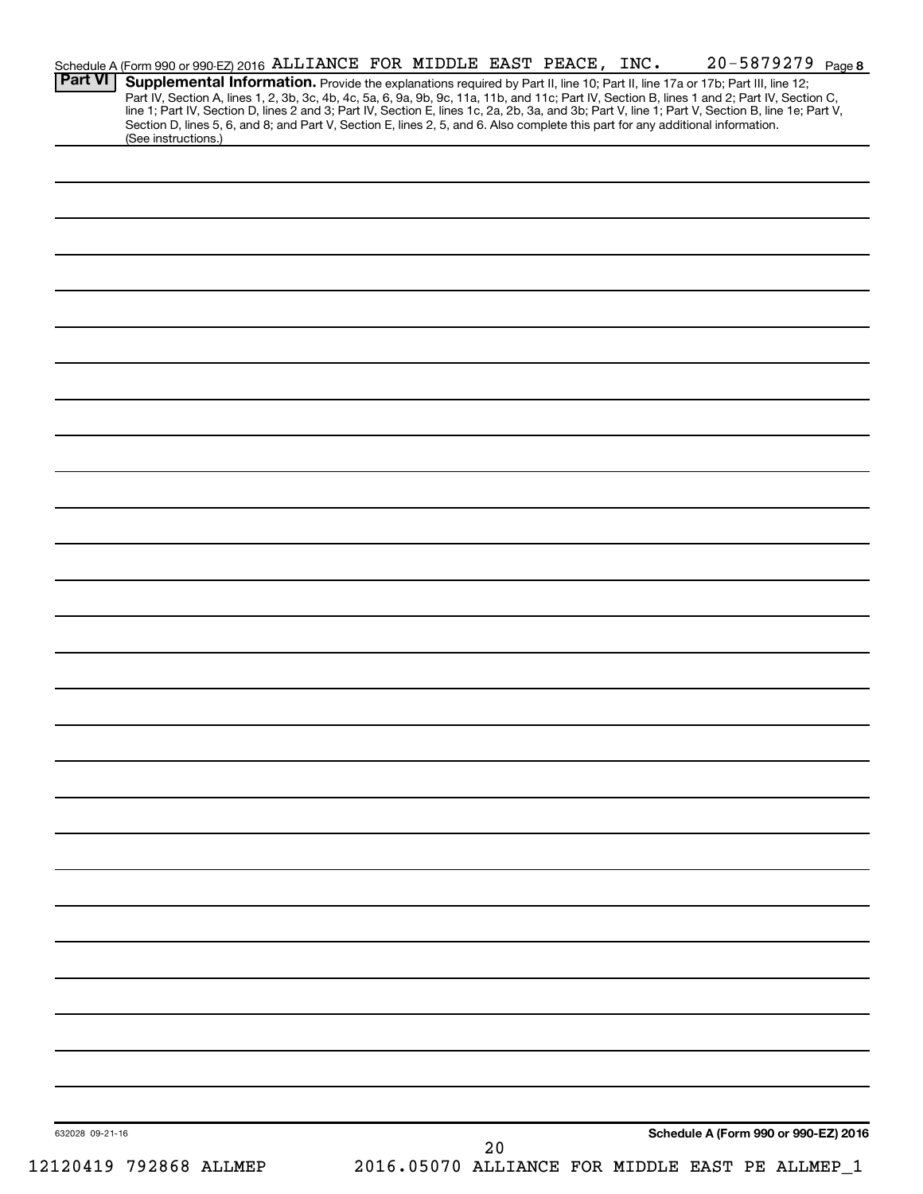Schedule A (Form 990 or 990-EZ) 2016 ALLIANCE FOR MIDDLE EAST PEACE, INC. 20-5879279 Page **8**

## Part VI Supplemental Information.

Provide the explanations required by Part II, line 10; Part II, line 17a or 17b; Part III, line 12; Part IV, Section A, lines 1, 2, 3b, 3c, 4b, 4c, 5a, 6, 9a, 9b, 9c, 11a, 11b, and 11c; Part IV, Section B, lines 1 and 2; Part IV, Section C, line 1; Part IV, Section D, lines 2 and 3; Part IV, Section E, lines 1c, 2a, 2b, 3a, and 3b; Part V, line 1; Part V, Section B, line 1e; Part V, Section D, lines 5, 6, and 8; and Part V, Section E, lines 2, 5, and 6. Also complete this part for any additional information. (See instructions.)

632028 09-21-16

**Schedule A (Form 990 or 990-EZ) 2016**

12120419 792868 ALLMEP 2016.05070 ALLIANCE FOR MIDDLE EAST PE ALLMEP_1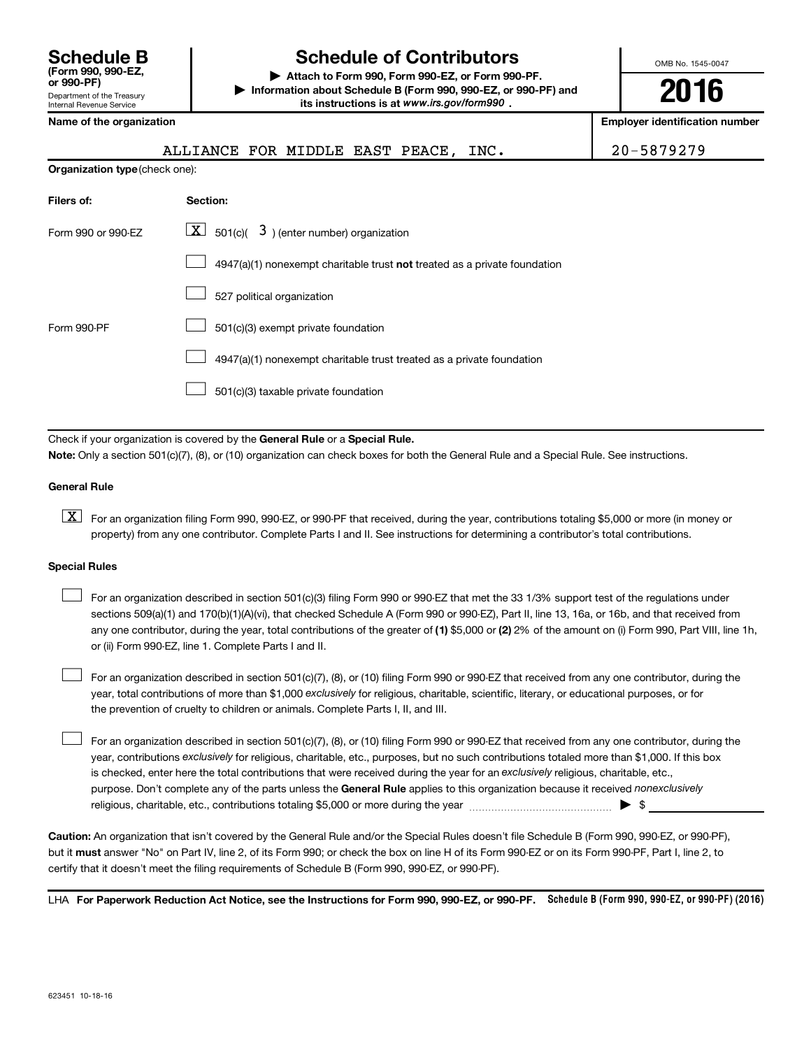# Schedule B

**(Form 990, 990-EZ, or 990-PF)**

Department of the Treasury
Internal Revenue Service

# Schedule of Contributors

**▶ Attach to Form 990, Form 990-EZ, or Form 990-PF.**

**▶ Information about Schedule B (Form 990, 990-EZ, or 990-PF) and its instructions is at *www.irs.gov/form990*.**

OMB No. 1545-0047

**2016**

| Name of the organization | Employer identification number |
|---|---|
| ALLIANCE FOR MIDDLE EAST PEACE, INC. | 20-5879279 |

**Organization type** (check one):

| Filers of: | Section: |
|---|---|
| Form 990 or 990-EZ | [X] 501(c)( 3 ) (enter number) organization |
| | [ ] 4947(a)(1) nonexempt charitable trust **not** treated as a private foundation |
| | [ ] 527 political organization |
| Form 990-PF | [ ] 501(c)(3) exempt private foundation |
| | [ ] 4947(a)(1) nonexempt charitable trust treated as a private foundation |
| | [ ] 501(c)(3) taxable private foundation |

Check if your organization is covered by the **General Rule** or a **Special Rule.**

**Note:** Only a section 501(c)(7), (8), or (10) organization can check boxes for both the General Rule and a Special Rule. See instructions.

**General Rule**

[X] For an organization filing Form 990, 990-EZ, or 990-PF that received, during the year, contributions totaling $5,000 or more (in money or property) from any one contributor. Complete Parts I and II. See instructions for determining a contributor's total contributions.

**Special Rules**

[ ] For an organization described in section 501(c)(3) filing Form 990 or 990-EZ that met the 33 1/3% support test of the regulations under sections 509(a)(1) and 170(b)(1)(A)(vi), that checked Schedule A (Form 990 or 990-EZ), Part II, line 13, 16a, or 16b, and that received from any one contributor, during the year, total contributions of the greater of **(1)** $5,000 or **(2)** 2% of the amount on (i) Form 990, Part VIII, line 1h, or (ii) Form 990-EZ, line 1. Complete Parts I and II.

[ ] For an organization described in section 501(c)(7), (8), or (10) filing Form 990 or 990-EZ that received from any one contributor, during the year, total contributions of more than $1,000 *exclusively* for religious, charitable, scientific, literary, or educational purposes, or for the prevention of cruelty to children or animals. Complete Parts I, II, and III.

[ ] For an organization described in section 501(c)(7), (8), or (10) filing Form 990 or 990-EZ that received from any one contributor, during the year, contributions *exclusively* for religious, charitable, etc., purposes, but no such contributions totaled more than $1,000. If this box is checked, enter here the total contributions that were received during the year for an *exclusively* religious, charitable, etc., purpose. Don't complete any of the parts unless the **General Rule** applies to this organization because it received *nonexclusively* religious, charitable, etc., contributions totaling $5,000 or more during the year ▶ $

**Caution:** An organization that isn't covered by the General Rule and/or the Special Rules doesn't file Schedule B (Form 990, 990-EZ, or 990-PF), but it **must** answer "No" on Part IV, line 2, of its Form 990; or check the box on line H of its Form 990-EZ or on its Form 990-PF, Part I, line 2, to certify that it doesn't meet the filing requirements of Schedule B (Form 990, 990-EZ, or 990-PF).

LHA **For Paperwork Reduction Act Notice, see the Instructions for Form 990, 990-EZ, or 990-PF.** **Schedule B (Form 990, 990-EZ, or 990-PF) (2016)**

623451 10-18-16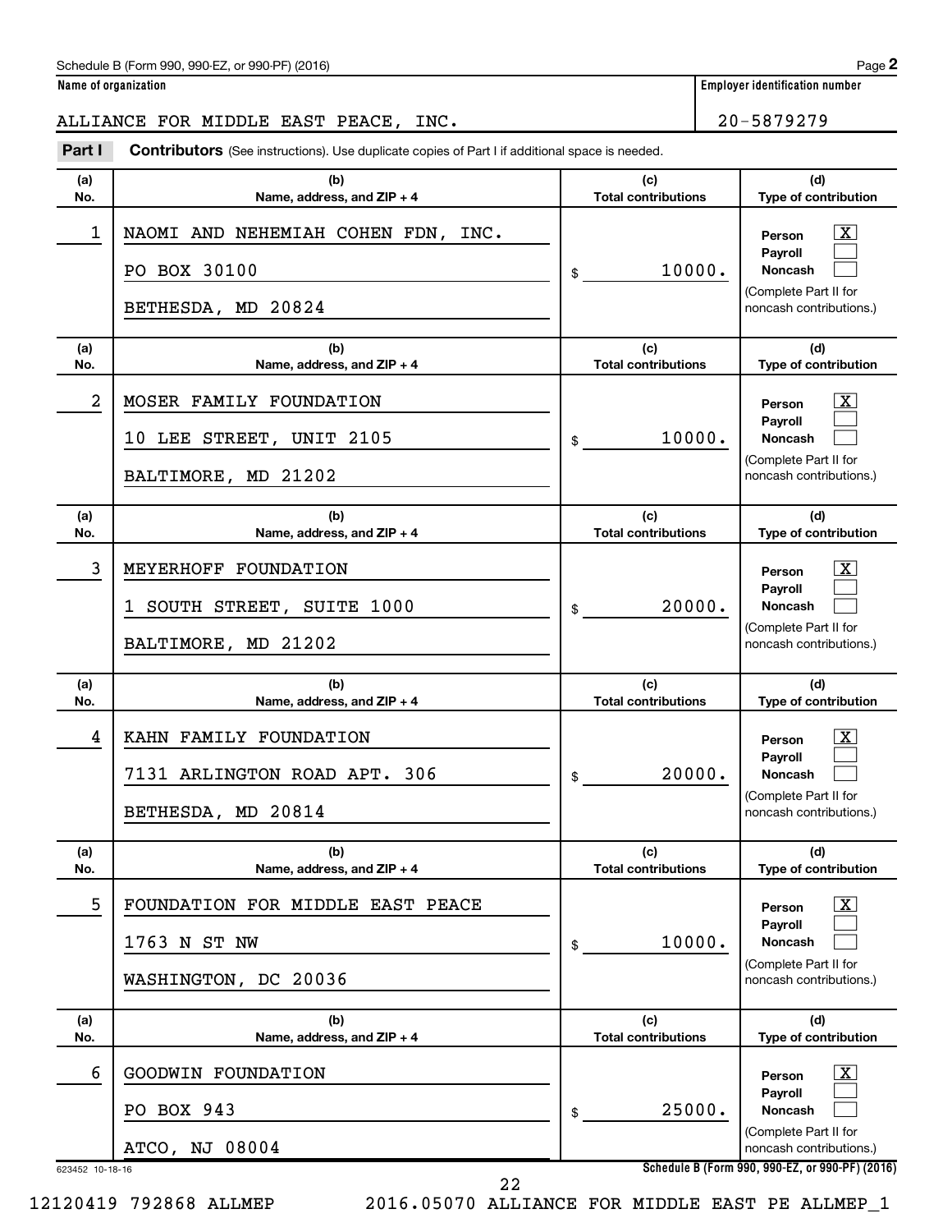Schedule B (Form 990, 990-EZ, or 990-PF) (2016)

**Name of organization**

ALLIANCE FOR MIDDLE EAST PEACE, INC.

**Employer identification number**

20-5879279

**Part I** **Contributors** (See instructions). Use duplicate copies of Part I if additional space is needed.

| (a) No. | (b) Name, address, and ZIP + 4 | (c) Total contributions | (d) Type of contribution |
|---|---|---|---|
| 1 | NAOMI AND NEHEMIAH COHEN FDN, INC.<br>PO BOX 30100<br>BETHESDA, MD 20824 | $ 10000. | Person [X]<br>Payroll [ ]<br>Noncash [ ]<br>(Complete Part II for noncash contributions.) |
| 2 | MOSER FAMILY FOUNDATION<br>10 LEE STREET, UNIT 2105<br>BALTIMORE, MD 21202 | $ 10000. | Person [X]<br>Payroll [ ]<br>Noncash [ ]<br>(Complete Part II for noncash contributions.) |
| 3 | MEYERHOFF FOUNDATION<br>1 SOUTH STREET, SUITE 1000<br>BALTIMORE, MD 21202 | $ 20000. | Person [X]<br>Payroll [ ]<br>Noncash [ ]<br>(Complete Part II for noncash contributions.) |
| 4 | KAHN FAMILY FOUNDATION<br>7131 ARLINGTON ROAD APT. 306<br>BETHESDA, MD 20814 | $ 20000. | Person [X]<br>Payroll [ ]<br>Noncash [ ]<br>(Complete Part II for noncash contributions.) |
| 5 | FOUNDATION FOR MIDDLE EAST PEACE<br>1763 N ST NW<br>WASHINGTON, DC 20036 | $ 10000. | Person [X]<br>Payroll [ ]<br>Noncash [ ]<br>(Complete Part II for noncash contributions.) |
| 6 | GOODWIN FOUNDATION<br>PO BOX 943<br>ATCO, NJ 08004 | $ 25000. | Person [X]<br>Payroll [ ]<br>Noncash [ ]<br>(Complete Part II for noncash contributions.) |

623452 10-18-16

12120419 792868 ALLMEP 2016.05070 ALLIANCE FOR MIDDLE EAST PE ALLMEP_1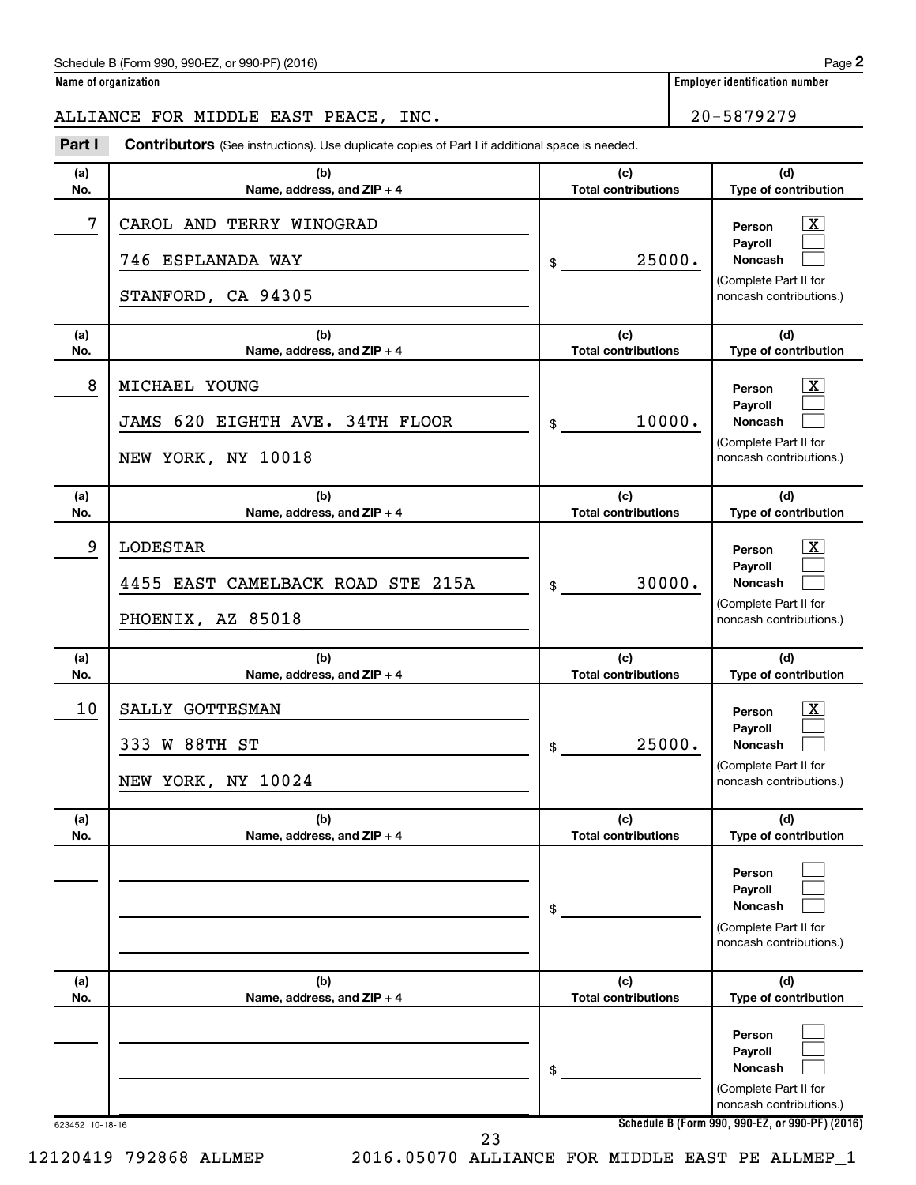Name of organization

ALLIANCE FOR MIDDLE EAST PEACE, INC.

Employer identification number

20-5879279

**Part I** **Contributors** (See instructions). Use duplicate copies of Part I if additional space is needed.

| (a) No. | (b) Name, address, and ZIP + 4 | (c) Total contributions | (d) Type of contribution |
|---|---|---|---|
| 7 | CAROL AND TERRY WINOGRAD<br>746 ESPLANADA WAY<br>STANFORD, CA 94305 | $ 25000. | Person [X]<br>Payroll [ ]<br>Noncash [ ]<br>(Complete Part II for noncash contributions.) |
| 8 | MICHAEL YOUNG<br>JAMS 620 EIGHTH AVE. 34TH FLOOR<br>NEW YORK, NY 10018 | $ 10000. | Person [X]<br>Payroll [ ]<br>Noncash [ ]<br>(Complete Part II for noncash contributions.) |
| 9 | LODESTAR<br>4455 EAST CAMELBACK ROAD STE 215A<br>PHOENIX, AZ 85018 | $ 30000. | Person [X]<br>Payroll [ ]<br>Noncash [ ]<br>(Complete Part II for noncash contributions.) |
| 10 | SALLY GOTTESMAN<br>333 W 88TH ST<br>NEW YORK, NY 10024 | $ 25000. | Person [X]<br>Payroll [ ]<br>Noncash [ ]<br>(Complete Part II for noncash contributions.) |
| | | $ | Person [ ]<br>Payroll [ ]<br>Noncash [ ]<br>(Complete Part II for noncash contributions.) |
| | | $ | Person [ ]<br>Payroll [ ]<br>Noncash [ ]<br>(Complete Part II for noncash contributions.) |

623452 10-18-16

Schedule B (Form 990, 990-EZ, or 990-PF) (2016)

12120419 792868 ALLMEP 2016.05070 ALLIANCE FOR MIDDLE EAST PE ALLMEP_1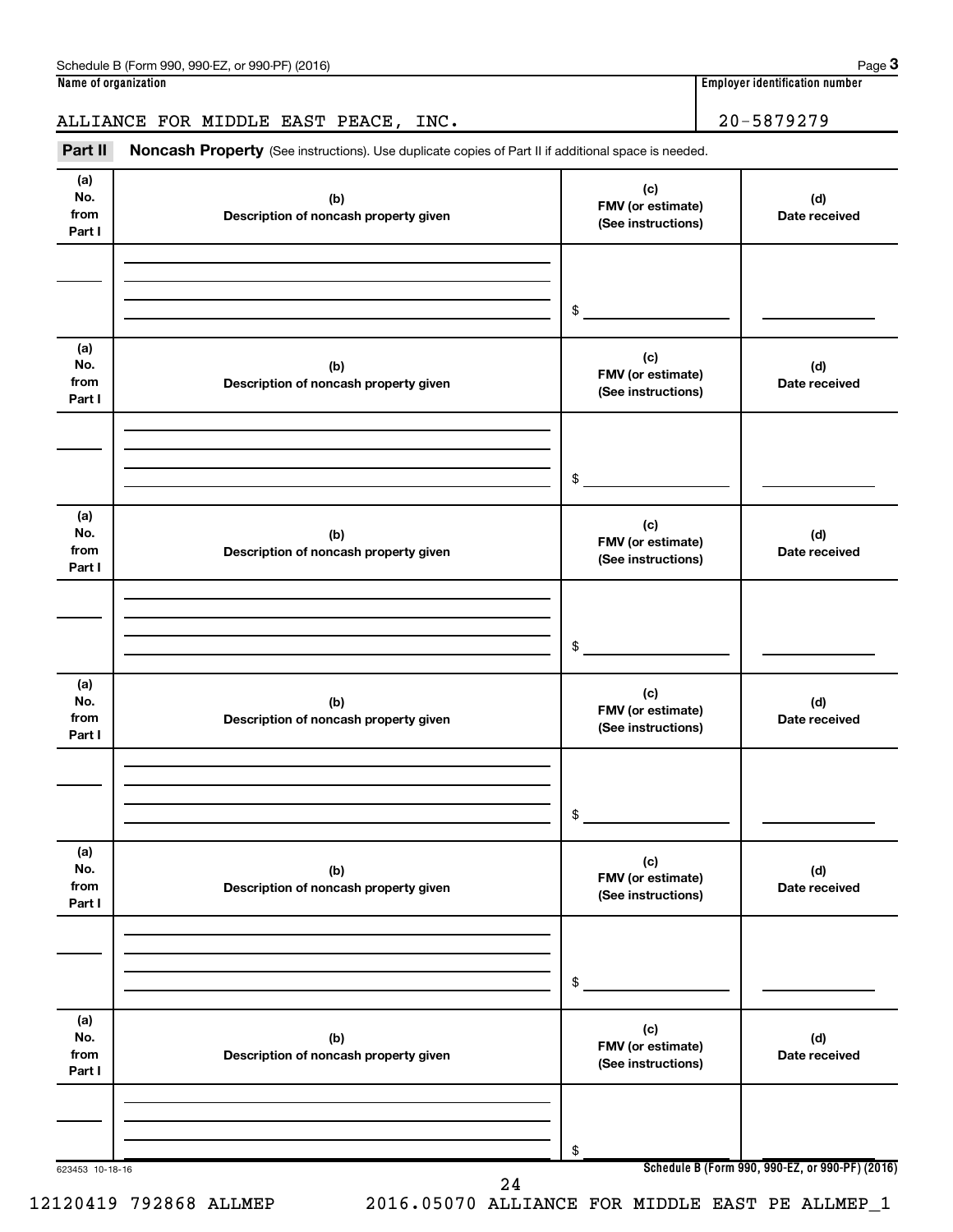Schedule B (Form 990, 990-EZ, or 990-PF) (2016)

**Name of organization**

ALLIANCE FOR MIDDLE EAST PEACE, INC.

**Employer identification number**

20-5879279

**Part II** **Noncash Property** (See instructions). Use duplicate copies of Part II if additional space is needed.

| (a) No. from Part I | (b) Description of noncash property given | (c) FMV (or estimate) (See instructions) | (d) Date received |
|---|---|---|---|
| | | $ | |

| (a) No. from Part I | (b) Description of noncash property given | (c) FMV (or estimate) (See instructions) | (d) Date received |
|---|---|---|---|
| | | $ | |

| (a) No. from Part I | (b) Description of noncash property given | (c) FMV (or estimate) (See instructions) | (d) Date received |
|---|---|---|---|
| | | $ | |

| (a) No. from Part I | (b) Description of noncash property given | (c) FMV (or estimate) (See instructions) | (d) Date received |
|---|---|---|---|
| | | $ | |

| (a) No. from Part I | (b) Description of noncash property given | (c) FMV (or estimate) (See instructions) | (d) Date received |
|---|---|---|---|
| | | $ | |

| (a) No. from Part I | (b) Description of noncash property given | (c) FMV (or estimate) (See instructions) | (d) Date received |
|---|---|---|---|
| | | $ | |

623453 10-18-16

**Schedule B (Form 990, 990-EZ, or 990-PF) (2016)**

12120419 792868 ALLMEP 2016.05070 ALLIANCE FOR MIDDLE EAST PE ALLMEP_1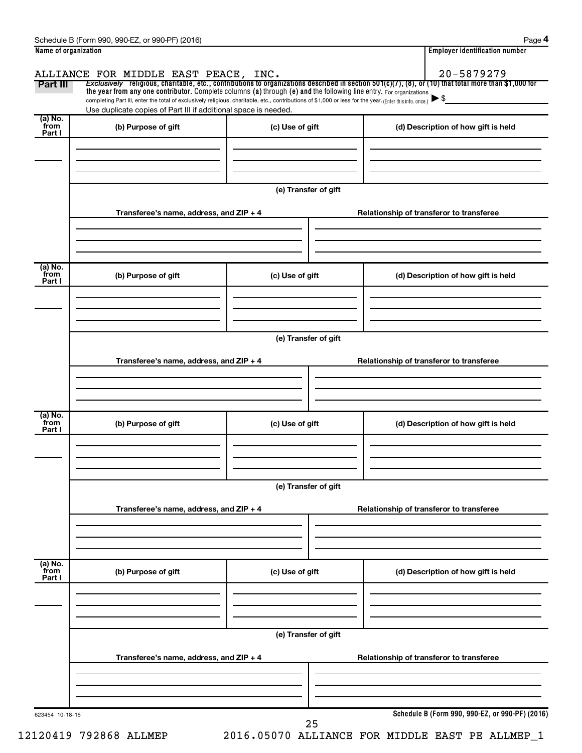Schedule B (Form 990, 990-EZ, or 990-PF) (2016)

**Name of organization**

ALLIANCE FOR MIDDLE EAST PEACE, INC.

**Employer identification number**

20-5879279

**Part III** *Exclusively* religious, charitable, etc., contributions to organizations described in section 501(c)(7), (8), or (10) that total more than $1,000 for the year from any one contributor. Complete columns (a) through (e) and the following line entry. For organizations completing Part III, enter the total of exclusively religious, charitable, etc., contributions of $1,000 or less for the year. (Enter this info. once.) ▶ $

Use duplicate copies of Part III if additional space is needed.

| (a) No. from Part I | (b) Purpose of gift | (c) Use of gift | (d) Description of how gift is held |
|---|---|---|---|
| | | | |

(e) Transfer of gift

| Transferee's name, address, and ZIP + 4 | Relationship of transferor to transferee |
|---|---|
| | |

| (a) No. from Part I | (b) Purpose of gift | (c) Use of gift | (d) Description of how gift is held |
|---|---|---|---|
| | | | |

(e) Transfer of gift

| Transferee's name, address, and ZIP + 4 | Relationship of transferor to transferee |
|---|---|
| | |

| (a) No. from Part I | (b) Purpose of gift | (c) Use of gift | (d) Description of how gift is held |
|---|---|---|---|
| | | | |

(e) Transfer of gift

| Transferee's name, address, and ZIP + 4 | Relationship of transferor to transferee |
|---|---|
| | |

| (a) No. from Part I | (b) Purpose of gift | (c) Use of gift | (d) Description of how gift is held |
|---|---|---|---|
| | | | |

(e) Transfer of gift

| Transferee's name, address, and ZIP + 4 | Relationship of transferor to transferee |
|---|---|
| | |

623454 10-18-16

**Schedule B (Form 990, 990-EZ, or 990-PF) (2016)**

12120419 792868 ALLMEP 2016.05070 ALLIANCE FOR MIDDLE EAST PE ALLMEP_1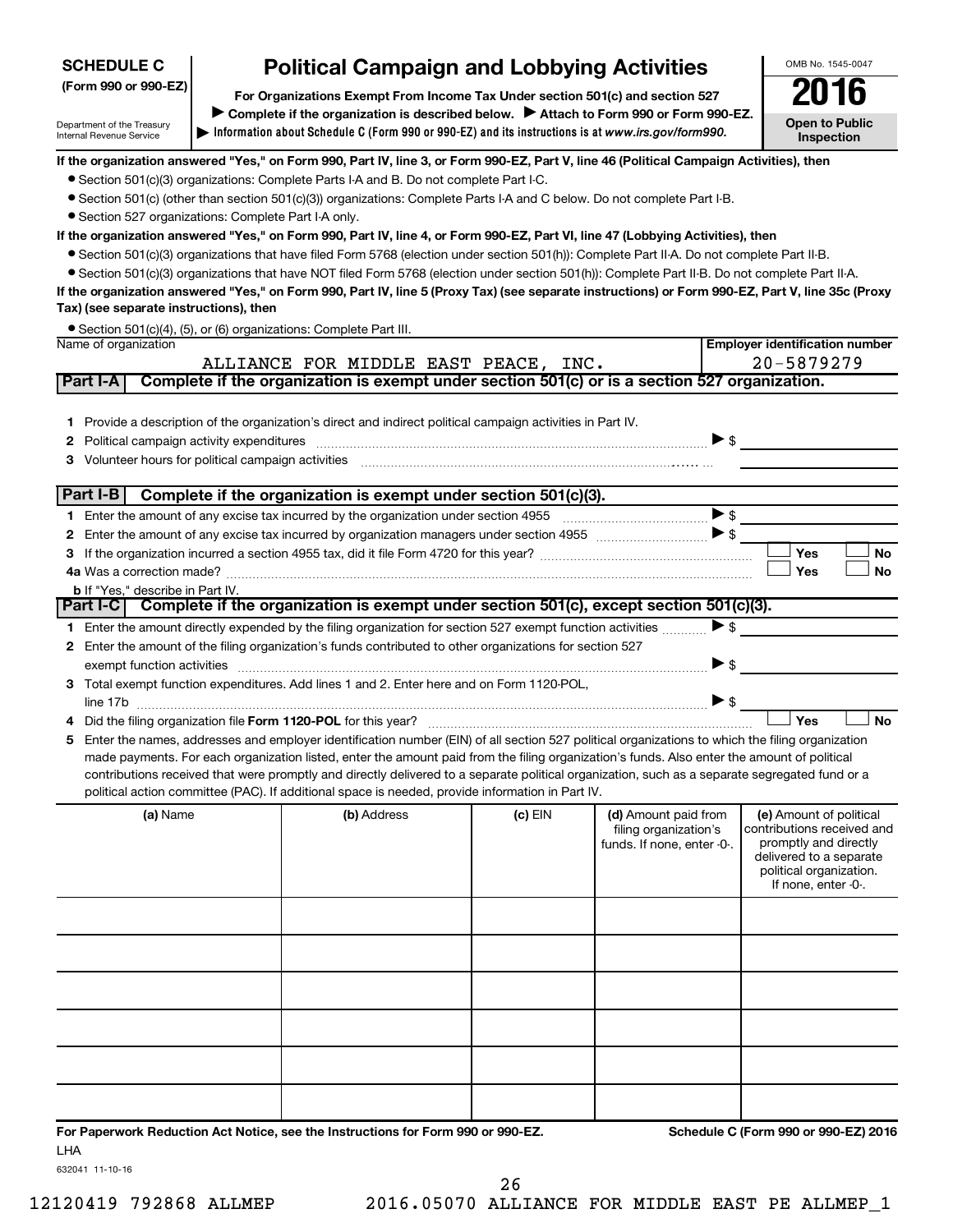**SCHEDULE C (Form 990 or 990-EZ)**

Department of the Treasury
Internal Revenue Service

# Political Campaign and Lobbying Activities

**For Organizations Exempt From Income Tax Under section 501(c) and section 527**

**▶ Complete if the organization is described below. ▶ Attach to Form 990 or Form 990-EZ.**

**▶ Information about Schedule C (Form 990 or 990-EZ) and its instructions is at *www.irs.gov/form990.***

OMB No. 1545-0047

**2016**

**Open to Public Inspection**

**If the organization answered "Yes," on Form 990, Part IV, line 3, or Form 990-EZ, Part V, line 46 (Political Campaign Activities), then**

- Section 501(c)(3) organizations: Complete Parts I-A and B. Do not complete Part I-C.
- Section 501(c) (other than section 501(c)(3)) organizations: Complete Parts I-A and C below. Do not complete Part I-B.
- Section 527 organizations: Complete Part I-A only.

**If the organization answered "Yes," on Form 990, Part IV, line 4, or Form 990-EZ, Part VI, line 47 (Lobbying Activities), then**

- Section 501(c)(3) organizations that have filed Form 5768 (election under section 501(h)): Complete Part II-A. Do not complete Part II-B.
- Section 501(c)(3) organizations that have NOT filed Form 5768 (election under section 501(h)): Complete Part II-B. Do not complete Part II-A.

**If the organization answered "Yes," on Form 990, Part IV, line 5 (Proxy Tax) (see separate instructions) or Form 990-EZ, Part V, line 35c (Proxy Tax) (see separate instructions), then**

- Section 501(c)(4), (5), or (6) organizations: Complete Part III.

| Name of organization | Employer identification number |
|---|---|
| ALLIANCE FOR MIDDLE EAST PEACE, INC. | 20-5879279 |

## Part I-A Complete if the organization is exempt under section 501(c) or is a section 527 organization.

1 Provide a description of the organization's direct and indirect political campaign activities in Part IV.

2 Political campaign activity expenditures ▶ $

3 Volunteer hours for political campaign activities

## Part I-B Complete if the organization is exempt under section 501(c)(3).

1 Enter the amount of any excise tax incurred by the organization under section 4955 ▶ $

2 Enter the amount of any excise tax incurred by organization managers under section 4955 ▶ $

3 If the organization incurred a section 4955 tax, did it file Form 4720 for this year? ☐ Yes ☐ No

4a Was a correction made? ☐ Yes ☐ No

b If "Yes," describe in Part IV.

## Part I-C Complete if the organization is exempt under section 501(c), except section 501(c)(3).

1 Enter the amount directly expended by the filing organization for section 527 exempt function activities ▶ $

2 Enter the amount of the filing organization's funds contributed to other organizations for section 527 exempt function activities ▶ $

3 Total exempt function expenditures. Add lines 1 and 2. Enter here and on Form 1120-POL, line 17b ▶ $

4 Did the filing organization file **Form 1120-POL** for this year? ☐ Yes ☐ No

5 Enter the names, addresses and employer identification number (EIN) of all section 527 political organizations to which the filing organization made payments. For each organization listed, enter the amount paid from the filing organization's funds. Also enter the amount of political contributions received that were promptly and directly delivered to a separate political organization, such as a separate segregated fund or a political action committee (PAC). If additional space is needed, provide information in Part IV.

| (a) Name | (b) Address | (c) EIN | (d) Amount paid from filing organization's funds. If none, enter -0-. | (e) Amount of political contributions received and promptly and directly delivered to a separate political organization. If none, enter -0-. |
|---|---|---|---|---|
| | | | | |
| | | | | |
| | | | | |
| | | | | |
| | | | | |
| | | | | |

**For Paperwork Reduction Act Notice, see the Instructions for Form 990 or 990-EZ.** **Schedule C (Form 990 or 990-EZ) 2016**

LHA

632041 11-10-16

12120419 792868 ALLMEP 2016.05070 ALLIANCE FOR MIDDLE EAST PE ALLMEP_1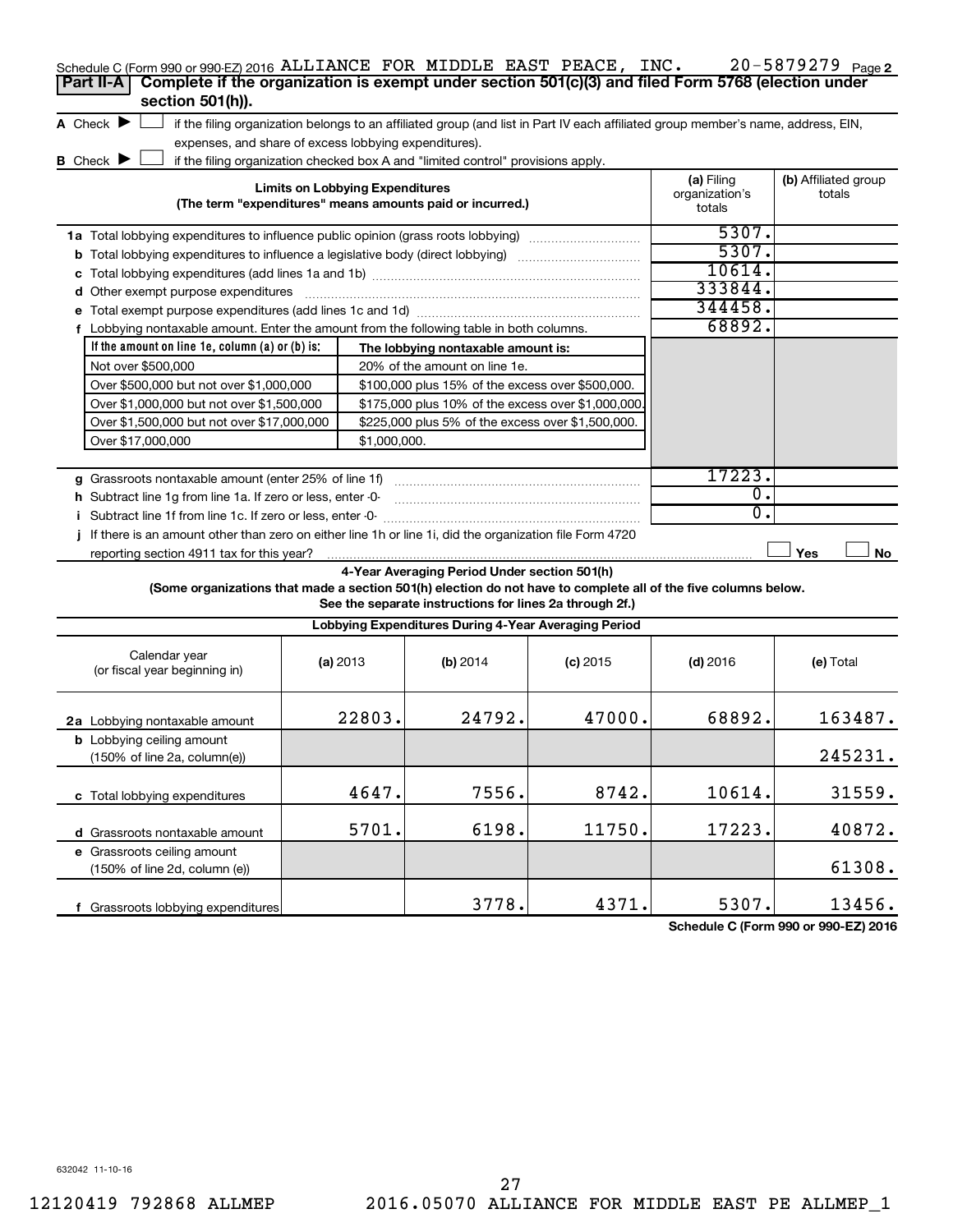Schedule C (Form 990 or 990-EZ) 2016 ALLIANCE FOR MIDDLE EAST PEACE, INC. 20-5879279 Page 2

**Part II-A** **Complete if the organization is exempt under section 501(c)(3) and filed Form 5768 (election under section 501(h)).**

A Check ▶ ☐ if the filing organization belongs to an affiliated group (and list in Part IV each affiliated group member's name, address, EIN, expenses, and share of excess lobbying expenditures).

B Check ▶ ☐ if the filing organization checked box A and "limited control" provisions apply.

| Limits on Lobbying Expenditures (The term "expenditures" means amounts paid or incurred.) | (a) Filing organization's totals | (b) Affiliated group totals |
|---|---|---|
| 1a Total lobbying expenditures to influence public opinion (grass roots lobbying) | 5307. | |
| b Total lobbying expenditures to influence a legislative body (direct lobbying) | 5307. | |
| c Total lobbying expenditures (add lines 1a and 1b) | 10614. | |
| d Other exempt purpose expenditures | 333844. | |
| e Total exempt purpose expenditures (add lines 1c and 1d) | 344458. | |
| f Lobbying nontaxable amount. Enter the amount from the following table in both columns. | 68892. | |

| If the amount on line 1e, column (a) or (b) is: | The lobbying nontaxable amount is: |
|---|---|
| Not over $500,000 | 20% of the amount on line 1e. |
| Over $500,000 but not over $1,000,000 | $100,000 plus 15% of the excess over $500,000. |
| Over $1,000,000 but not over $1,500,000 | $175,000 plus 10% of the excess over $1,000,000. |
| Over $1,500,000 but not over $17,000,000 | $225,000 plus 5% of the excess over $1,500,000. |
| Over $17,000,000 | $1,000,000. |

| | (a) Filing organization's totals | (b) Affiliated group totals |
|---|---|---|
| g Grassroots nontaxable amount (enter 25% of line 1f) | 17223. | |
| h Subtract line 1g from line 1a. If zero or less, enter -0- | 0. | |
| i Subtract line 1f from line 1c. If zero or less, enter -0- | 0. | |
| j If there is an amount other than zero on either line 1h or line 1i, did the organization file Form 4720 reporting section 4911 tax for this year? | ☐ Yes | ☐ No |

**4-Year Averaging Period Under section 501(h)**

**(Some organizations that made a section 501(h) election do not have to complete all of the five columns below. See the separate instructions for lines 2a through 2f.)**

**Lobbying Expenditures During 4-Year Averaging Period**

| Calendar year (or fiscal year beginning in) | (a) 2013 | (b) 2014 | (c) 2015 | (d) 2016 | (e) Total |
|---|---|---|---|---|---|
| 2a Lobbying nontaxable amount | 22803. | 24792. | 47000. | 68892. | 163487. |
| b Lobbying ceiling amount (150% of line 2a, column(e)) | | | | | 245231. |
| c Total lobbying expenditures | 4647. | 7556. | 8742. | 10614. | 31559. |
| d Grassroots nontaxable amount | 5701. | 6198. | 11750. | 17223. | 40872. |
| e Grassroots ceiling amount (150% of line 2d, column (e)) | | | | | 61308. |
| f Grassroots lobbying expenditures | | 3778. | 4371. | 5307. | 13456. |

**Schedule C (Form 990 or 990-EZ) 2016**

632042 11-10-16

12120419 792868 ALLMEP 2016.05070 ALLIANCE FOR MIDDLE EAST PE ALLMEP_1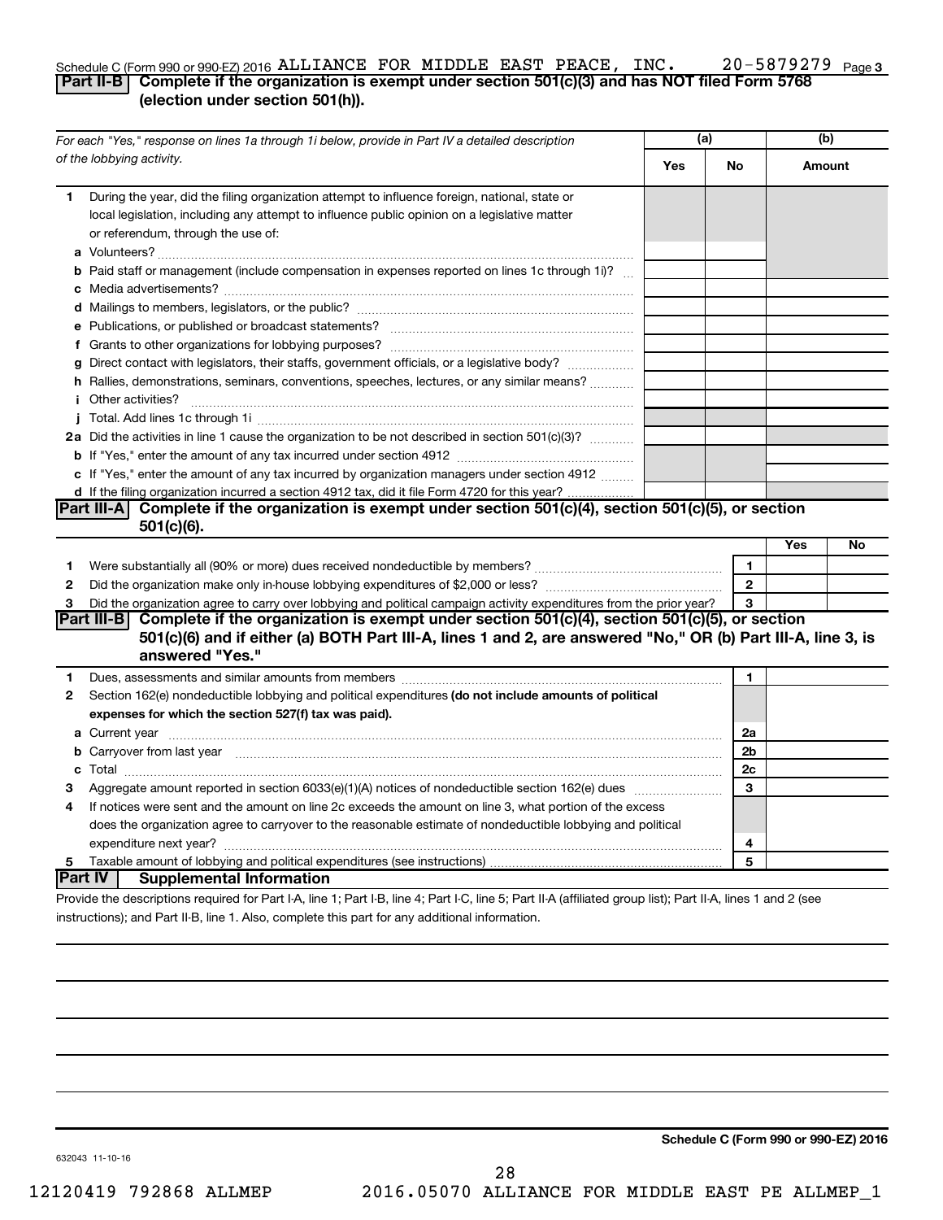Schedule C (Form 990 or 990-EZ) 2016 ALLIANCE FOR MIDDLE EAST PEACE, INC. 20-5879279 Page 3

**Part II-B Complete if the organization is exempt under section 501(c)(3) and has NOT filed Form 5768 (election under section 501(h)).**

| For each "Yes," response on lines 1a through 1i below, provide in Part IV a detailed description of the lobbying activity. | (a) Yes | (a) No | (b) Amount |
|---|---|---|---|
| **1** During the year, did the filing organization attempt to influence foreign, national, state or local legislation, including any attempt to influence public opinion on a legislative matter or referendum, through the use of: | | | |
| **a** Volunteers? | | | |
| **b** Paid staff or management (include compensation in expenses reported on lines 1c through 1i)? | | | |
| **c** Media advertisements? | | | |
| **d** Mailings to members, legislators, or the public? | | | |
| **e** Publications, or published or broadcast statements? | | | |
| **f** Grants to other organizations for lobbying purposes? | | | |
| **g** Direct contact with legislators, their staffs, government officials, or a legislative body? | | | |
| **h** Rallies, demonstrations, seminars, conventions, speeches, lectures, or any similar means? | | | |
| **i** Other activities? | | | |
| **j** Total. Add lines 1c through 1i | | | |
| **2a** Did the activities in line 1 cause the organization to be not described in section 501(c)(3)? | | | |
| **b** If "Yes," enter the amount of any tax incurred under section 4912 | | | |
| **c** If "Yes," enter the amount of any tax incurred by organization managers under section 4912 | | | |
| **d** If the filing organization incurred a section 4912 tax, did it file Form 4720 for this year? | | | |

**Part III-A Complete if the organization is exempt under section 501(c)(4), section 501(c)(5), or section 501(c)(6).**

| | | | Yes | No |
|---|---|---|---|---|
| **1** | Were substantially all (90% or more) dues received nondeductible by members? | 1 | | |
| **2** | Did the organization make only in-house lobbying expenditures of $2,000 or less? | 2 | | |
| **3** | Did the organization agree to carry over lobbying and political campaign activity expenditures from the prior year? | 3 | | |

**Part III-B Complete if the organization is exempt under section 501(c)(4), section 501(c)(5), or section 501(c)(6) and if either (a) BOTH Part III-A, lines 1 and 2, are answered "No," OR (b) Part III-A, line 3, is answered "Yes."**

| | | | |
|---|---|---|---|
| **1** | Dues, assessments and similar amounts from members | 1 | |
| **2** | Section 162(e) nondeductible lobbying and political expenditures **(do not include amounts of political expenses for which the section 527(f) tax was paid).** | | |
| **a** | Current year | 2a | |
| **b** | Carryover from last year | 2b | |
| **c** | Total | 2c | |
| **3** | Aggregate amount reported in section 6033(e)(1)(A) notices of nondeductible section 162(e) dues | 3 | |
| **4** | If notices were sent and the amount on line 2c exceeds the amount on line 3, what portion of the excess does the organization agree to carryover to the reasonable estimate of nondeductible lobbying and political expenditure next year? | 4 | |
| **5** | Taxable amount of lobbying and political expenditures (see instructions) | 5 | |

**Part IV Supplemental Information**

Provide the descriptions required for Part I-A, line 1; Part I-B, line 4; Part I-C, line 5; Part II-A (affiliated group list); Part II-A, lines 1 and 2 (see instructions); and Part II-B, line 1. Also, complete this part for any additional information.

**Schedule C (Form 990 or 990-EZ) 2016**

632043 11-10-16

12120419 792868 ALLMEP 2016.05070 ALLIANCE FOR MIDDLE EAST PE ALLMEP_1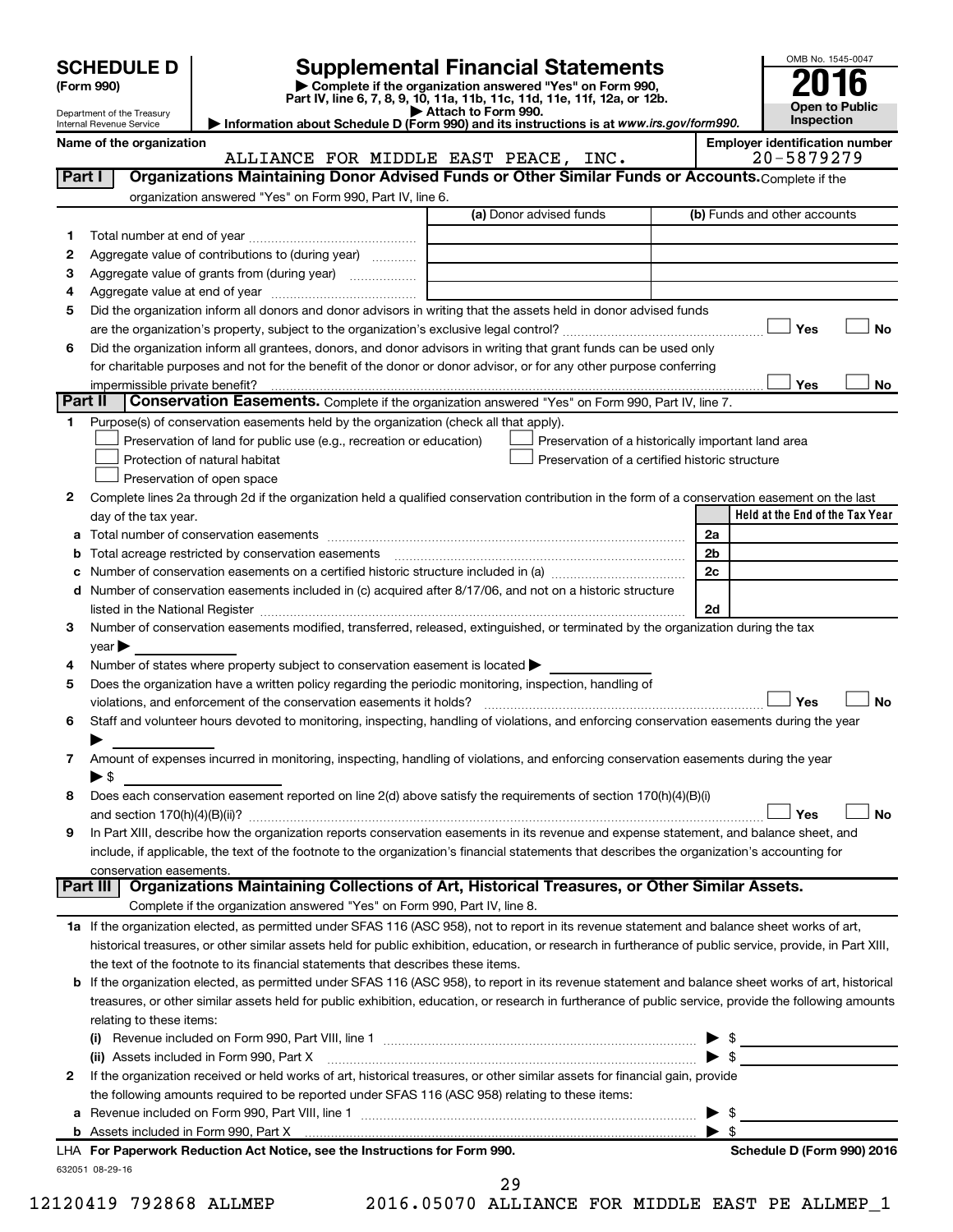# SCHEDULE D (Form 990)

Department of the Treasury
Internal Revenue Service

## Supplemental Financial Statements

▶ Complete if the organization answered "Yes" on Form 990, Part IV, line 6, 7, 8, 9, 10, 11a, 11b, 11c, 11d, 11e, 11f, 12a, or 12b.
▶ Attach to Form 990.
▶ Information about Schedule D (Form 990) and its instructions is at *www.irs.gov/form990.*

OMB No. 1545-0047

**2016**

**Open to Public Inspection**

**Name of the organization:** ALLIANCE FOR MIDDLE EAST PEACE, INC.

**Employer identification number:** 20-5879279

### Part I — Organizations Maintaining Donor Advised Funds or Other Similar Funds or Accounts. 

Complete if the organization answered "Yes" on Form 990, Part IV, line 6.

| | | (a) Donor advised funds | (b) Funds and other accounts |
|---|---|---|---|
| 1 | Total number at end of year | | |
| 2 | Aggregate value of contributions to (during year) | | |
| 3 | Aggregate value of grants from (during year) | | |
| 4 | Aggregate value at end of year | | |

5 Did the organization inform all donors and donor advisors in writing that the assets held in donor advised funds are the organization's property, subject to the organization's exclusive legal control? ☐ Yes ☐ No

6 Did the organization inform all grantees, donors, and donor advisors in writing that grant funds can be used only for charitable purposes and not for the benefit of the donor or donor advisor, or for any other purpose conferring impermissible private benefit? ☐ Yes ☐ No

### Part II — Conservation Easements. 

Complete if the organization answered "Yes" on Form 990, Part IV, line 7.

1 Purpose(s) of conservation easements held by the organization (check all that apply).

- ☐ Preservation of land for public use (e.g., recreation or education)
- ☐ Protection of natural habitat
- ☐ Preservation of open space
- ☐ Preservation of a historically important land area
- ☐ Preservation of a certified historic structure

2 Complete lines 2a through 2d if the organization held a qualified conservation contribution in the form of a conservation easement on the last day of the tax year.

| | | | Held at the End of the Tax Year |
|---|---|---|---|
| a | Total number of conservation easements | 2a | |
| b | Total acreage restricted by conservation easements | 2b | |
| c | Number of conservation easements on a certified historic structure included in (a) | 2c | |
| d | Number of conservation easements included in (c) acquired after 8/17/06, and not on a historic structure listed in the National Register | 2d | |

3 Number of conservation easements modified, transferred, released, extinguished, or terminated by the organization during the tax year ▶

4 Number of states where property subject to conservation easement is located ▶

5 Does the organization have a written policy regarding the periodic monitoring, inspection, handling of violations, and enforcement of the conservation easements it holds? ☐ Yes ☐ No

6 Staff and volunteer hours devoted to monitoring, inspecting, handling of violations, and enforcing conservation easements during the year ▶

7 Amount of expenses incurred in monitoring, inspecting, handling of violations, and enforcing conservation easements during the year ▶ $

8 Does each conservation easement reported on line 2(d) above satisfy the requirements of section 170(h)(4)(B)(i) and section 170(h)(4)(B)(ii)? ☐ Yes ☐ No

9 In Part XIII, describe how the organization reports conservation easements in its revenue and expense statement, and balance sheet, and include, if applicable, the text of the footnote to the organization's financial statements that describes the organization's accounting for conservation easements.

### Part III — Organizations Maintaining Collections of Art, Historical Treasures, or Other Similar Assets.

Complete if the organization answered "Yes" on Form 990, Part IV, line 8.

1a If the organization elected, as permitted under SFAS 116 (ASC 958), not to report in its revenue statement and balance sheet works of art, historical treasures, or other similar assets held for public exhibition, education, or research in furtherance of public service, provide, in Part XIII, the text of the footnote to its financial statements that describes these items.

b If the organization elected, as permitted under SFAS 116 (ASC 958), to report in its revenue statement and balance sheet works of art, historical treasures, or other similar assets held for public exhibition, education, or research in furtherance of public service, provide the following amounts relating to these items:

(i) Revenue included on Form 990, Part VIII, line 1 ▶ $

(ii) Assets included in Form 990, Part X ▶ $

2 If the organization received or held works of art, historical treasures, or other similar assets for financial gain, provide the following amounts required to be reported under SFAS 116 (ASC 958) relating to these items:

a Revenue included on Form 990, Part VIII, line 1 ▶ $

b Assets included in Form 990, Part X ▶ $

**LHA For Paperwork Reduction Act Notice, see the Instructions for Form 990.** **Schedule D (Form 990) 2016**

632051 08-29-16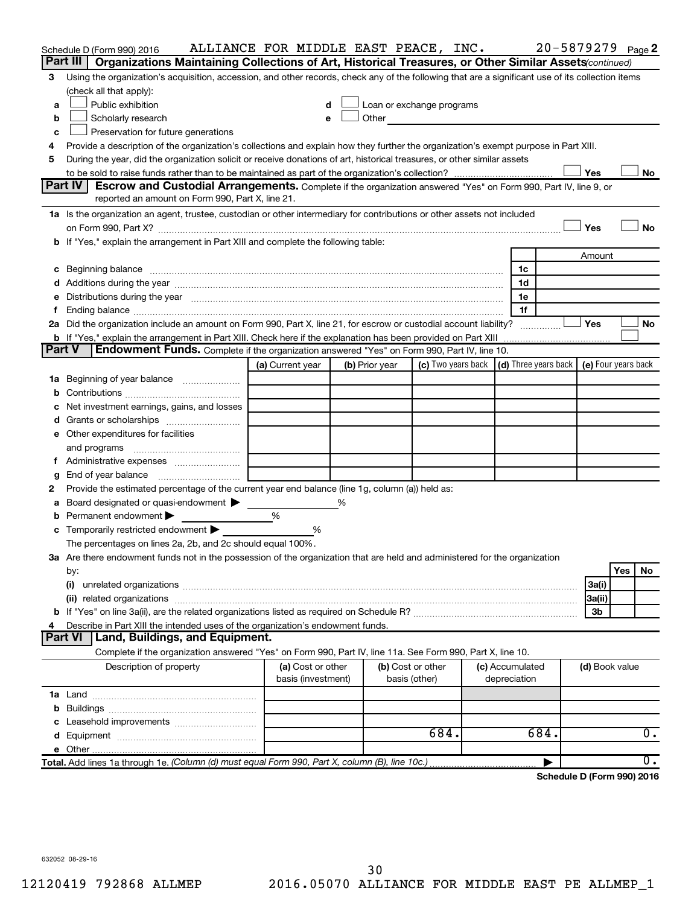Schedule D (Form 990) 2016 ALLIANCE FOR MIDDLE EAST PEACE, INC. 20-5879279 Page 2

## Part III Organizations Maintaining Collections of Art, Historical Treasures, or Other Similar Assets *(continued)*

3 Using the organization's acquisition, accession, and other records, check any of the following that are a significant use of its collection items (check all that apply):

- a ☐ Public exhibition
- b ☐ Scholarly research
- c ☐ Preservation for future generations
- d ☐ Loan or exchange programs
- e ☐ Other

4 Provide a description of the organization's collections and explain how they further the organization's exempt purpose in Part XIII.

5 During the year, did the organization solicit or receive donations of art, historical treasures, or other similar assets to be sold to raise funds rather than to be maintained as part of the organization's collection? ☐ Yes ☐ No

## Part IV Escrow and Custodial Arrangements.

Complete if the organization answered "Yes" on Form 990, Part IV, line 9, or reported an amount on Form 990, Part X, line 21.

1a Is the organization an agent, trustee, custodian or other intermediary for contributions or other assets not included on Form 990, Part X? ☐ Yes ☐ No

b If "Yes," explain the arrangement in Part XIII and complete the following table:

| | | Amount |
|---|---|---|
| c Beginning balance | 1c | |
| d Additions during the year | 1d | |
| e Distributions during the year | 1e | |
| f Ending balance | 1f | |

2a Did the organization include an amount on Form 990, Part X, line 21, for escrow or custodial account liability? ☐ Yes ☐ No

b If "Yes," explain the arrangement in Part XIII. Check here if the explanation has been provided on Part XIII ☐

## Part V Endowment Funds.

Complete if the organization answered "Yes" on Form 990, Part IV, line 10.

| | (a) Current year | (b) Prior year | (c) Two years back | (d) Three years back | (e) Four years back |
|---|---|---|---|---|---|
| 1a Beginning of year balance | | | | | |
| b Contributions | | | | | |
| c Net investment earnings, gains, and losses | | | | | |
| d Grants or scholarships | | | | | |
| e Other expenditures for facilities and programs | | | | | |
| f Administrative expenses | | | | | |
| g End of year balance | | | | | |

2 Provide the estimated percentage of the current year end balance (line 1g, column (a)) held as:

a Board designated or quasi-endowment ▶ ______ %

b Permanent endowment ▶ ______ %

c Temporarily restricted endowment ▶ ______ %

The percentages on lines 2a, 2b, and 2c should equal 100%.

3a Are there endowment funds not in the possession of the organization that are held and administered for the organization by:

| | | Yes | No |
|---|---|---|---|
| (i) unrelated organizations | 3a(i) | | |
| (ii) related organizations | 3a(ii) | | |
| b If "Yes" on line 3a(ii), are the related organizations listed as required on Schedule R? | 3b | | |

4 Describe in Part XIII the intended uses of the organization's endowment funds.

## Part VI Land, Buildings, and Equipment.

Complete if the organization answered "Yes" on Form 990, Part IV, line 11a. See Form 990, Part X, line 10.

| Description of property | (a) Cost or other basis (investment) | (b) Cost or other basis (other) | (c) Accumulated depreciation | (d) Book value |
|---|---|---|---|---|
| 1a Land | | | | |
| b Buildings | | | | |
| c Leasehold improvements | | | | |
| d Equipment | | 684. | 684. | 0. |
| e Other | | | | |
| Total. Add lines 1a through 1e. *(Column (d) must equal Form 990, Part X, column (B), line 10c.)* ▶ | | | | 0. |

Schedule D (Form 990) 2016

632052 08-29-16

12120419 792868 ALLMEP 2016.05070 ALLIANCE FOR MIDDLE EAST PE ALLMEP_1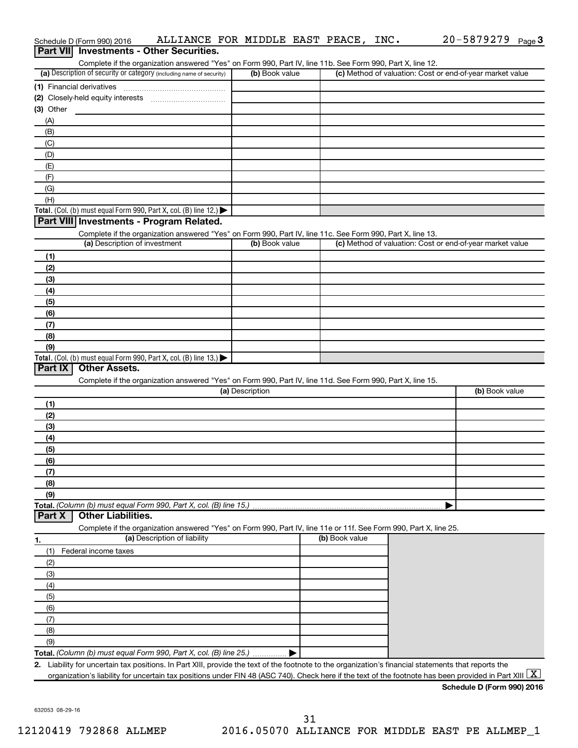Schedule D (Form 990) 2016 ALLIANCE FOR MIDDLE EAST PEACE, INC. 20-5879279

## Part VII Investments - Other Securities.

Complete if the organization answered "Yes" on Form 990, Part IV, line 11b. See Form 990, Part X, line 12.

| (a) Description of security or category (including name of security) | (b) Book value | (c) Method of valuation: Cost or end-of-year market value |
|---|---|---|
| (1) Financial derivatives | | |
| (2) Closely-held equity interests | | |
| (3) Other | | |
| (A) | | |
| (B) | | |
| (C) | | |
| (D) | | |
| (E) | | |
| (F) | | |
| (G) | | |
| (H) | | |
| **Total.** (Col. (b) must equal Form 990, Part X, col. (B) line 12.) ▶ | | |

## Part VIII Investments - Program Related.

Complete if the organization answered "Yes" on Form 990, Part IV, line 11c. See Form 990, Part X, line 13.

| (a) Description of investment | (b) Book value | (c) Method of valuation: Cost or end-of-year market value |
|---|---|---|
| (1) | | |
| (2) | | |
| (3) | | |
| (4) | | |
| (5) | | |
| (6) | | |
| (7) | | |
| (8) | | |
| (9) | | |
| **Total.** (Col. (b) must equal Form 990, Part X, col. (B) line 13.) ▶ | | |

## Part IX Other Assets.

Complete if the organization answered "Yes" on Form 990, Part IV, line 11d. See Form 990, Part X, line 15.

| (a) Description | (b) Book value |
|---|---|
| (1) | |
| (2) | |
| (3) | |
| (4) | |
| (5) | |
| (6) | |
| (7) | |
| (8) | |
| (9) | |
| **Total.** *(Column (b) must equal Form 990, Part X, col. (B) line 15.)* ▶ | |

## Part X Other Liabilities.

Complete if the organization answered "Yes" on Form 990, Part IV, line 11e or 11f. See Form 990, Part X, line 25.

| 1. (a) Description of liability | (b) Book value |
|---|---|
| (1) Federal income taxes | |
| (2) | |
| (3) | |
| (4) | |
| (5) | |
| (6) | |
| (7) | |
| (8) | |
| (9) | |
| **Total.** *(Column (b) must equal Form 990, Part X, col. (B) line 25.)* ▶ | |

2. Liability for uncertain tax positions. In Part XIII, provide the text of the footnote to the organization's financial statements that reports the organization's liability for uncertain tax positions under FIN 48 (ASC 740). Check here if the text of the footnote has been provided in Part XIII [X]

**Schedule D (Form 990) 2016**

632053 08-29-16

12120419 792868 ALLMEP 2016.05070 ALLIANCE FOR MIDDLE EAST PE ALLMEP_1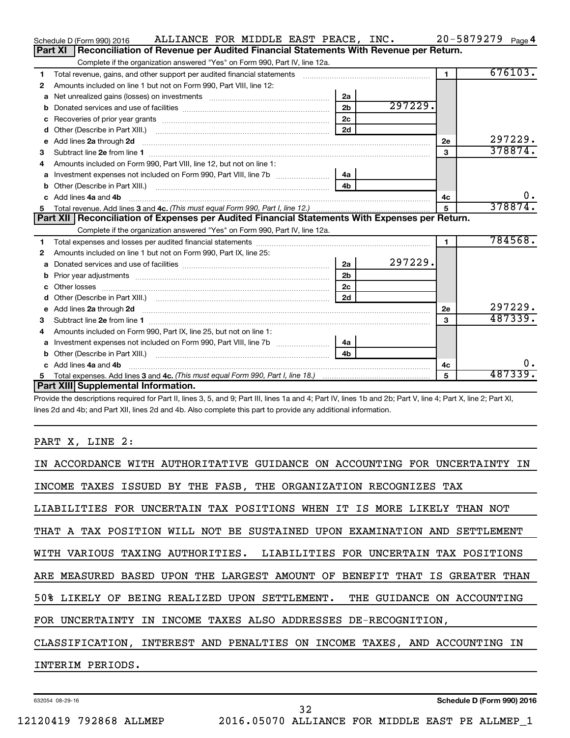Schedule D (Form 990) 2016 ALLIANCE FOR MIDDLE EAST PEACE, INC. 20-5879279 Page 4

## Part XI Reconciliation of Revenue per Audited Financial Statements With Revenue per Return.

Complete if the organization answered "Yes" on Form 990, Part IV, line 12a.

| | | | | | |
|---|---|---|---|---|---|
| 1 | Total revenue, gains, and other support per audited financial statements | | | 1 | 676103. |
| 2 | Amounts included on line 1 but not on Form 990, Part VIII, line 12: | | | | |
| a | Net unrealized gains (losses) on investments | 2a | | | |
| b | Donated services and use of facilities | 2b | 297229. | | |
| c | Recoveries of prior year grants | 2c | | | |
| d | Other (Describe in Part XIII.) | 2d | | | |
| e | Add lines 2a through 2d | | | 2e | 297229. |
| 3 | Subtract line 2e from line 1 | | | 3 | 378874. |
| 4 | Amounts included on Form 990, Part VIII, line 12, but not on line 1: | | | | |
| a | Investment expenses not included on Form 990, Part VIII, line 7b | 4a | | | |
| b | Other (Describe in Part XIII.) | 4b | | | |
| c | Add lines 4a and 4b | | | 4c | 0. |
| 5 | Total revenue. Add lines 3 and 4c. *(This must equal Form 990, Part I, line 12.)* | | | 5 | 378874. |

## Part XII Reconciliation of Expenses per Audited Financial Statements With Expenses per Return.

Complete if the organization answered "Yes" on Form 990, Part IV, line 12a.

| | | | | | |
|---|---|---|---|---|---|
| 1 | Total expenses and losses per audited financial statements | | | 1 | 784568. |
| 2 | Amounts included on line 1 but not on Form 990, Part IX, line 25: | | | | |
| a | Donated services and use of facilities | 2a | 297229. | | |
| b | Prior year adjustments | 2b | | | |
| c | Other losses | 2c | | | |
| d | Other (Describe in Part XIII.) | 2d | | | |
| e | Add lines 2a through 2d | | | 2e | 297229. |
| 3 | Subtract line 2e from line 1 | | | 3 | 487339. |
| 4 | Amounts included on Form 990, Part IX, line 25, but not on line 1: | | | | |
| a | Investment expenses not included on Form 990, Part VIII, line 7b | 4a | | | |
| b | Other (Describe in Part XIII.) | 4b | | | |
| c | Add lines 4a and 4b | | | 4c | 0. |
| 5 | Total expenses. Add lines 3 and 4c. *(This must equal Form 990, Part I, line 18.)* | | | 5 | 487339. |

## Part XIII Supplemental Information.

Provide the descriptions required for Part II, lines 3, 5, and 9; Part III, lines 1a and 4; Part IV, lines 1b and 2b; Part V, line 4; Part X, line 2; Part XI, lines 2d and 4b; and Part XII, lines 2d and 4b. Also complete this part to provide any additional information.

PART X, LINE 2:

IN ACCORDANCE WITH AUTHORITATIVE GUIDANCE ON ACCOUNTING FOR UNCERTAINTY IN INCOME TAXES ISSUED BY THE FASB, THE ORGANIZATION RECOGNIZES TAX LIABILITIES FOR UNCERTAIN TAX POSITIONS WHEN IT IS MORE LIKELY THAN NOT THAT A TAX POSITION WILL NOT BE SUSTAINED UPON EXAMINATION AND SETTLEMENT WITH VARIOUS TAXING AUTHORITIES. LIABILITIES FOR UNCERTAIN TAX POSITIONS ARE MEASURED BASED UPON THE LARGEST AMOUNT OF BENEFIT THAT IS GREATER THAN 50% LIKELY OF BEING REALIZED UPON SETTLEMENT. THE GUIDANCE ON ACCOUNTING FOR UNCERTAINTY IN INCOME TAXES ALSO ADDRESSES DE-RECOGNITION, CLASSIFICATION, INTEREST AND PENALTIES ON INCOME TAXES, AND ACCOUNTING IN INTERIM PERIODS.

632054 08-29-16 Schedule D (Form 990) 2016

12120419 792868 ALLMEP 2016.05070 ALLIANCE FOR MIDDLE EAST PE ALLMEP_1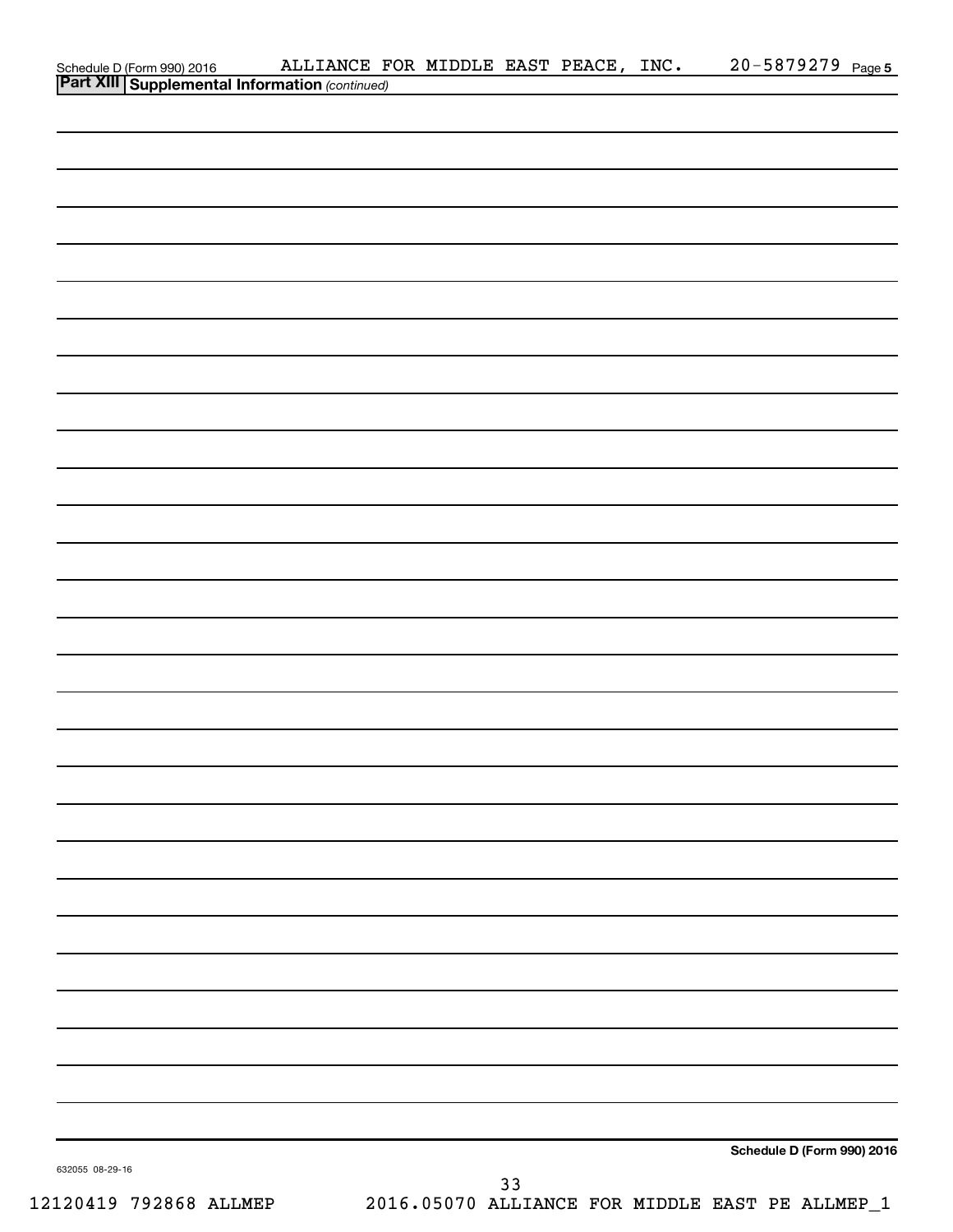## Part XIII Supplemental Information *(continued)*

Schedule D (Form 990) 2016 ALLIANCE FOR MIDDLE EAST PEACE, INC. 20-5879279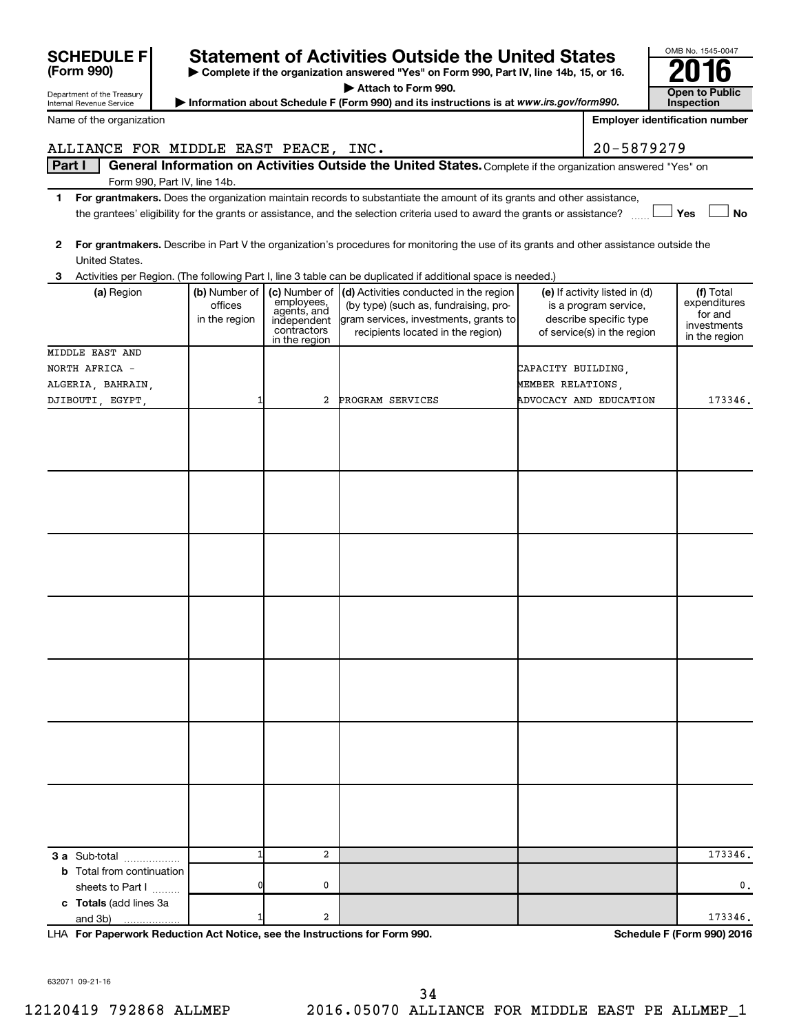# SCHEDULE F (Form 990)

Department of the Treasury
Internal Revenue Service

## Statement of Activities Outside the United States

▶ Complete if the organization answered "Yes" on Form 990, Part IV, line 14b, 15, or 16.
▶ Attach to Form 990.
▶ Information about Schedule F (Form 990) and its instructions is at *www.irs.gov/form990.*

OMB No. 1545-0047

**2016**

**Open to Public Inspection**

Name of the organization: ALLIANCE FOR MIDDLE EAST PEACE, INC.

Employer identification number: 20-5879279

**Part I** **General Information on Activities Outside the United States.** Complete if the organization answered "Yes" on Form 990, Part IV, line 14b.

1 **For grantmakers.** Does the organization maintain records to substantiate the amount of its grants and other assistance, the grantees' eligibility for the grants or assistance, and the selection criteria used to award the grants or assistance? ☐ Yes ☐ No

2 **For grantmakers.** Describe in Part V the organization's procedures for monitoring the use of its grants and other assistance outside the United States.

3 Activities per Region. (The following Part I, line 3 table can be duplicated if additional space is needed.)

| (a) Region | (b) Number of offices in the region | (c) Number of employees, agents, and independent contractors in the region | (d) Activities conducted in the region (by type) (such as, fundraising, program services, investments, grants to recipients located in the region) | (e) If activity listed in (d) is a program service, describe specific type of service(s) in the region | (f) Total expenditures for and investments in the region |
|---|---|---|---|---|---|
| MIDDLE EAST AND NORTH AFRICA - ALGERIA, BAHRAIN, DJIBOUTI, EGYPT, | 1 | 2 | PROGRAM SERVICES | CAPACITY BUILDING, MEMBER RELATIONS, ADVOCACY AND EDUCATION | 173346. |
| | | | | | |
| | | | | | |
| | | | | | |
| | | | | | |
| | | | | | |
| | | | | | |
| | | | | | |
| **3 a** Sub-total | 1 | 2 | | | 173346. |
| **b** Total from continuation sheets to Part I | 0 | 0 | | | 0. |
| **c Totals** (add lines 3a and 3b) | 1 | 2 | | | 173346. |

LHA **For Paperwork Reduction Act Notice, see the Instructions for Form 990.** **Schedule F (Form 990) 2016**

632071 09-21-16

12120419 792868 ALLMEP 2016.05070 ALLIANCE FOR MIDDLE EAST PE ALLMEP_1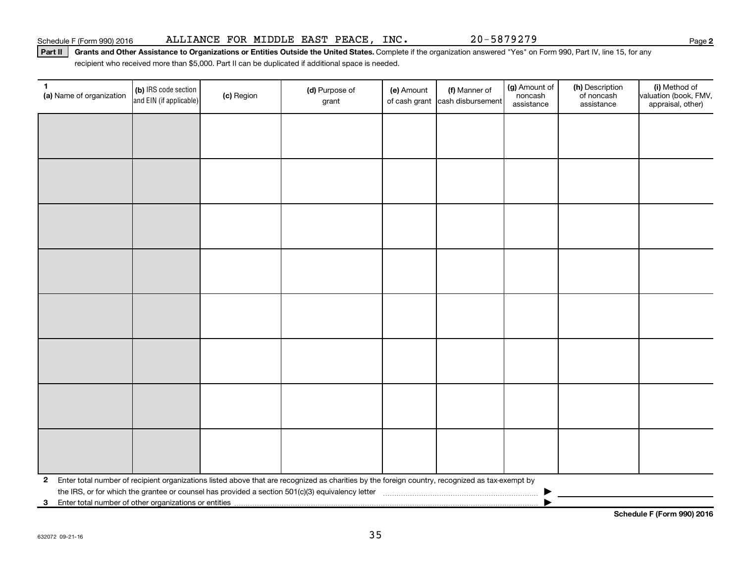Schedule F (Form 990) 2016 ALLIANCE FOR MIDDLE EAST PEACE, INC. 20-5879279

**Part II** **Grants and Other Assistance to Organizations or Entities Outside the United States.** Complete if the organization answered "Yes" on Form 990, Part IV, line 15, for any recipient who received more than $5,000. Part II can be duplicated if additional space is needed.

| 1 (a) Name of organization | (b) IRS code section and EIN (if applicable) | (c) Region | (d) Purpose of grant | (e) Amount of cash grant | (f) Manner of cash disbursement | (g) Amount of noncash assistance | (h) Description of noncash assistance | (i) Method of valuation (book, FMV, appraisal, other) |
|---|---|---|---|---|---|---|---|---|
| | | | | | | | | |
| | | | | | | | | |
| | | | | | | | | |
| | | | | | | | | |
| | | | | | | | | |
| | | | | | | | | |
| | | | | | | | | |
| | | | | | | | | |

**2** Enter total number of recipient organizations listed above that are recognized as charities by the foreign country, recognized as tax-exempt by the IRS, or for which the grantee or counsel has provided a section 501(c)(3) equivalency letter ▶

**3** Enter total number of other organizations or entities ▶

**Schedule F (Form 990) 2016**

632072 09-21-16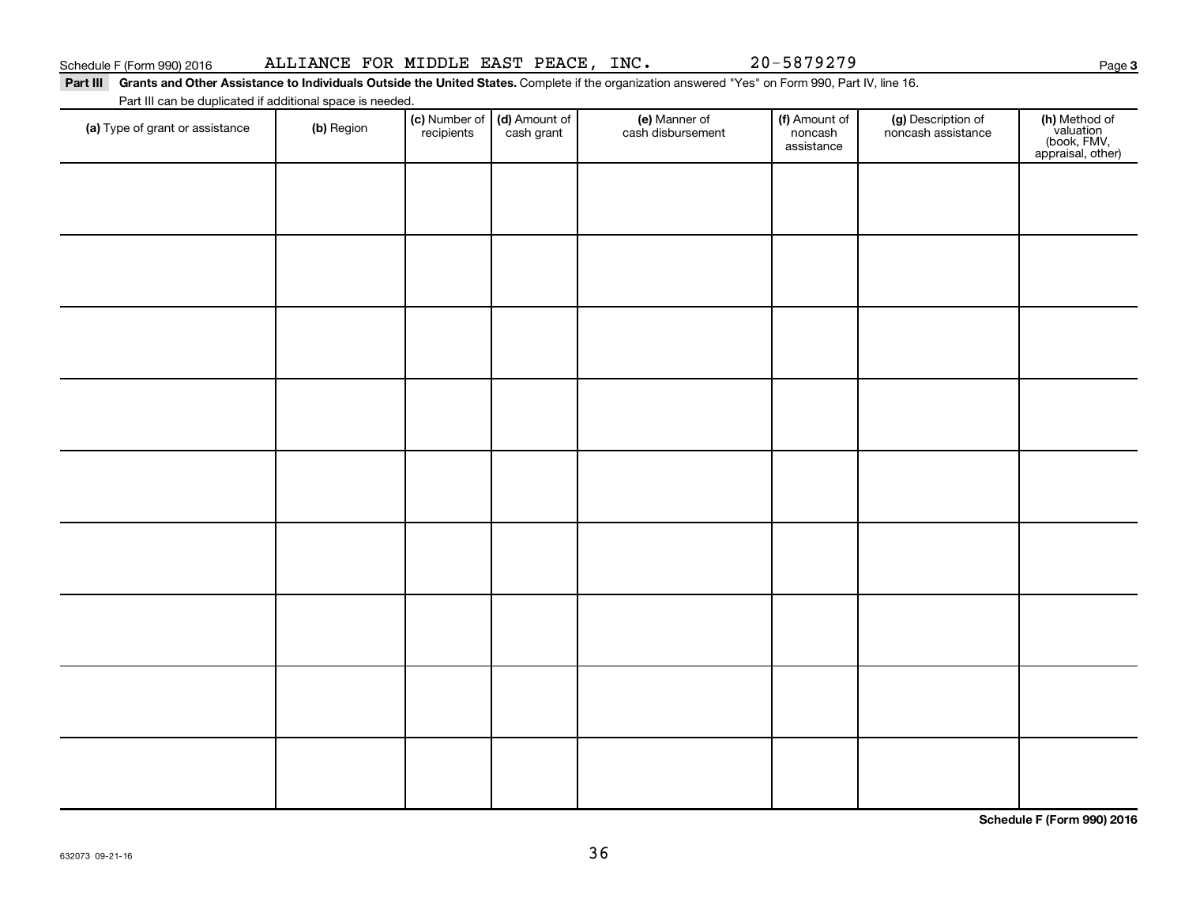Schedule F (Form 990) 2016 ALLIANCE FOR MIDDLE EAST PEACE, INC. 20-5879279

**Part III** **Grants and Other Assistance to Individuals Outside the United States.** Complete if the organization answered "Yes" on Form 990, Part IV, line 16.

Part III can be duplicated if additional space is needed.

| (a) Type of grant or assistance | (b) Region | (c) Number of recipients | (d) Amount of cash grant | (e) Manner of cash disbursement | (f) Amount of noncash assistance | (g) Description of noncash assistance | (h) Method of valuation (book, FMV, appraisal, other) |
|---|---|---|---|---|---|---|---|
| | | | | | | | |
| | | | | | | | |
| | | | | | | | |
| | | | | | | | |
| | | | | | | | |
| | | | | | | | |
| | | | | | | | |
| | | | | | | | |
| | | | | | | | |

**Schedule F (Form 990) 2016**

632073 09-21-16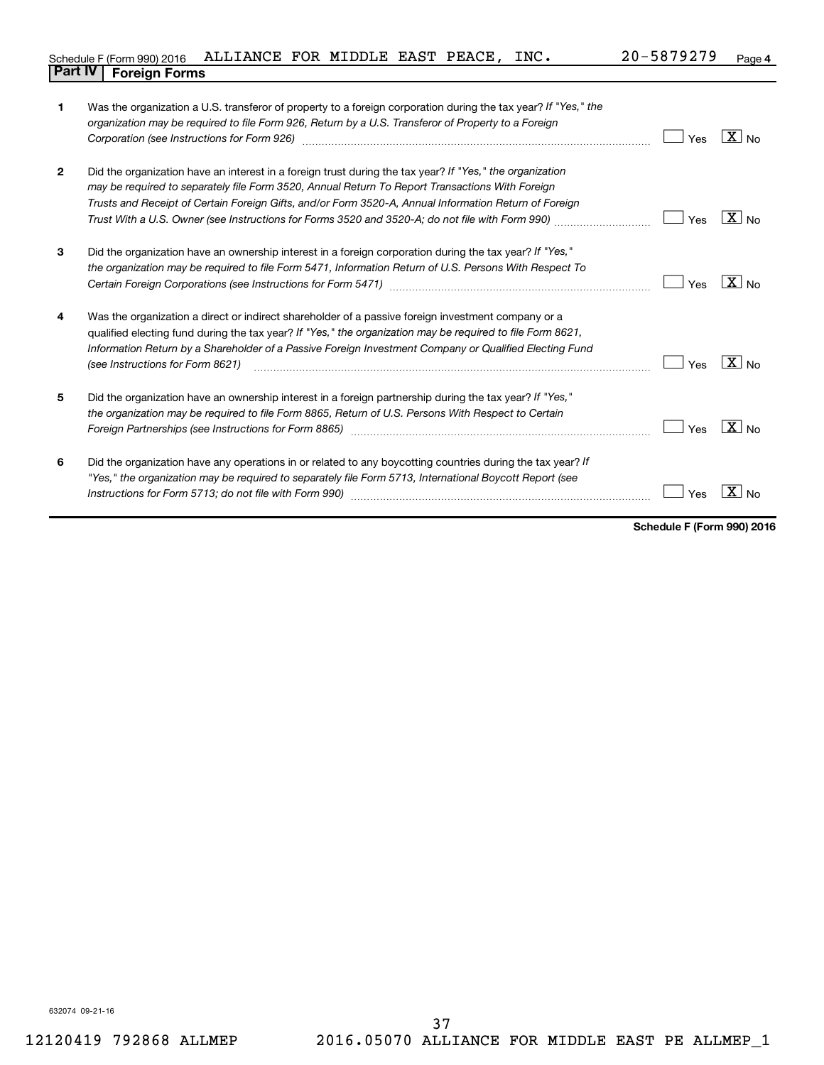Schedule F (Form 990) 2016 ALLIANCE FOR MIDDLE EAST PEACE, INC. 20-5879279

## Part IV Foreign Forms

| | | Yes | No |
|---|---|---|---|
| 1 | Was the organization a U.S. transferor of property to a foreign corporation during the tax year? *If "Yes," the organization may be required to file Form 926, Return by a U.S. Transferor of Property to a Foreign Corporation (see Instructions for Form 926)* | | X |
| 2 | Did the organization have an interest in a foreign trust during the tax year? *If "Yes," the organization may be required to separately file Form 3520, Annual Return To Report Transactions With Foreign Trusts and Receipt of Certain Foreign Gifts, and/or Form 3520-A, Annual Information Return of Foreign Trust With a U.S. Owner (see Instructions for Forms 3520 and 3520-A; do not file with Form 990)* | | X |
| 3 | Did the organization have an ownership interest in a foreign corporation during the tax year? *If "Yes," the organization may be required to file Form 5471, Information Return of U.S. Persons With Respect To Certain Foreign Corporations (see Instructions for Form 5471)* | | X |
| 4 | Was the organization a direct or indirect shareholder of a passive foreign investment company or a qualified electing fund during the tax year? *If "Yes," the organization may be required to file Form 8621, Information Return by a Shareholder of a Passive Foreign Investment Company or Qualified Electing Fund (see Instructions for Form 8621)* | | X |
| 5 | Did the organization have an ownership interest in a foreign partnership during the tax year? *If "Yes," the organization may be required to file Form 8865, Return of U.S. Persons With Respect to Certain Foreign Partnerships (see Instructions for Form 8865)* | | X |
| 6 | Did the organization have any operations in or related to any boycotting countries during the tax year? *If "Yes," the organization may be required to separately file Form 5713, International Boycott Report (see Instructions for Form 5713; do not file with Form 990)* | | X |

**Schedule F (Form 990) 2016**

632074 09-21-16

12120419 792868 ALLMEP 2016.05070 ALLIANCE FOR MIDDLE EAST PE ALLMEP_1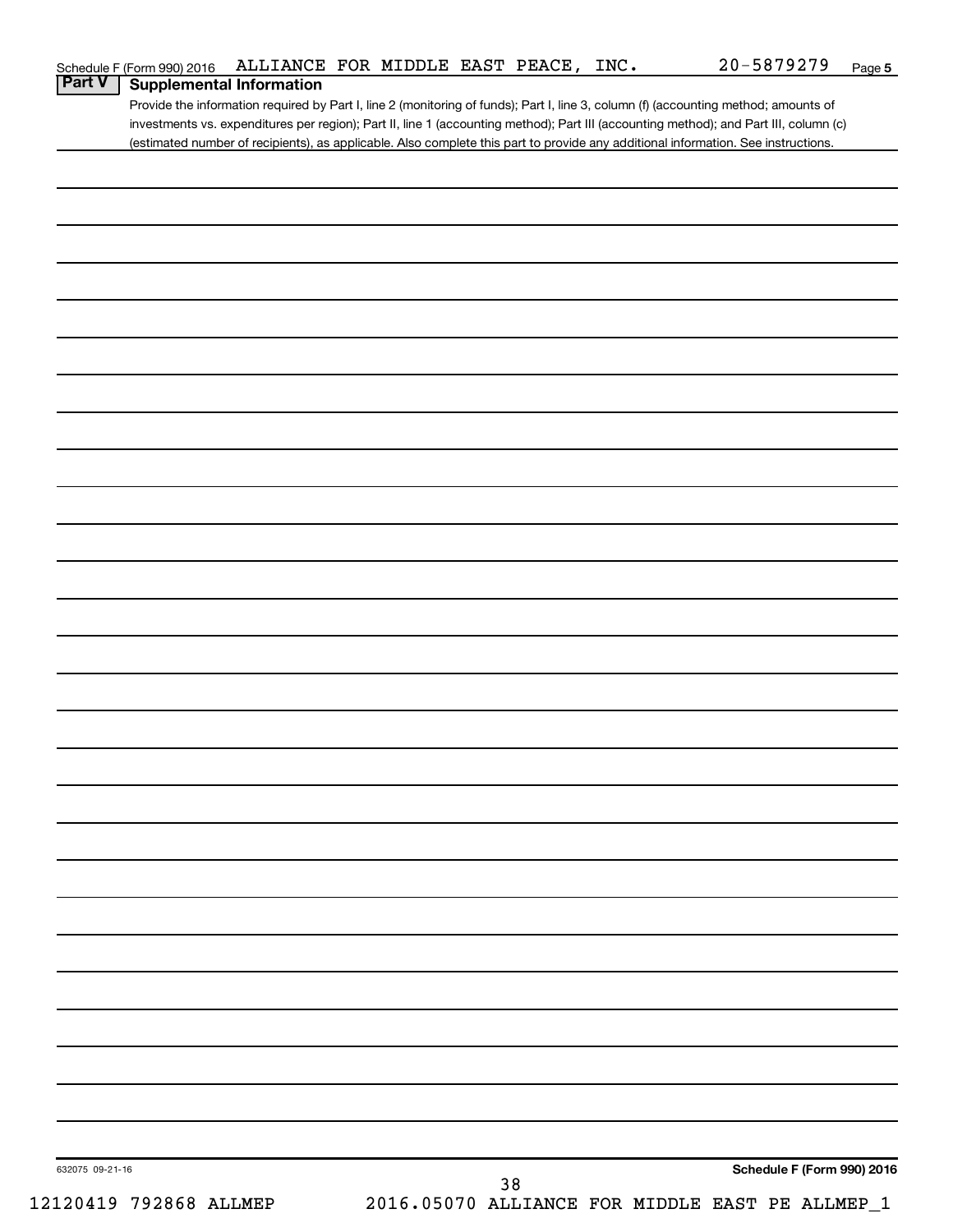Schedule F (Form 990) 2016 ALLIANCE FOR MIDDLE EAST PEACE, INC. 20-5879279 Page 5

## Part V Supplemental Information

Provide the information required by Part I, line 2 (monitoring of funds); Part I, line 3, column (f) (accounting method; amounts of investments vs. expenditures per region); Part II, line 1 (accounting method); Part III (accounting method); and Part III, column (c) (estimated number of recipients), as applicable. Also complete this part to provide any additional information. See instructions.

632075 09-21-16

**Schedule F (Form 990) 2016**

12120419 792868 ALLMEP 2016.05070 ALLIANCE FOR MIDDLE EAST PE ALLMEP_1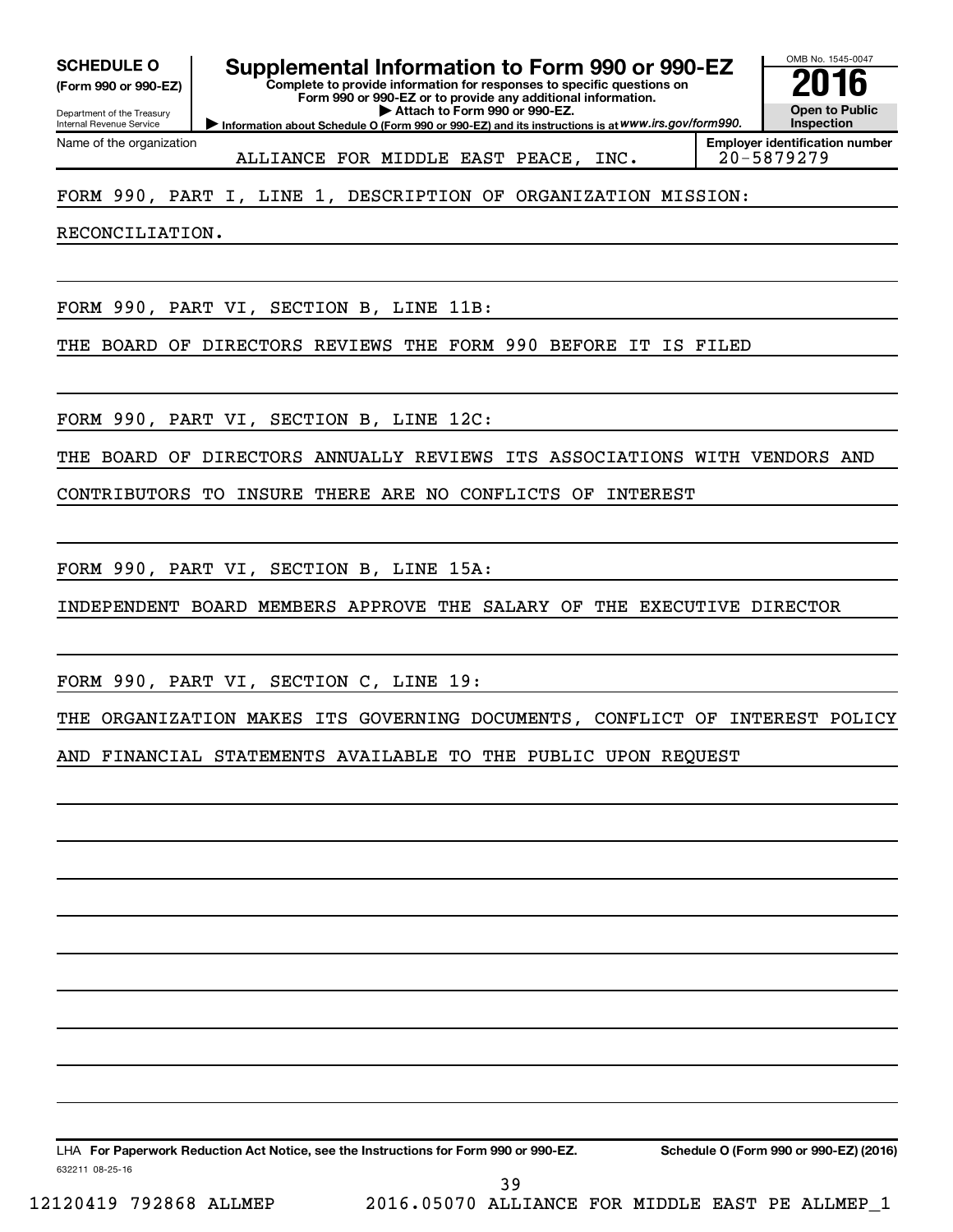**SCHEDULE O**
**(Form 990 or 990-EZ)**

Department of the Treasury
Internal Revenue Service

# Supplemental Information to Form 990 or 990-EZ

**Complete to provide information for responses to specific questions on Form 990 or 990-EZ or to provide any additional information.**
**▶ Attach to Form 990 or 990-EZ.**
▶ **Information about Schedule O (Form 990 or 990-EZ) and its instructions is at** *www.irs.gov/form990.*

OMB No. 1545-0047
**2016**
**Open to Public Inspection**

Name of the organization: ALLIANCE FOR MIDDLE EAST PEACE, INC.
**Employer identification number**: 20-5879279

FORM 990, PART I, LINE 1, DESCRIPTION OF ORGANIZATION MISSION:

RECONCILIATION.

FORM 990, PART VI, SECTION B, LINE 11B:

THE BOARD OF DIRECTORS REVIEWS THE FORM 990 BEFORE IT IS FILED

FORM 990, PART VI, SECTION B, LINE 12C:

THE BOARD OF DIRECTORS ANNUALLY REVIEWS ITS ASSOCIATIONS WITH VENDORS AND CONTRIBUTORS TO INSURE THERE ARE NO CONFLICTS OF INTEREST

FORM 990, PART VI, SECTION B, LINE 15A:

INDEPENDENT BOARD MEMBERS APPROVE THE SALARY OF THE EXECUTIVE DIRECTOR

FORM 990, PART VI, SECTION C, LINE 19:

THE ORGANIZATION MAKES ITS GOVERNING DOCUMENTS, CONFLICT OF INTEREST POLICY AND FINANCIAL STATEMENTS AVAILABLE TO THE PUBLIC UPON REQUEST

LHA **For Paperwork Reduction Act Notice, see the Instructions for Form 990 or 990-EZ.** **Schedule O (Form 990 or 990-EZ) (2016)**

632211 08-25-16

12120419 792868 ALLMEP 2016.05070 ALLIANCE FOR MIDDLE EAST PE ALLMEP_1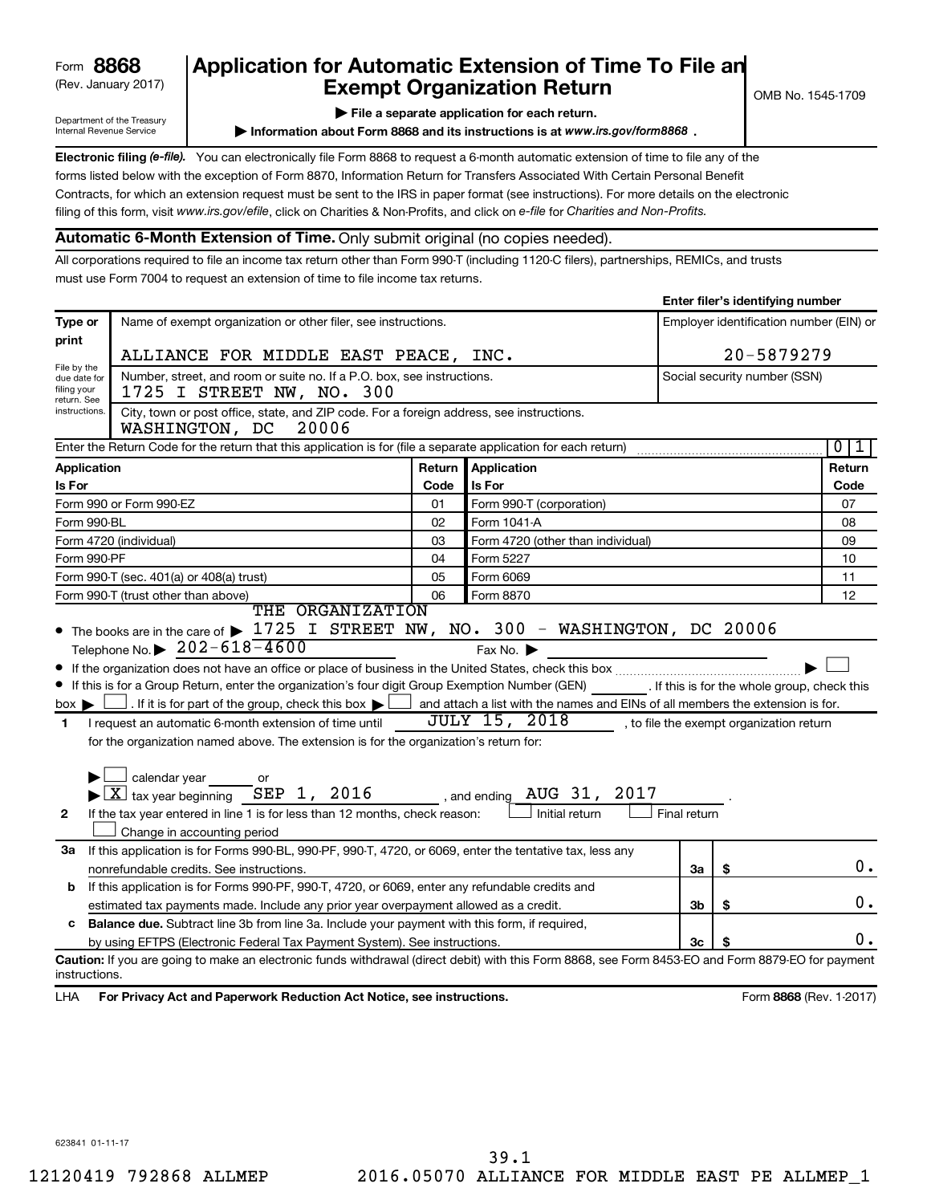Form **8868**
(Rev. January 2017)

Department of the Treasury
Internal Revenue Service

# Application for Automatic Extension of Time To File an Exempt Organization Return

OMB No. 1545-1709

▶ **File a separate application for each return.**

▶ **Information about Form 8868 and its instructions is at** *www.irs.gov/form8868* **.**

**Electronic filing** ***(e-file).*** You can electronically file Form 8868 to request a 6-month automatic extension of time to file any of the forms listed below with the exception of Form 8870, Information Return for Transfers Associated With Certain Personal Benefit Contracts, for which an extension request must be sent to the IRS in paper format (see instructions). For more details on the electronic filing of this form, visit *www.irs.gov/efile*, click on Charities & Non-Profits, and click on *e-file* for *Charities and Non-Profits.*

**Automatic 6-Month Extension of Time.** Only submit original (no copies needed).

All corporations required to file an income tax return other than Form 990-T (including 1120-C filers), partnerships, REMICs, and trusts must use Form 7004 to request an extension of time to file income tax returns.

**Enter filer's identifying number**

| Type or print | Name of exempt organization or other filer, see instructions. | Employer identification number (EIN) or |
|---|---|---|
| File by the due date for filing your return. See instructions. | ALLIANCE FOR MIDDLE EAST PEACE, INC. | 20-5879279 |
| | Number, street, and room or suite no. If a P.O. box, see instructions. 1725 I STREET NW, NO. 300 | Social security number (SSN) |
| | City, town or post office, state, and ZIP code. For a foreign address, see instructions. WASHINGTON, DC 20006 | |

Enter the Return Code for the return that this application is for (file a separate application for each return) .......... 0 1

| Application Is For | Return Code | Application Is For | Return Code |
|---|---|---|---|
| Form 990 or Form 990-EZ | 01 | Form 990-T (corporation) | 07 |
| Form 990-BL | 02 | Form 1041-A | 08 |
| Form 4720 (individual) | 03 | Form 4720 (other than individual) | 09 |
| Form 990-PF | 04 | Form 5227 | 10 |
| Form 990-T (sec. 401(a) or 408(a) trust) | 05 | Form 6069 | 11 |
| Form 990-T (trust other than above) | 06 | Form 8870 | 12 |

- The books are in the care of ▶ THE ORGANIZATION 1725 I STREET NW, NO. 300 - WASHINGTON, DC 20006
  Telephone No. ▶ 202-618-4600    Fax No. ▶
- If the organization does not have an office or place of business in the United States, check this box .......... ▶ ☐
- If this is for a Group Return, enter the organization's four digit Group Exemption Number (GEN) ______. If this is for the whole group, check this box ▶ ☐. If it is for part of the group, check this box ▶ ☐ and attach a list with the names and EINs of all members the extension is for.

**1** I request an automatic 6-month extension of time until JULY 15, 2018, to file the exempt organization return for the organization named above. The extension is for the organization's return for:

▶ ☐ calendar year ______ or
▶ ☒ tax year beginning SEP 1, 2016, and ending AUG 31, 2017.

**2** If the tax year entered in line 1 is for less than 12 months, check reason: ☐ Initial return ☐ Final return
☐ Change in accounting period

| | | | |
|---|---|---|---|
| **3a** | If this application is for Forms 990-BL, 990-PF, 990-T, 4720, or 6069, enter the tentative tax, less any nonrefundable credits. See instructions. | 3a | $ 0. |
| **b** | If this application is for Forms 990-PF, 990-T, 4720, or 6069, enter any refundable credits and estimated tax payments made. Include any prior year overpayment allowed as a credit. | 3b | $ 0. |
| **c** | **Balance due.** Subtract line 3b from line 3a. Include your payment with this form, if required, by using EFTPS (Electronic Federal Tax Payment System). See instructions. | 3c | $ 0. |

**Caution:** If you are going to make an electronic funds withdrawal (direct debit) with this Form 8868, see Form 8453-EO and Form 8879-EO for payment instructions.

LHA **For Privacy Act and Paperwork Reduction Act Notice, see instructions.** Form **8868** (Rev. 1-2017)

623841 01-11-17

39.1
12120419 792868 ALLMEP 2016.05070 ALLIANCE FOR MIDDLE EAST PE ALLMEP_1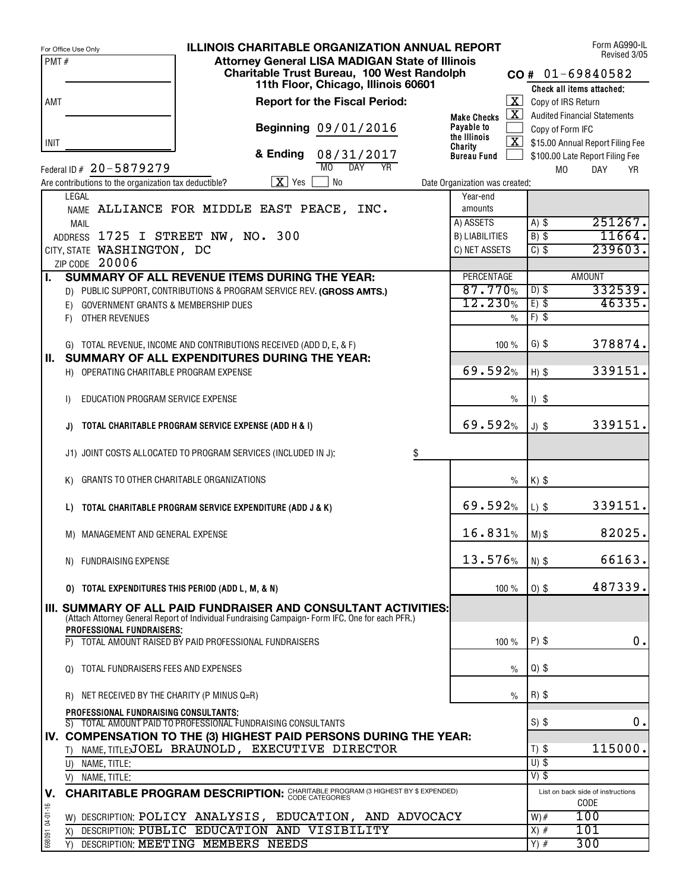For Office Use Only

PMT #

AMT

INIT

# ILLINOIS CHARITABLE ORGANIZATION ANNUAL REPORT

**Attorney General LISA MADIGAN State of Illinois**
**Charitable Trust Bureau, 100 West Randolph**
**11th Floor, Chicago, Illinois 60601**

Form AG990-IL
Revised 3/05

**CO #** 01-69840582

**Report for the Fiscal Period:**

**Beginning** 09/01/2016

**& Ending** 08/31/2017 (MO DAY YR)

Make Checks Payable to the Illinois Charity Bureau Fund

**Check all items attached:**

- [X] Copy of IRS Return
- [X] Audited Financial Statements
- [ ] Copy of Form IFC
- [X] $15.00 Annual Report Filing Fee
- [ ] $100.00 Late Report Filing Fee

Federal ID # 20-5879279

Are contributions to the organization tax deductible? [X] Yes [ ] No

Date Organization was created: MO DAY YR

LEGAL NAME ALLIANCE FOR MIDDLE EAST PEACE, INC.

MAIL ADDRESS 1725 I STREET NW, NO. 300

CITY, STATE WASHINGTON, DC

ZIP CODE 20006

| Year-end amounts | |
|---|---|
| A) ASSETS | A) $ 251267. |
| B) LIABILITIES | B) $ 11664. |
| C) NET ASSETS | C) $ 239603. |

| | | PERCENTAGE | AMOUNT |
|---|---|---|---|
| **I.** | **SUMMARY OF ALL REVENUE ITEMS DURING THE YEAR:** | | |
| | D) PUBLIC SUPPORT, CONTRIBUTIONS & PROGRAM SERVICE REV. **(GROSS AMTS.)** | 87.770% | D) $ 332539. |
| | E) GOVERNMENT GRANTS & MEMBERSHIP DUES | 12.230% | E) $ 46335. |
| | F) OTHER REVENUES | % | F) $ |
| | G) TOTAL REVENUE, INCOME AND CONTRIBUTIONS RECEIVED (ADD D, E, & F) | 100 % | G) $ 378874. |
| **II.** | **SUMMARY OF ALL EXPENDITURES DURING THE YEAR:** | | |
| | H) OPERATING CHARITABLE PROGRAM EXPENSE | 69.592% | H) $ 339151. |
| | I) EDUCATION PROGRAM SERVICE EXPENSE | % | I) $ |
| | **J) TOTAL CHARITABLE PROGRAM SERVICE EXPENSE (ADD H & I)** | 69.592% | J) $ 339151. |
| | J1) JOINT COSTS ALLOCATED TO PROGRAM SERVICES (INCLUDED IN J): $ | | |
| | K) GRANTS TO OTHER CHARITABLE ORGANIZATIONS | % | K) $ |
| | **L) TOTAL CHARITABLE PROGRAM SERVICE EXPENDITURE (ADD J & K)** | 69.592% | L) $ 339151. |
| | M) MANAGEMENT AND GENERAL EXPENSE | 16.831% | M) $ 82025. |
| | N) FUNDRAISING EXPENSE | 13.576% | N) $ 66163. |
| | **O) TOTAL EXPENDITURES THIS PERIOD (ADD L, M, & N)** | 100 % | O) $ 487339. |
| **III.** | **SUMMARY OF ALL PAID FUNDRAISER AND CONSULTANT ACTIVITIES:** (Attach Attorney General Report of Individual Fundraising Campaign- Form IFC. One for each PFR.) | | |
| | **PROFESSIONAL FUNDRAISERS:** P) TOTAL AMOUNT RAISED BY PAID PROFESSIONAL FUNDRAISERS | 100 % | P) $ 0. |
| | Q) TOTAL FUNDRAISERS FEES AND EXPENSES | % | Q) $ |
| | R) NET RECEIVED BY THE CHARITY (P MINUS Q=R) | % | R) $ |
| | **PROFESSIONAL FUNDRAISING CONSULTANTS:** S) TOTAL AMOUNT PAID TO PROFESSIONAL FUNDRAISING CONSULTANTS | | S) $ 0. |
| **IV.** | **COMPENSATION TO THE (3) HIGHEST PAID PERSONS DURING THE YEAR:** | | |
| | T) NAME, TITLE: JOEL BRAUNOLD, EXECUTIVE DIRECTOR | | T) $ 115000. |
| | U) NAME, TITLE: | | U) $ |
| | V) NAME, TITLE: | | V) $ |

**V. CHARITABLE PROGRAM DESCRIPTION:** CHARITABLE PROGRAM (3 HIGHEST BY $ EXPENDED) CODE CATEGORIES

| Description | CODE (List on back side of instructions) |
|---|---|
| W) DESCRIPTION: POLICY ANALYSIS, EDUCATION, AND ADVOCACY | W) # 100 |
| X) DESCRIPTION: PUBLIC EDUCATION AND VISIBILITY | X) # 101 |
| Y) DESCRIPTION: MEETING MEMBERS NEEDS | Y) # 300 |

698091 04-01-16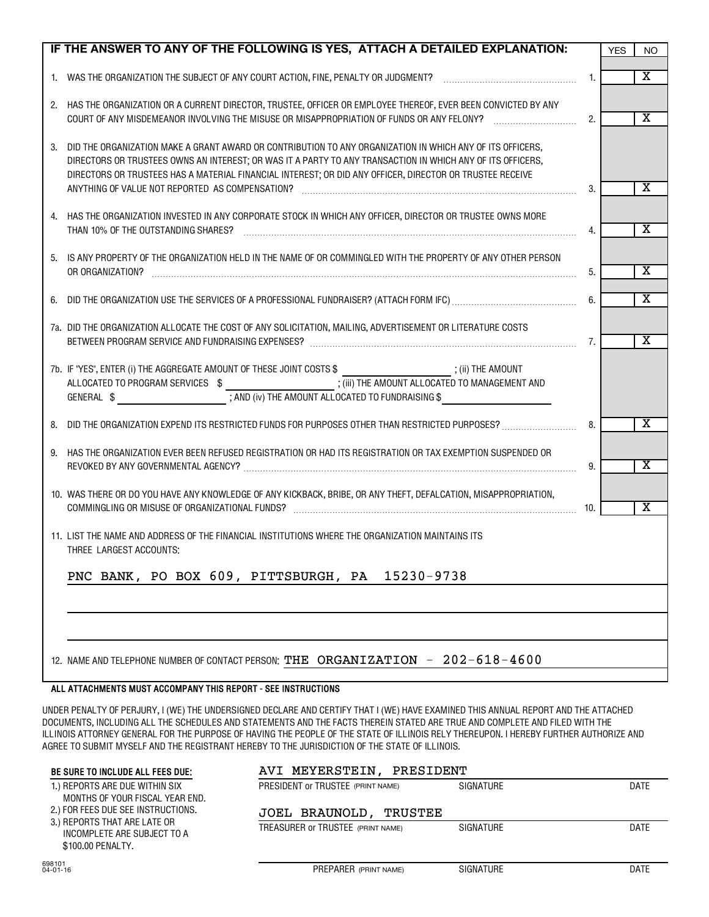| IF THE ANSWER TO ANY OF THE FOLLOWING IS YES, ATTACH A DETAILED EXPLANATION: | | YES | NO |
|---|---|---|---|
| 1. WAS THE ORGANIZATION THE SUBJECT OF ANY COURT ACTION, FINE, PENALTY OR JUDGMENT? | 1. | | X |
| 2. HAS THE ORGANIZATION OR A CURRENT DIRECTOR, TRUSTEE, OFFICER OR EMPLOYEE THEREOF, EVER BEEN CONVICTED BY ANY COURT OF ANY MISDEMEANOR INVOLVING THE MISUSE OR MISAPPROPRIATION OF FUNDS OR ANY FELONY? | 2. | | X |
| 3. DID THE ORGANIZATION MAKE A GRANT AWARD OR CONTRIBUTION TO ANY ORGANIZATION IN WHICH ANY OF ITS OFFICERS, DIRECTORS OR TRUSTEES OWNS AN INTEREST; OR WAS IT A PARTY TO ANY TRANSACTION IN WHICH ANY OF ITS OFFICERS, DIRECTORS OR TRUSTEES HAS A MATERIAL FINANCIAL INTEREST; OR DID ANY OFFICER, DIRECTOR OR TRUSTEE RECEIVE ANYTHING OF VALUE NOT REPORTED AS COMPENSATION? | 3. | | X |
| 4. HAS THE ORGANIZATION INVESTED IN ANY CORPORATE STOCK IN WHICH ANY OFFICER, DIRECTOR OR TRUSTEE OWNS MORE THAN 10% OF THE OUTSTANDING SHARES? | 4. | | X |
| 5. IS ANY PROPERTY OF THE ORGANIZATION HELD IN THE NAME OF OR COMMINGLED WITH THE PROPERTY OF ANY OTHER PERSON OR ORGANIZATION? | 5. | | X |
| 6. DID THE ORGANIZATION USE THE SERVICES OF A PROFESSIONAL FUNDRAISER? (ATTACH FORM IFC) | 6. | | X |
| 7a. DID THE ORGANIZATION ALLOCATE THE COST OF ANY SOLICITATION, MAILING, ADVERTISEMENT OR LITERATURE COSTS BETWEEN PROGRAM SERVICE AND FUNDRAISING EXPENSES? | 7. | | X |
| 7b. IF "YES", ENTER (i) THE AGGREGATE AMOUNT OF THESE JOINT COSTS $ ______ ; (ii) THE AMOUNT ALLOCATED TO PROGRAM SERVICES $ ______ ; (iii) THE AMOUNT ALLOCATED TO MANAGEMENT AND GENERAL $ ______ ; AND (iv) THE AMOUNT ALLOCATED TO FUNDRAISING $ ______ | | | |
| 8. DID THE ORGANIZATION EXPEND ITS RESTRICTED FUNDS FOR PURPOSES OTHER THAN RESTRICTED PURPOSES? | 8. | | X |
| 9. HAS THE ORGANIZATION EVER BEEN REFUSED REGISTRATION OR HAD ITS REGISTRATION OR TAX EXEMPTION SUSPENDED OR REVOKED BY ANY GOVERNMENTAL AGENCY? | 9. | | X |
| 10. WAS THERE OR DO YOU HAVE ANY KNOWLEDGE OF ANY KICKBACK, BRIBE, OR ANY THEFT, DEFALCATION, MISAPPROPRIATION, COMMINGLING OR MISUSE OF ORGANIZATIONAL FUNDS? | 10. | | X |

11. LIST THE NAME AND ADDRESS OF THE FINANCIAL INSTITUTIONS WHERE THE ORGANIZATION MAINTAINS ITS THREE LARGEST ACCOUNTS:

PNC BANK, PO BOX 609, PITTSBURGH, PA 15230-9738

12. NAME AND TELEPHONE NUMBER OF CONTACT PERSON: THE ORGANIZATION - 202-618-4600

**ALL ATTACHMENTS MUST ACCOMPANY THIS REPORT - SEE INSTRUCTIONS**

UNDER PENALTY OF PERJURY, I (WE) THE UNDERSIGNED DECLARE AND CERTIFY THAT I (WE) HAVE EXAMINED THIS ANNUAL REPORT AND THE ATTACHED DOCUMENTS, INCLUDING ALL THE SCHEDULES AND STATEMENTS AND THE FACTS THEREIN STATED ARE TRUE AND COMPLETE AND FILED WITH THE ILLINOIS ATTORNEY GENERAL FOR THE PURPOSE OF HAVING THE PEOPLE OF THE STATE OF ILLINOIS RELY THEREUPON. I HEREBY FURTHER AUTHORIZE AND AGREE TO SUBMIT MYSELF AND THE REGISTRANT HEREBY TO THE JURISDICTION OF THE STATE OF ILLINOIS.

**BE SURE TO INCLUDE ALL FEES DUE:**

1.) REPORTS ARE DUE WITHIN SIX MONTHS OF YOUR FISCAL YEAR END.
2.) FOR FEES DUE SEE INSTRUCTIONS.
3.) REPORTS THAT ARE LATE OR INCOMPLETE ARE SUBJECT TO A $100.00 PENALTY.

AVI MEYERSTEIN, PRESIDENT
PRESIDENT or TRUSTEE (PRINT NAME) — SIGNATURE — DATE

JOEL BRAUNOLD, TRUSTEE
TREASURER or TRUSTEE (PRINT NAME) — SIGNATURE — DATE

PREPARER (PRINT NAME) — SIGNATURE — DATE

698101
04-01-16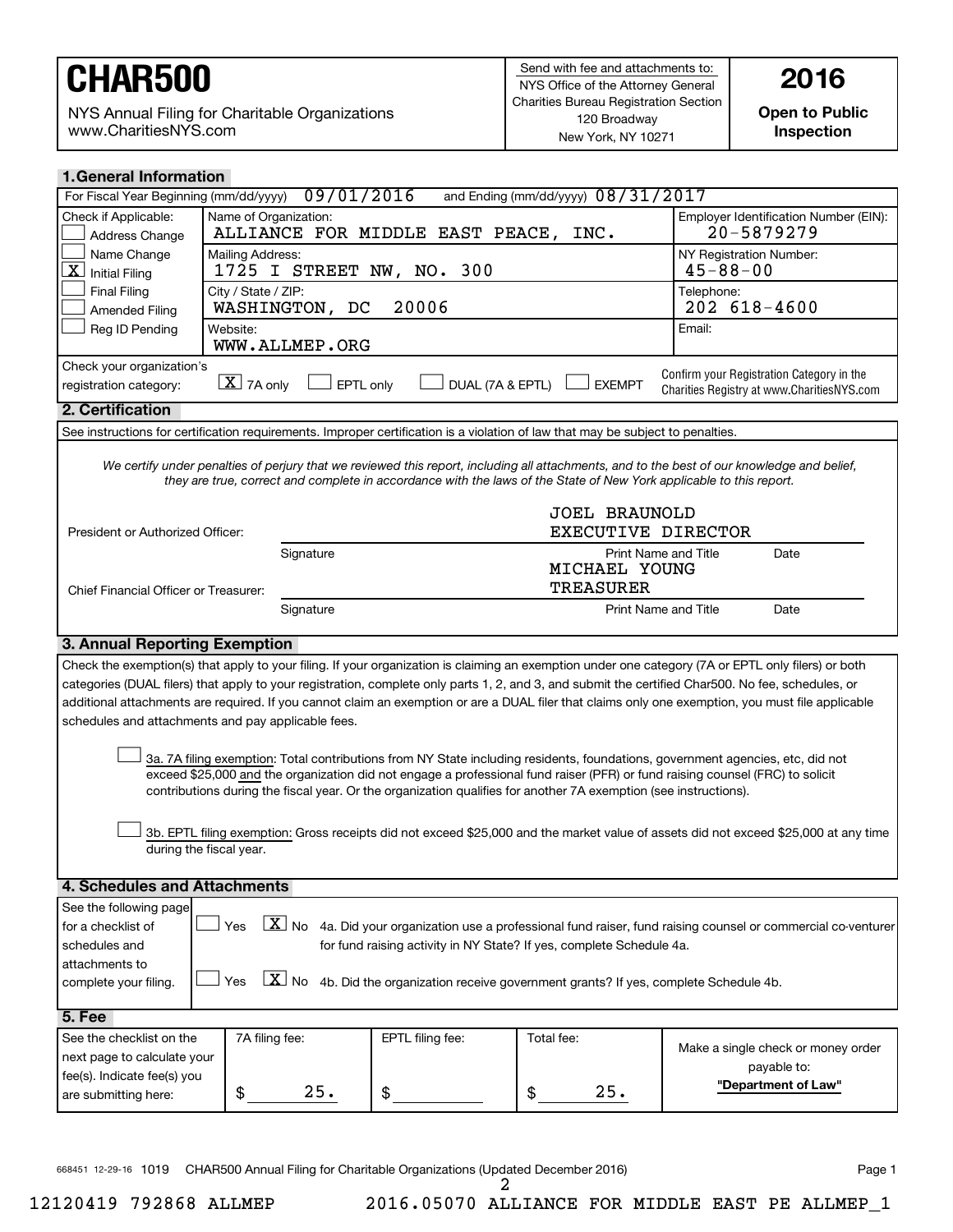# CHAR500

NYS Annual Filing for Charitable Organizations
www.CharitiesNYS.com

Send with fee and attachments to:
NYS Office of the Attorney General
Charities Bureau Registration Section
120 Broadway
New York, NY 10271

**2016**

**Open to Public Inspection**

## 1. General Information

For Fiscal Year Beginning (mm/dd/yyyy) 09/01/2016 and Ending (mm/dd/yyyy) 08/31/2017

| Check if Applicable: | | |
|---|---|---|
| ☐ Address Change | Name of Organization: ALLIANCE FOR MIDDLE EAST PEACE, INC. | Employer Identification Number (EIN): 20-5879279 |
| ☐ Name Change | Mailing Address: 1725 I STREET NW, NO. 300 | NY Registration Number: 45-88-00 |
| ☒ Initial Filing | | |
| ☐ Final Filing | City / State / ZIP: WASHINGTON, DC 20006 | Telephone: 202 618-4600 |
| ☐ Amended Filing | | |
| ☐ Reg ID Pending | Website: WWW.ALLMEP.ORG | Email: |

Check your organization's registration category: ☒ 7A only ☐ EPTL only ☐ DUAL (7A & EPTL) ☐ EXEMPT

Confirm your Registration Category in the Charities Registry at www.CharitiesNYS.com

## 2. Certification

See instructions for certification requirements. Improper certification is a violation of law that may be subject to penalties.

*We certify under penalties of perjury that we reviewed this report, including all attachments, and to the best of our knowledge and belief, they are true, correct and complete in accordance with the laws of the State of New York applicable to this report.*

President or Authorized Officer: ______ Signature — JOEL BRAUNOLD, EXECUTIVE DIRECTOR — Print Name and Title — Date

Chief Financial Officer or Treasurer: ______ Signature — MICHAEL YOUNG, TREASURER — Print Name and Title — Date

## 3. Annual Reporting Exemption

Check the exemption(s) that apply to your filing. If your organization is claiming an exemption under one category (7A or EPTL only filers) or both categories (DUAL filers) that apply to your registration, complete only parts 1, 2, and 3, and submit the certified Char500. No fee, schedules, or additional attachments are required. If you cannot claim an exemption or are a DUAL filer that claims only one exemption, you must file applicable schedules and attachments and pay applicable fees.

☐ 3a. 7A filing exemption: Total contributions from NY State including residents, foundations, government agencies, etc, did not exceed $25,000 and the organization did not engage a professional fund raiser (PFR) or fund raising counsel (FRC) to solicit contributions during the fiscal year. Or the organization qualifies for another 7A exemption (see instructions).

☐ 3b. EPTL filing exemption: Gross receipts did not exceed $25,000 and the market value of assets did not exceed $25,000 at any time during the fiscal year.

## 4. Schedules and Attachments

See the following page for a checklist of schedules and attachments to complete your filing.

☐ Yes ☒ No 4a. Did your organization use a professional fund raiser, fund raising counsel or commercial co-venturer for fund raising activity in NY State? If yes, complete Schedule 4a.

☐ Yes ☒ No 4b. Did the organization receive government grants? If yes, complete Schedule 4b.

## 5. Fee

| See the checklist on the next page to calculate your fee(s). Indicate fee(s) you are submitting here: | 7A filing fee: | EPTL filing fee: | Total fee: | Make a single check or money order payable to: |
|---|---|---|---|---|
| | $ 25. | $ | $ 25. | **"Department of Law"** |

668451 12-29-16 1019 CHAR500 Annual Filing for Charitable Organizations (Updated December 2016)

12120419 792868 ALLMEP 2016.05070 ALLIANCE FOR MIDDLE EAST PE ALLMEP_1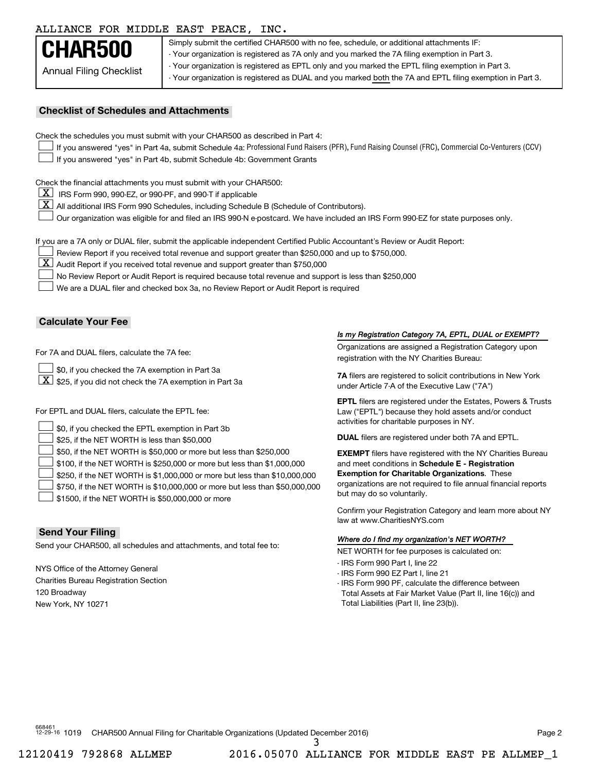ALLIANCE FOR MIDDLE EAST PEACE, INC.

# CHAR500

Annual Filing Checklist

Simply submit the certified CHAR500 with no fee, schedule, or additional attachments IF:
- Your organization is registered as 7A only and you marked the 7A filing exemption in Part 3.
- Your organization is registered as EPTL only and you marked the EPTL filing exemption in Part 3.
- Your organization is registered as DUAL and you marked both the 7A and EPTL filing exemption in Part 3.

## Checklist of Schedules and Attachments

Check the schedules you must submit with your CHAR500 as described in Part 4:

☐ If you answered "yes" in Part 4a, submit Schedule 4a: Professional Fund Raisers (PFR), Fund Raising Counsel (FRC), Commercial Co-Venturers (CCV)
☐ If you answered "yes" in Part 4b, submit Schedule 4b: Government Grants

Check the financial attachments you must submit with your CHAR500:

☒ IRS Form 990, 990-EZ, or 990-PF, and 990-T if applicable
☒ All additional IRS Form 990 Schedules, including Schedule B (Schedule of Contributors).
☐ Our organization was eligible for and filed an IRS 990-N e-postcard. We have included an IRS Form 990-EZ for state purposes only.

If you are a 7A only or DUAL filer, submit the applicable independent Certified Public Accountant's Review or Audit Report:

☐ Review Report if you received total revenue and support greater than $250,000 and up to $750,000.
☒ Audit Report if you received total revenue and support greater than $750,000
☐ No Review Report or Audit Report is required because total revenue and support is less than $250,000
☐ We are a DUAL filer and checked box 3a, no Review Report or Audit Report is required

## Calculate Your Fee

For 7A and DUAL filers, calculate the 7A fee:

☐ $0, if you checked the 7A exemption in Part 3a
☒ $25, if you did not check the 7A exemption in Part 3a

For EPTL and DUAL filers, calculate the EPTL fee:

☐ $0, if you checked the EPTL exemption in Part 3b
☐ $25, if the NET WORTH is less than $50,000
☐ $50, if the NET WORTH is $50,000 or more but less than $250,000
☐ $100, if the NET WORTH is $250,000 or more but less than $1,000,000
☐ $250, if the NET WORTH is $1,000,000 or more but less than $10,000,000
☐ $750, if the NET WORTH is $10,000,000 or more but less than $50,000,000
☐ $1500, if the NET WORTH is $50,000,000 or more

## Send Your Filing

Send your CHAR500, all schedules and attachments, and total fee to:

NYS Office of the Attorney General
Charities Bureau Registration Section
120 Broadway
New York, NY 10271

***Is my Registration Category 7A, EPTL, DUAL or EXEMPT?***

Organizations are assigned a Registration Category upon registration with the NY Charities Bureau:

**7A** filers are registered to solicit contributions in New York under Article 7-A of the Executive Law ("7A")

**EPTL** filers are registered under the Estates, Powers & Trusts Law ("EPTL") because they hold assets and/or conduct activities for charitable purposes in NY.

**DUAL** filers are registered under both 7A and EPTL.

**EXEMPT** filers have registered with the NY Charities Bureau and meet conditions in **Schedule E - Registration Exemption for Charitable Organizations**. These organizations are not required to file annual financial reports but may do so voluntarily.

Confirm your Registration Category and learn more about NY law at www.CharitiesNYS.com

***Where do I find my organization's NET WORTH?***

NET WORTH for fee purposes is calculated on:
- IRS Form 990 Part I, line 22
- IRS Form 990 EZ Part I, line 21
- IRS Form 990 PF, calculate the difference between Total Assets at Fair Market Value (Part II, line 16(c)) and Total Liabilities (Part II, line 23(b)).

668461 12-29-16 1019 CHAR500 Annual Filing for Charitable Organizations (Updated December 2016)

12120419 792868 ALLMEP 2016.05070 ALLIANCE FOR MIDDLE EAST PE ALLMEP_1